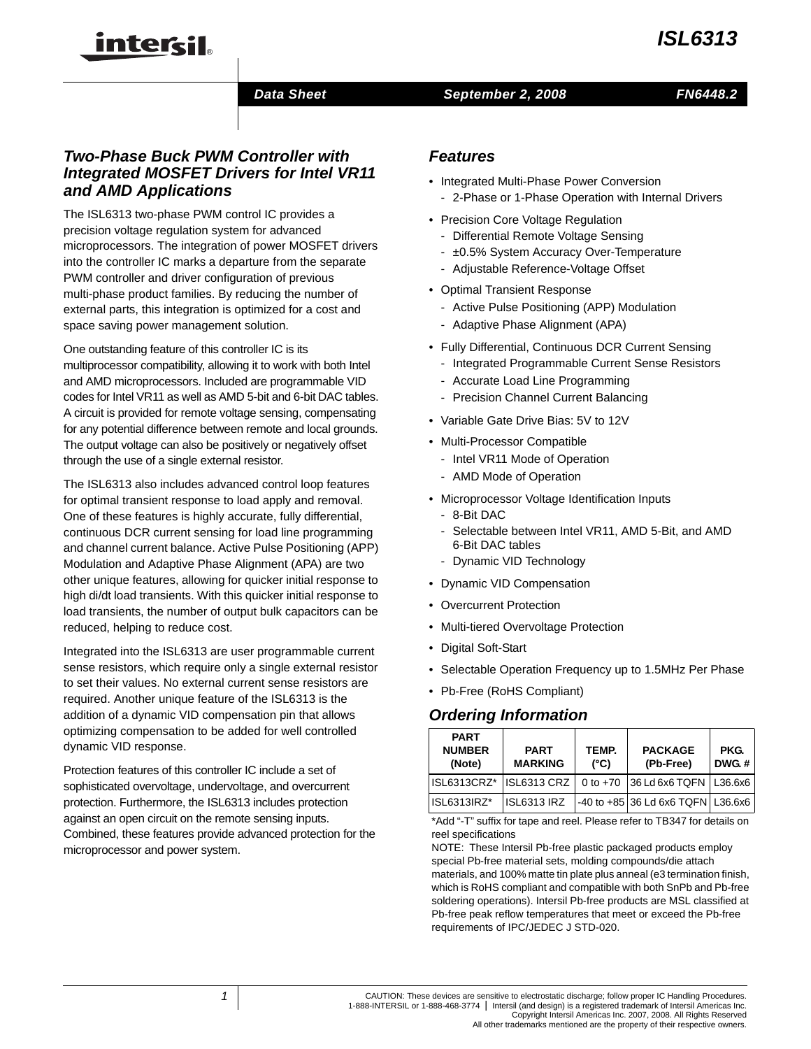# ISL6313

Data Sheet — September 2, 2008 — FN6448.2

## Two-Phase Buck PWM Controller with Integrated MOSFET Drivers for Intel VR11 and AMD Applications

The ISL6313 two-phase PWM control IC provides a precision voltage regulation system for advanced microprocessors. The integration of power MOSFET drivers into the controller IC marks a departure from the separate PWM controller and driver configuration of previous multi-phase product families. By reducing the number of external parts, this integration is optimized for a cost and space saving power management solution.

One outstanding feature of this controller IC is its multiprocessor compatibility, allowing it to work with both Intel and AMD microprocessors. Included are programmable VID codes for Intel VR11 as well as AMD 5-bit and 6-bit DAC tables. A circuit is provided for remote voltage sensing, compensating for any potential difference between remote and local grounds. The output voltage can also be positively or negatively offset through the use of a single external resistor.

The ISL6313 also includes advanced control loop features for optimal transient response to load apply and removal. One of these features is highly accurate, fully differential, continuous DCR current sensing for load line programming and channel current balance. Active Pulse Positioning (APP) Modulation and Adaptive Phase Alignment (APA) are two other unique features, allowing for quicker initial response to high di/dt load transients. With this quicker initial response to load transients, the number of output bulk capacitors can be reduced, helping to reduce cost.

Integrated into the ISL6313 are user programmable current sense resistors, which require only a single external resistor to set their values. No external current sense resistors are required. Another unique feature of the ISL6313 is the addition of a dynamic VID compensation pin that allows optimizing compensation to be added for well controlled dynamic VID response.

Protection features of this controller IC include a set of sophisticated overvoltage, undervoltage, and overcurrent protection. Furthermore, the ISL6313 includes protection against an open circuit on the remote sensing inputs. Combined, these features provide advanced protection for the microprocessor and power system.

## Features

- Integrated Multi-Phase Power Conversion
  - 2-Phase or 1-Phase Operation with Internal Drivers
- Precision Core Voltage Regulation
  - Differential Remote Voltage Sensing
  - ±0.5% System Accuracy Over-Temperature
  - Adjustable Reference-Voltage Offset
- Optimal Transient Response
  - Active Pulse Positioning (APP) Modulation
  - Adaptive Phase Alignment (APA)
- Fully Differential, Continuous DCR Current Sensing
  - Integrated Programmable Current Sense Resistors
  - Accurate Load Line Programming
  - Precision Channel Current Balancing
- Variable Gate Drive Bias: 5V to 12V
- Multi-Processor Compatible
  - Intel VR11 Mode of Operation
  - AMD Mode of Operation
- Microprocessor Voltage Identification Inputs
  - 8-Bit DAC
  - Selectable between Intel VR11, AMD 5-Bit, and AMD 6-Bit DAC tables
  - Dynamic VID Technology
- Dynamic VID Compensation
- Overcurrent Protection
- Multi-tiered Overvoltage Protection
- Digital Soft-Start
- Selectable Operation Frequency up to 1.5MHz Per Phase
- Pb-Free (RoHS Compliant)

## Ordering Information

| PART NUMBER (Note) | PART MARKING | TEMP. (°C) | PACKAGE (Pb-Free) | PKG. DWG. # |
|---|---|---|---|---|
| ISL6313CRZ* | ISL6313 CRZ | 0 to +70 | 36 Ld 6x6 TQFN | L36.6x6 |
| ISL6313IRZ* | ISL6313 IRZ | -40 to +85 | 36 Ld 6x6 TQFN | L36.6x6 |

*Add "-T" suffix for tape and reel. Please refer to TB347 for details on reel specifications

NOTE: These Intersil Pb-free plastic packaged products employ special Pb-free material sets, molding compounds/die attach materials, and 100% matte tin plate plus anneal (e3 termination finish, which is RoHS compliant and compatible with both SnPb and Pb-free soldering operations). Intersil Pb-free products are MSL classified at Pb-free peak reflow temperatures that meet or exceed the Pb-free requirements of IPC/JEDEC J STD-020.

CAUTION: These devices are sensitive to electrostatic discharge; follow proper IC Handling Procedures.
1-888-INTERSIL or 1-888-468-3774 | Intersil (and design) is a registered trademark of Intersil Americas Inc.
Copyright Intersil Americas Inc. 2007, 2008. All Rights Reserved
All other trademarks mentioned are the property of their respective owners.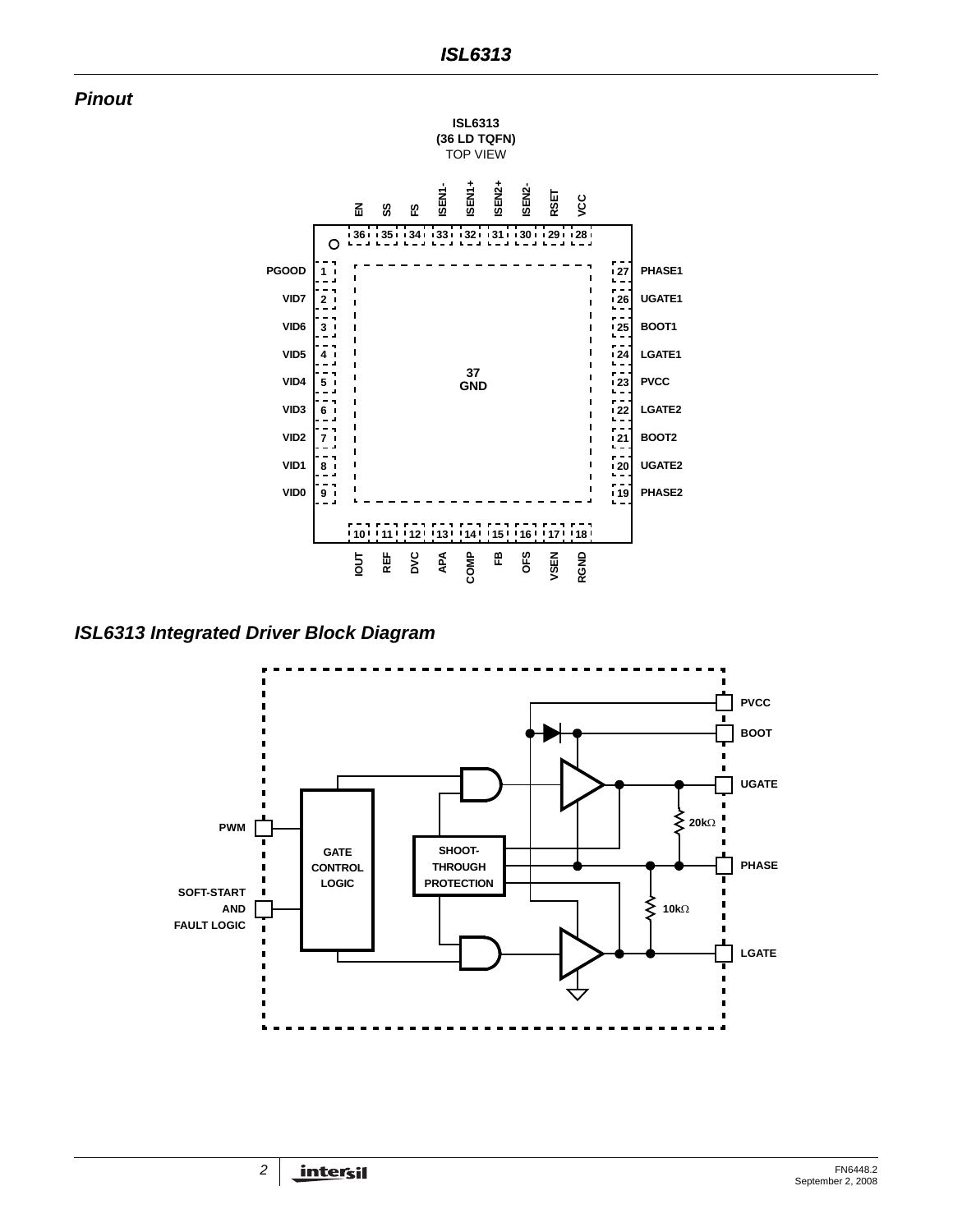## Pinout

ISL6313
(36 LD TQFN)
TOP VIEW

36 EN
35 SS
34 FS
33 ISEN1-
32 ISEN1+
31 ISEN2+
30 ISEN2-
29 RSET
28 VCC

1 PGOOD
2 VID7
3 VID6
4 VID5
5 VID4
6 VID3
7 VID2
8 VID1
9 VID0

37 GND

27 PHASE1
26 UGATE1
25 BOOT1
24 LGATE1
23 PVCC
22 LGATE2
21 BOOT2
20 UGATE2
19 PHASE2

10 IOUT
11 REF
12 DVC
13 APA
14 COMP
15 FB
16 OFS
17 VSEN
18 RGND

## ISL6313 Integrated Driver Block Diagram

PVCC
BOOT
UGATE
20kΩ
PWM
GATE CONTROL LOGIC
SHOOT-THROUGH PROTECTION
PHASE
SOFT-START AND FAULT LOGIC
10kΩ
LGATE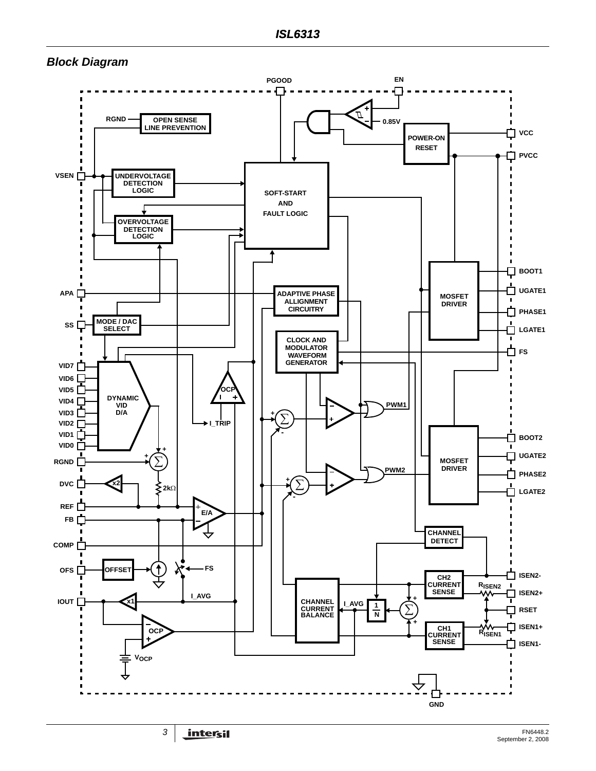## Block Diagram

PGOOD
EN
RGND
OPEN SENSE LINE PREVENTION
0.85V
POWER-ON RESET
VCC
PVCC
VSEN
UNDERVOLTAGE DETECTION LOGIC
SOFT-START AND FAULT LOGIC
OVERVOLTAGE DETECTION LOGIC
BOOT1
UGATE1
APA
ADAPTIVE PHASE ALLIGNMENT CIRCUITRY
MOSFET DRIVER
PHASE1
SS
MODE / DAC SELECT
LGATE1
CLOCK AND MODULATOR WAVEFORM GENERATOR
FS
VID7
VID6
VID5
VID4
VID3
VID2
VID1
VID0
DYNAMIC VID D/A
OCP
I_TRIP
PWM1
BOOT2
RGND
MOSFET DRIVER
UGATE2
PWM2
PHASE2
DVC
x2
2kΩ
LGATE2
REF
E/A
FB
CHANNEL DETECT
COMP
OFS
OFFSET
FS
ISEN2-
CH2 CURRENT SENSE
$R_{ISEN2}$
ISEN2+
I_AVG
IOUT
x1
CHANNEL CURRENT BALANCE
I_AVG
1/N
RSET
OCP
CH1 CURRENT SENSE
ISEN1+
$R_{ISEN1}$
ISEN1-
$V_{OCP}$
GND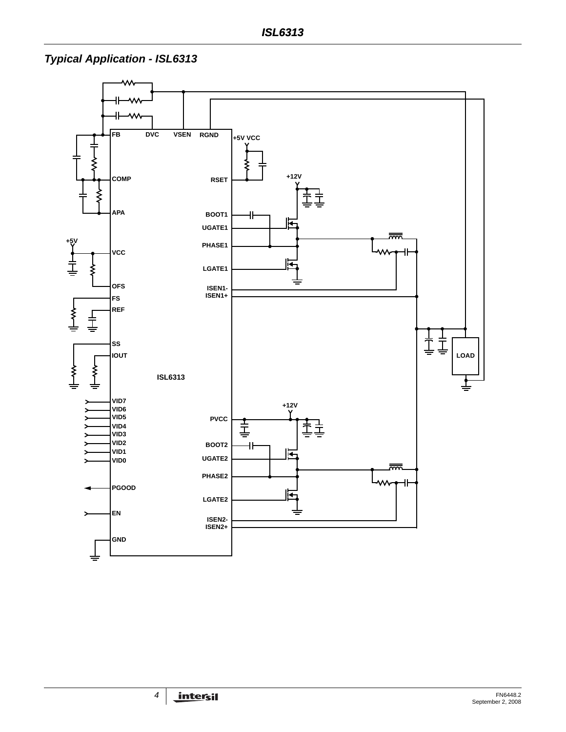## Typical Application - ISL6313

FB DVC VSEN RGND

+5V VCC

COMP RSET

+12V

APA BOOT1

UGATE1

+5V

PHASE1

VCC

LGATE1

OFS

ISEN1-

FS

ISEN1+

REF

SS

LOAD

IOUT

ISL6313

VID7

VID6

+12V

VID5

PVCC

VID4

VID3

VID2

BOOT2

VID1

UGATE2

VID0

PHASE2

PGOOD

LGATE2

EN

ISEN2-

ISEN2+

GND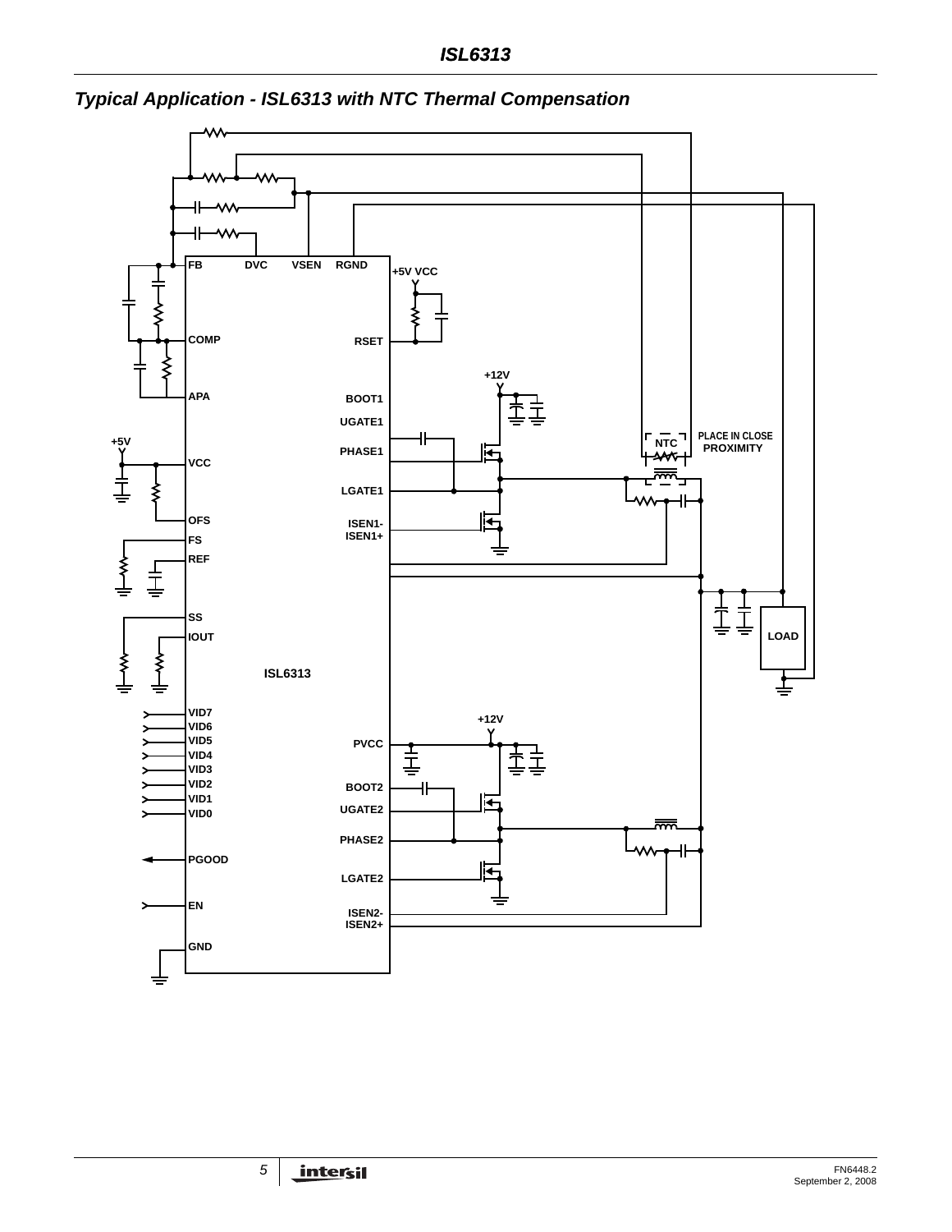## Typical Application - ISL6313 with NTC Thermal Compensation

FB
DVC
VSEN
RGND
+5V VCC
COMP
RSET
APA
+12V
BOOT1
UGATE1
PHASE1
+5V
VCC
NTC
PLACE IN CLOSE PROXIMITY
LGATE1
OFS
ISEN1-
ISEN1+
FS
REF
SS
IOUT
LOAD
ISL6313
VID7
VID6
VID5
VID4
VID3
VID2
VID1
VID0
+12V
PVCC
BOOT2
UGATE2
PHASE2
PGOOD
LGATE2
EN
ISEN2-
ISEN2+
GND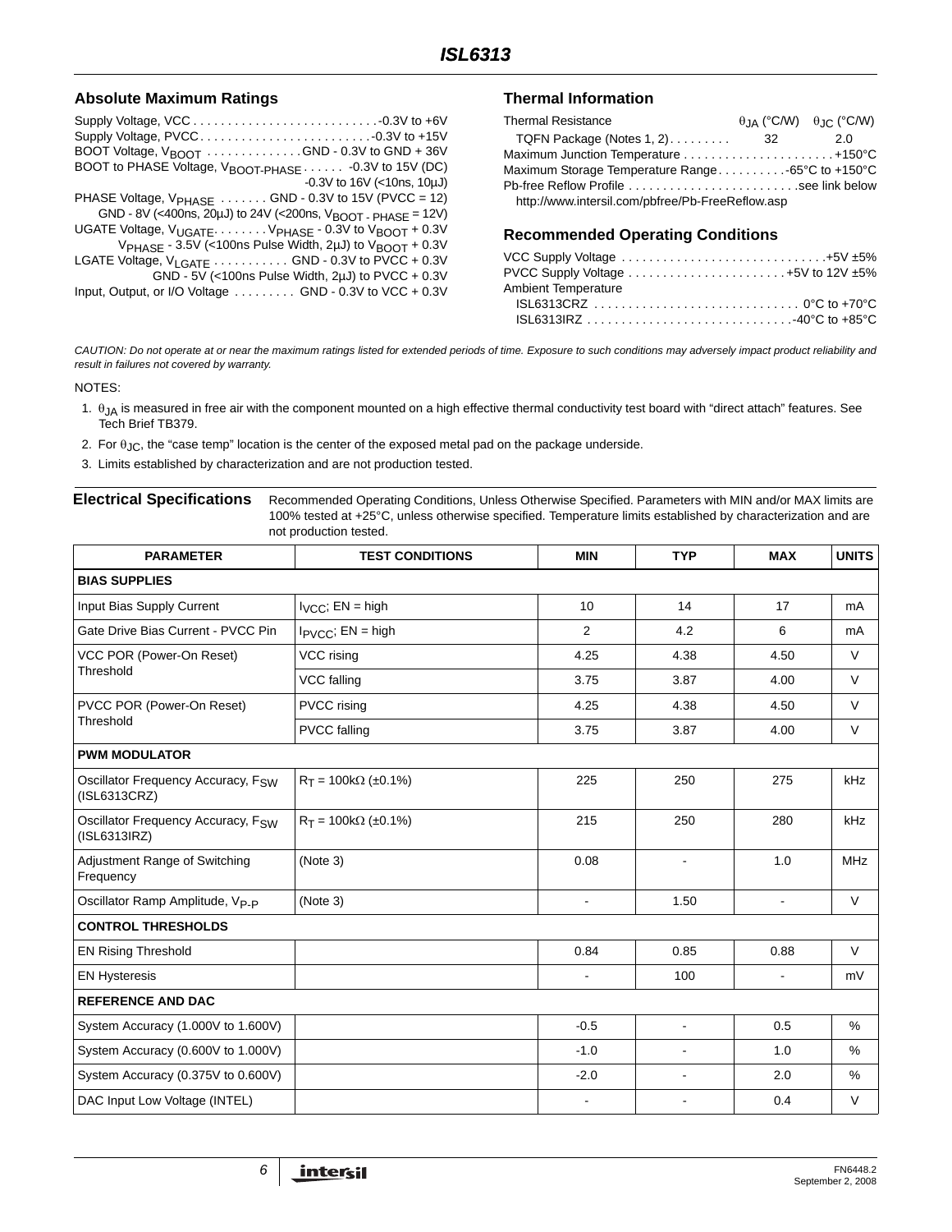## Absolute Maximum Ratings

Supply Voltage, VCC . . . . . . . . . . . . . . . . . . . . . . . . . . -0.3V to +6V
Supply Voltage, PVCC . . . . . . . . . . . . . . . . . . . . . . . . -0.3V to +15V
BOOT Voltage, $V_{BOOT}$ . . . . . . . . . . . . . GND - 0.3V to GND + 36V
BOOT to PHASE Voltage, $V_{BOOT-PHASE}$ . . . . . . -0.3V to 15V (DC)
-0.3V to 16V (<10ns, 10µJ)
PHASE Voltage, $V_{PHASE}$ . . . . . . . GND - 0.3V to 15V (PVCC = 12)
GND - 8V (<400ns, 20µJ) to 24V (<200ns, $V_{BOOT - PHASE}$ = 12V)
UGATE Voltage, $V_{UGATE}$. . . . . . . . $V_{PHASE}$ - 0.3V to $V_{BOOT}$ + 0.3V
$V_{PHASE}$ - 3.5V (<100ns Pulse Width, 2µJ) to $V_{BOOT}$ + 0.3V
LGATE Voltage, $V_{LGATE}$ . . . . . . . . . . . GND - 0.3V to PVCC + 0.3V
GND - 5V (<100ns Pulse Width, 2µJ) to PVCC + 0.3V
Input, Output, or I/O Voltage . . . . . . . . . GND - 0.3V to VCC + 0.3V

## Thermal Information

| Thermal Resistance | $\theta_{JA}$ (°C/W) | $\theta_{JC}$ (°C/W) |
|---|---|---|
| TQFN Package (Notes 1, 2) | 32 | 2.0 |

Maximum Junction Temperature . . . . . . . . . . . . . . . . . . . . . . +150°C
Maximum Storage Temperature Range . . . . . . . . . . -65°C to +150°C
Pb-free Reflow Profile . . . . . . . . . . . . . . . . . . . . . . . . .see link below
http://www.intersil.com/pbfree/Pb-FreeReflow.asp

## Recommended Operating Conditions

VCC Supply Voltage . . . . . . . . . . . . . . . . . . . . . . . . . . . . . +5V ±5%
PVCC Supply Voltage . . . . . . . . . . . . . . . . . . . . . . . +5V to 12V ±5%
Ambient Temperature
ISL6313CRZ . . . . . . . . . . . . . . . . . . . . . . . . . . . . . 0°C to +70°C
ISL6313IRZ . . . . . . . . . . . . . . . . . . . . . . . . . . . . . -40°C to +85°C

*CAUTION: Do not operate at or near the maximum ratings listed for extended periods of time. Exposure to such conditions may adversely impact product reliability and result in failures not covered by warranty.*

NOTES:

1. $\theta_{JA}$ is measured in free air with the component mounted on a high effective thermal conductivity test board with "direct attach" features. See Tech Brief TB379.
2. For $\theta_{JC}$, the "case temp" location is the center of the exposed metal pad on the package underside.
3. Limits established by characterization and are not production tested.

**Electrical Specifications** Recommended Operating Conditions, Unless Otherwise Specified. Parameters with MIN and/or MAX limits are 100% tested at +25°C, unless otherwise specified. Temperature limits established by characterization and are not production tested.

| PARAMETER | TEST CONDITIONS | MIN | TYP | MAX | UNITS |
|---|---|---|---|---|---|
| **BIAS SUPPLIES** | | | | | |
| Input Bias Supply Current | $I_{VCC}$; EN = high | 10 | 14 | 17 | mA |
| Gate Drive Bias Current - PVCC Pin | $I_{PVCC}$; EN = high | 2 | 4.2 | 6 | mA |
| VCC POR (Power-On Reset) Threshold | VCC rising | 4.25 | 4.38 | 4.50 | V |
| | VCC falling | 3.75 | 3.87 | 4.00 | V |
| PVCC POR (Power-On Reset) Threshold | PVCC rising | 4.25 | 4.38 | 4.50 | V |
| | PVCC falling | 3.75 | 3.87 | 4.00 | V |
| **PWM MODULATOR** | | | | | |
| Oscillator Frequency Accuracy, $F_{SW}$ (ISL6313CRZ) | $R_T$ = 100kΩ (±0.1%) | 225 | 250 | 275 | kHz |
| Oscillator Frequency Accuracy, $F_{SW}$ (ISL6313IRZ) | $R_T$ = 100kΩ (±0.1%) | 215 | 250 | 280 | kHz |
| Adjustment Range of Switching Frequency | (Note 3) | 0.08 | - | 1.0 | MHz |
| Oscillator Ramp Amplitude, $V_{P-P}$ | (Note 3) | - | 1.50 | - | V |
| **CONTROL THRESHOLDS** | | | | | |
| EN Rising Threshold | | 0.84 | 0.85 | 0.88 | V |
| EN Hysteresis | | - | 100 | - | mV |
| **REFERENCE AND DAC** | | | | | |
| System Accuracy (1.000V to 1.600V) | | -0.5 | - | 0.5 | % |
| System Accuracy (0.600V to 1.000V) | | -1.0 | - | 1.0 | % |
| System Accuracy (0.375V to 0.600V) | | -2.0 | - | 2.0 | % |
| DAC Input Low Voltage (INTEL) | | - | - | 0.4 | V |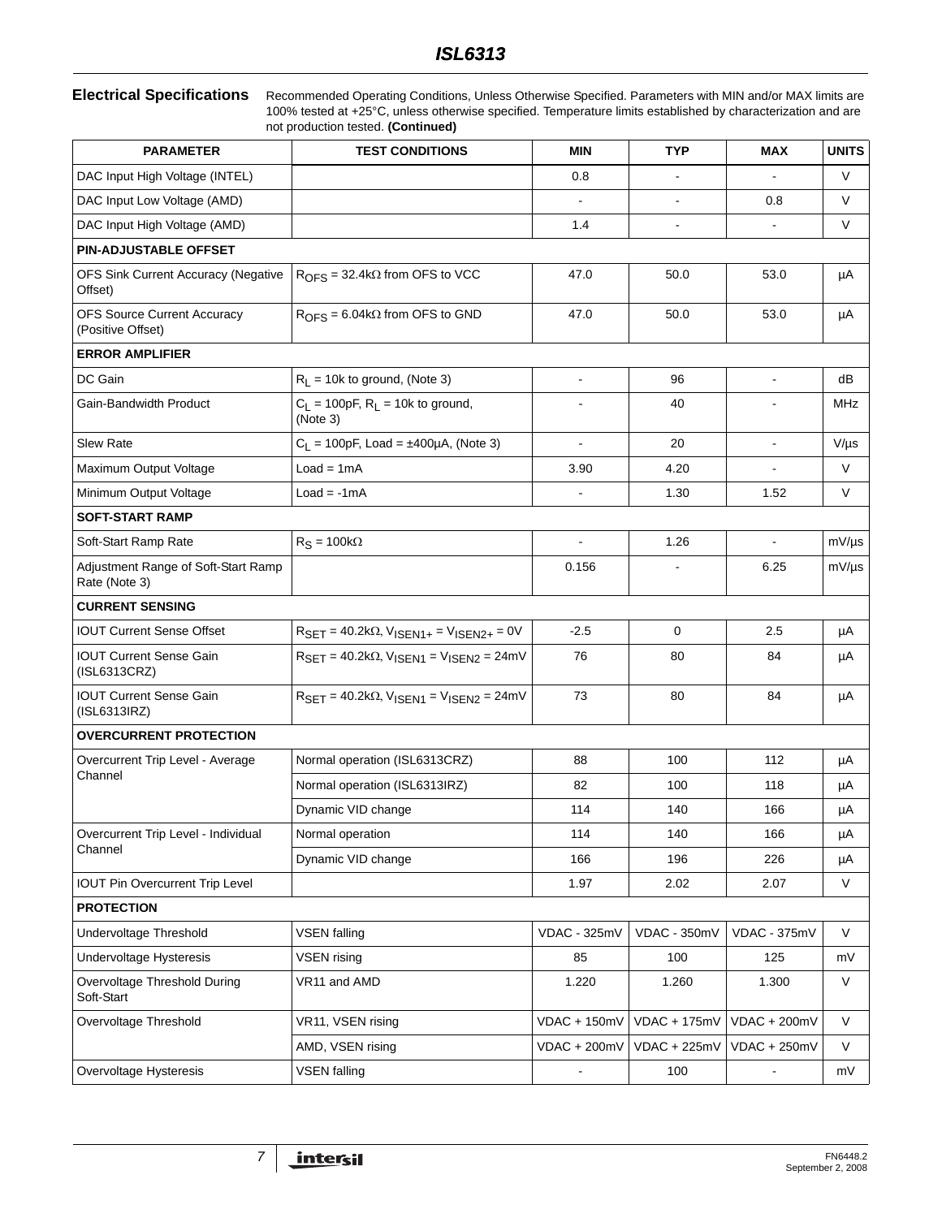**Electrical Specifications** Recommended Operating Conditions, Unless Otherwise Specified. Parameters with MIN and/or MAX limits are 100% tested at +25°C, unless otherwise specified. Temperature limits established by characterization and are not production tested. **(Continued)**

| PARAMETER | TEST CONDITIONS | MIN | TYP | MAX | UNITS |
|---|---|---|---|---|---|
| DAC Input High Voltage (INTEL) | | 0.8 | - | - | V |
| DAC Input Low Voltage (AMD) | | - | - | 0.8 | V |
| DAC Input High Voltage (AMD) | | 1.4 | - | - | V |
| **PIN-ADJUSTABLE OFFSET** | | | | | |
| OFS Sink Current Accuracy (Negative Offset) | $R_{OFS}$ = 32.4kΩ from OFS to VCC | 47.0 | 50.0 | 53.0 | µA |
| OFS Source Current Accuracy (Positive Offset) | $R_{OFS}$ = 6.04kΩ from OFS to GND | 47.0 | 50.0 | 53.0 | µA |
| **ERROR AMPLIFIER** | | | | | |
| DC Gain | $R_L$ = 10k to ground, (Note 3) | - | 96 | - | dB |
| Gain-Bandwidth Product | $C_L$ = 100pF, $R_L$ = 10k to ground, (Note 3) | - | 40 | - | MHz |
| Slew Rate | $C_L$ = 100pF, Load = ±400µA, (Note 3) | - | 20 | - | V/µs |
| Maximum Output Voltage | Load = 1mA | 3.90 | 4.20 | - | V |
| Minimum Output Voltage | Load = -1mA | - | 1.30 | 1.52 | V |
| **SOFT-START RAMP** | | | | | |
| Soft-Start Ramp Rate | $R_S$ = 100kΩ | - | 1.26 | - | mV/µs |
| Adjustment Range of Soft-Start Ramp Rate (Note 3) | | 0.156 | - | 6.25 | mV/µs |
| **CURRENT SENSING** | | | | | |
| IOUT Current Sense Offset | $R_{SET}$ = 40.2kΩ, $V_{ISEN1+}$ = $V_{ISEN2+}$ = 0V | -2.5 | 0 | 2.5 | µA |
| IOUT Current Sense Gain (ISL6313CRZ) | $R_{SET}$ = 40.2kΩ, $V_{ISEN1}$ = $V_{ISEN2}$ = 24mV | 76 | 80 | 84 | µA |
| IOUT Current Sense Gain (ISL6313IRZ) | $R_{SET}$ = 40.2kΩ, $V_{ISEN1}$ = $V_{ISEN2}$ = 24mV | 73 | 80 | 84 | µA |
| **OVERCURRENT PROTECTION** | | | | | |
| Overcurrent Trip Level - Average Channel | Normal operation (ISL6313CRZ) | 88 | 100 | 112 | µA |
| | Normal operation (ISL6313IRZ) | 82 | 100 | 118 | µA |
| | Dynamic VID change | 114 | 140 | 166 | µA |
| Overcurrent Trip Level - Individual Channel | Normal operation | 114 | 140 | 166 | µA |
| | Dynamic VID change | 166 | 196 | 226 | µA |
| IOUT Pin Overcurrent Trip Level | | 1.97 | 2.02 | 2.07 | V |
| **PROTECTION** | | | | | |
| Undervoltage Threshold | VSEN falling | VDAC - 325mV | VDAC - 350mV | VDAC - 375mV | V |
| Undervoltage Hysteresis | VSEN rising | 85 | 100 | 125 | mV |
| Overvoltage Threshold During Soft-Start | VR11 and AMD | 1.220 | 1.260 | 1.300 | V |
| Overvoltage Threshold | VR11, VSEN rising | VDAC + 150mV | VDAC + 175mV | VDAC + 200mV | V |
| | AMD, VSEN rising | VDAC + 200mV | VDAC + 225mV | VDAC + 250mV | V |
| Overvoltage Hysteresis | VSEN falling | - | 100 | - | mV |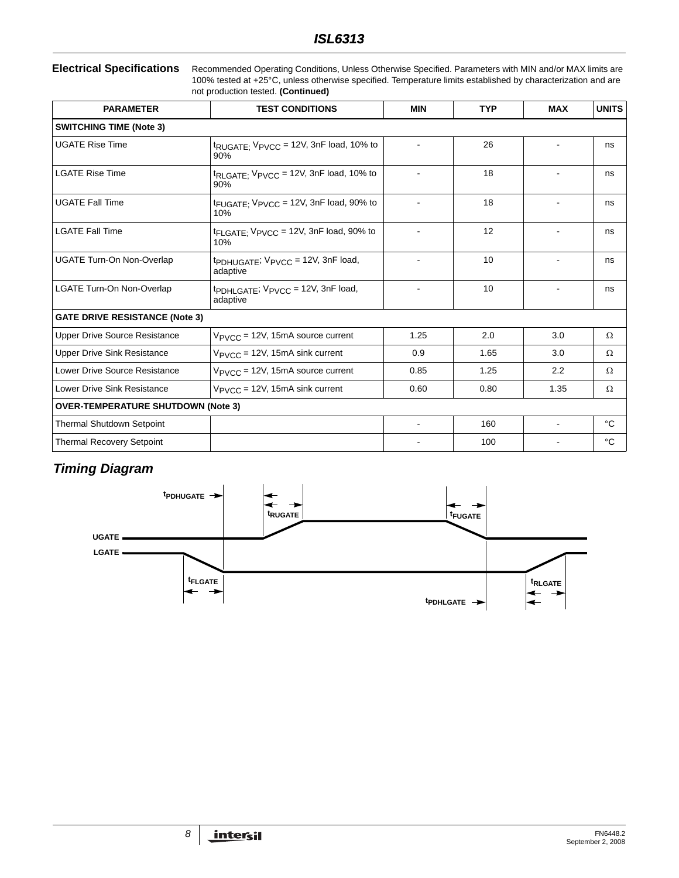**Electrical Specifications** Recommended Operating Conditions, Unless Otherwise Specified. Parameters with MIN and/or MAX limits are 100% tested at +25°C, unless otherwise specified. Temperature limits established by characterization and are not production tested. **(Continued)**

| PARAMETER | TEST CONDITIONS | MIN | TYP | MAX | UNITS |
|---|---|---|---|---|---|
| **SWITCHING TIME (Note 3)** | | | | | |
| UGATE Rise Time | $t_{RUGATE}$; $V_{PVCC}$ = 12V, 3nF load, 10% to 90% | - | 26 | - | ns |
| LGATE Rise Time | $t_{RLGATE}$; $V_{PVCC}$ = 12V, 3nF load, 10% to 90% | - | 18 | - | ns |
| UGATE Fall Time | $t_{FUGATE}$; $V_{PVCC}$ = 12V, 3nF load, 90% to 10% | - | 18 | - | ns |
| LGATE Fall Time | $t_{FLGATE}$; $V_{PVCC}$ = 12V, 3nF load, 90% to 10% | - | 12 | - | ns |
| UGATE Turn-On Non-Overlap | $t_{PDHUGATE}$; $V_{PVCC}$ = 12V, 3nF load, adaptive | - | 10 | - | ns |
| LGATE Turn-On Non-Overlap | $t_{PDHLGATE}$; $V_{PVCC}$ = 12V, 3nF load, adaptive | - | 10 | - | ns |
| **GATE DRIVE RESISTANCE (Note 3)** | | | | | |
| Upper Drive Source Resistance | $V_{PVCC}$ = 12V, 15mA source current | 1.25 | 2.0 | 3.0 | Ω |
| Upper Drive Sink Resistance | $V_{PVCC}$ = 12V, 15mA sink current | 0.9 | 1.65 | 3.0 | Ω |
| Lower Drive Source Resistance | $V_{PVCC}$ = 12V, 15mA source current | 0.85 | 1.25 | 2.2 | Ω |
| Lower Drive Sink Resistance | $V_{PVCC}$ = 12V, 15mA sink current | 0.60 | 0.80 | 1.35 | Ω |
| **OVER-TEMPERATURE SHUTDOWN (Note 3)** | | | | | |
| Thermal Shutdown Setpoint | | - | 160 | - | °C |
| Thermal Recovery Setpoint | | - | 100 | - | °C |

## Timing Diagram

$t_{PDHUGATE}$

$t_{RUGATE}$

$t_{FUGATE}$

UGATE

LGATE

$t_{FLGATE}$

$t_{RLGATE}$

$t_{PDHLGATE}$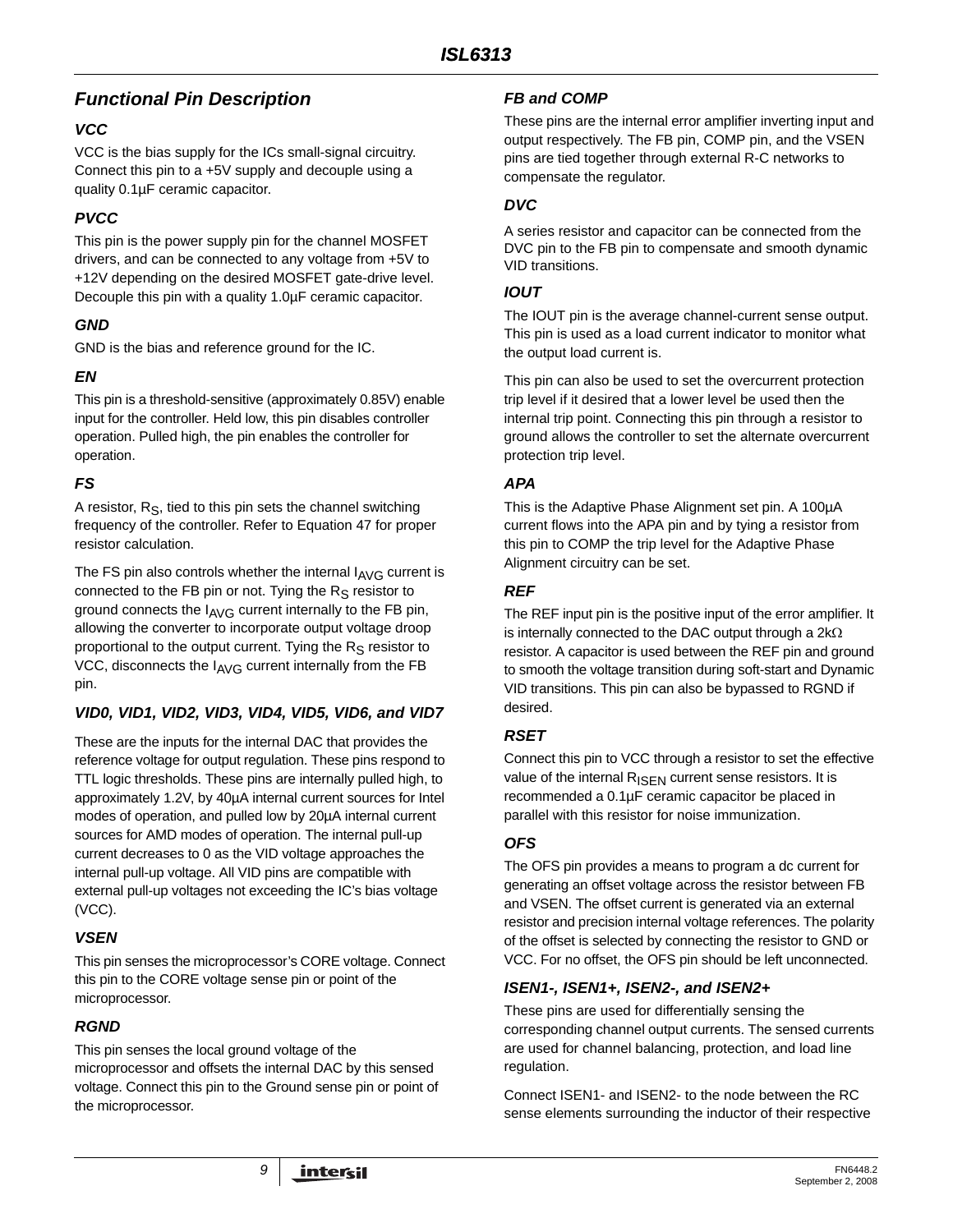## Functional Pin Description

### VCC

VCC is the bias supply for the ICs small-signal circuitry. Connect this pin to a +5V supply and decouple using a quality 0.1µF ceramic capacitor.

### PVCC

This pin is the power supply pin for the channel MOSFET drivers, and can be connected to any voltage from +5V to +12V depending on the desired MOSFET gate-drive level. Decouple this pin with a quality 1.0µF ceramic capacitor.

### GND

GND is the bias and reference ground for the IC.

### EN

This pin is a threshold-sensitive (approximately 0.85V) enable input for the controller. Held low, this pin disables controller operation. Pulled high, the pin enables the controller for operation.

### FS

A resistor, $R_S$, tied to this pin sets the channel switching frequency of the controller. Refer to Equation 47 for proper resistor calculation.

The FS pin also controls whether the internal $I_{AVG}$ current is connected to the FB pin or not. Tying the $R_S$ resistor to ground connects the $I_{AVG}$ current internally to the FB pin, allowing the converter to incorporate output voltage droop proportional to the output current. Tying the $R_S$ resistor to VCC, disconnects the $I_{AVG}$ current internally from the FB pin.

### VID0, VID1, VID2, VID3, VID4, VID5, VID6, and VID7

These are the inputs for the internal DAC that provides the reference voltage for output regulation. These pins respond to TTL logic thresholds. These pins are internally pulled high, to approximately 1.2V, by 40µA internal current sources for Intel modes of operation, and pulled low by 20µA internal current sources for AMD modes of operation. The internal pull-up current decreases to 0 as the VID voltage approaches the internal pull-up voltage. All VID pins are compatible with external pull-up voltages not exceeding the IC's bias voltage (VCC).

### VSEN

This pin senses the microprocessor's CORE voltage. Connect this pin to the CORE voltage sense pin or point of the microprocessor.

### RGND

This pin senses the local ground voltage of the microprocessor and offsets the internal DAC by this sensed voltage. Connect this pin to the Ground sense pin or point of the microprocessor.

### FB and COMP

These pins are the internal error amplifier inverting input and output respectively. The FB pin, COMP pin, and the VSEN pins are tied together through external R-C networks to compensate the regulator.

### DVC

A series resistor and capacitor can be connected from the DVC pin to the FB pin to compensate and smooth dynamic VID transitions.

### IOUT

The IOUT pin is the average channel-current sense output. This pin is used as a load current indicator to monitor what the output load current is.

This pin can also be used to set the overcurrent protection trip level if it desired that a lower level be used then the internal trip point. Connecting this pin through a resistor to ground allows the controller to set the alternate overcurrent protection trip level.

### APA

This is the Adaptive Phase Alignment set pin. A 100µA current flows into the APA pin and by tying a resistor from this pin to COMP the trip level for the Adaptive Phase Alignment circuitry can be set.

### REF

The REF input pin is the positive input of the error amplifier. It is internally connected to the DAC output through a 2kΩ resistor. A capacitor is used between the REF pin and ground to smooth the voltage transition during soft-start and Dynamic VID transitions. This pin can also be bypassed to RGND if desired.

### RSET

Connect this pin to VCC through a resistor to set the effective value of the internal $R_{ISEN}$ current sense resistors. It is recommended a 0.1µF ceramic capacitor be placed in parallel with this resistor for noise immunization.

### OFS

The OFS pin provides a means to program a dc current for generating an offset voltage across the resistor between FB and VSEN. The offset current is generated via an external resistor and precision internal voltage references. The polarity of the offset is selected by connecting the resistor to GND or VCC. For no offset, the OFS pin should be left unconnected.

### ISEN1-, ISEN1+, ISEN2-, and ISEN2+

These pins are used for differentially sensing the corresponding channel output currents. The sensed currents are used for channel balancing, protection, and load line regulation.

Connect ISEN1- and ISEN2- to the node between the RC sense elements surrounding the inductor of their respective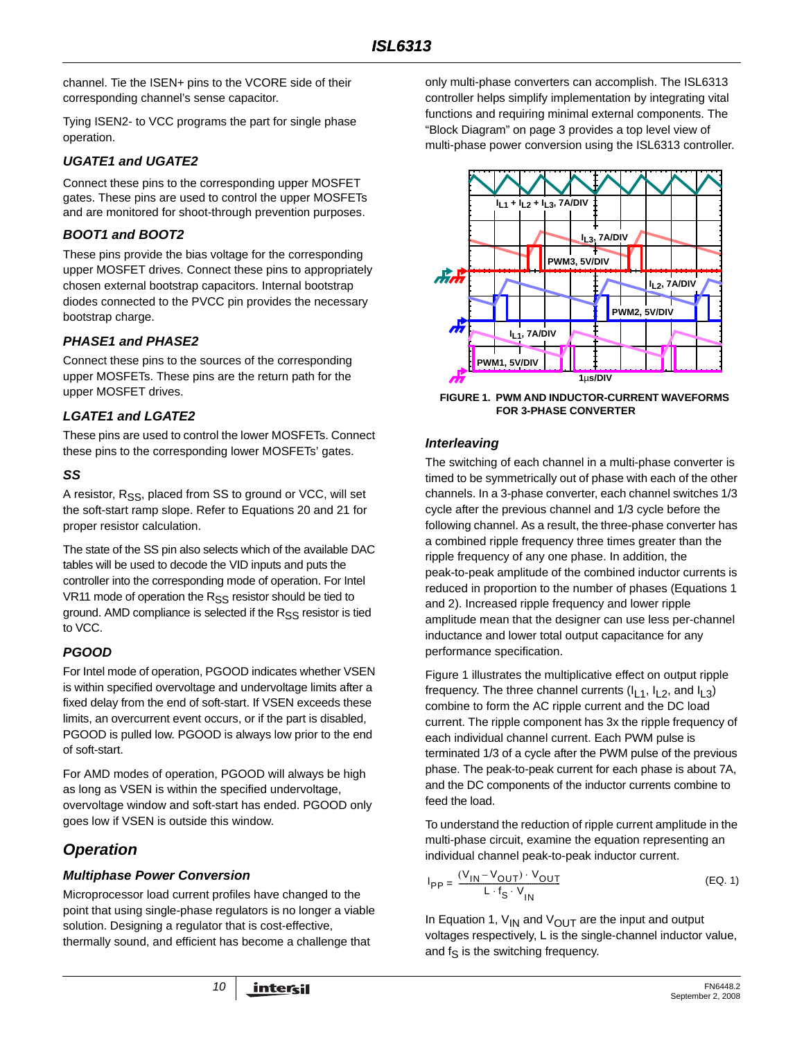channel. Tie the ISEN+ pins to the VCORE side of their corresponding channel's sense capacitor.

Tying ISEN2- to VCC programs the part for single phase operation.

### UGATE1 and UGATE2

Connect these pins to the corresponding upper MOSFET gates. These pins are used to control the upper MOSFETs and are monitored for shoot-through prevention purposes.

### BOOT1 and BOOT2

These pins provide the bias voltage for the corresponding upper MOSFET drives. Connect these pins to appropriately chosen external bootstrap capacitors. Internal bootstrap diodes connected to the PVCC pin provide the necessary bootstrap charge.

### PHASE1 and PHASE2

Connect these pins to the sources of the corresponding upper MOSFETs. These pins are the return path for the upper MOSFET drives.

### LGATE1 and LGATE2

These pins are used to control the lower MOSFETs. Connect these pins to the corresponding lower MOSFETs' gates.

### SS

A resistor, $R_{SS}$, placed from SS to ground or VCC, will set the soft-start ramp slope. Refer to Equations 20 and 21 for proper resistor calculation.

The state of the SS pin also selects which of the available DAC tables will be used to decode the VID inputs and puts the controller into the corresponding mode of operation. For Intel VR11 mode of operation the $R_{SS}$ resistor should be tied to ground. AMD compliance is selected if the $R_{SS}$ resistor is tied to VCC.

### PGOOD

For Intel mode of operation, PGOOD indicates whether VSEN is within specified overvoltage and undervoltage limits after a fixed delay from the end of soft-start. If VSEN exceeds these limits, an overcurrent event occurs, or if the part is disabled, PGOOD is pulled low. PGOOD is always low prior to the end of soft-start.

For AMD modes of operation, PGOOD will always be high as long as VSEN is within the specified undervoltage, overvoltage window and soft-start has ended. PGOOD only goes low if VSEN is outside this window.

## Operation

### Multiphase Power Conversion

Microprocessor load current profiles have changed to the point that using single-phase regulators is no longer a viable solution. Designing a regulator that is cost-effective, thermally sound, and efficient has become a challenge that only multi-phase converters can accomplish. The ISL6313 controller helps simplify implementation by integrating vital functions and requiring minimal external components. The "Block Diagram" on page 3 provides a top level view of multi-phase power conversion using the ISL6313 controller.

$I_{L1} + I_{L2} + I_{L3}$, 7A/DIV

$I_{L3}$, 7A/DIV

PWM3, 5V/DIV

$I_{L2}$, 7A/DIV

PWM2, 5V/DIV

$I_{L1}$, 7A/DIV

PWM1, 5V/DIV

1µs/DIV

FIGURE 1. PWM AND INDUCTOR-CURRENT WAVEFORMS FOR 3-PHASE CONVERTER

### Interleaving

The switching of each channel in a multi-phase converter is timed to be symmetrically out of phase with each of the other channels. In a 3-phase converter, each channel switches 1/3 cycle after the previous channel and 1/3 cycle before the following channel. As a result, the three-phase converter has a combined ripple frequency three times greater than the ripple frequency of any one phase. In addition, the peak-to-peak amplitude of the combined inductor currents is reduced in proportion to the number of phases (Equations 1 and 2). Increased ripple frequency and lower ripple amplitude mean that the designer can use less per-channel inductance and lower total output capacitance for any performance specification.

Figure 1 illustrates the multiplicative effect on output ripple frequency. The three channel currents ($I_{L1}$, $I_{L2}$, and $I_{L3}$) combine to form the AC ripple current and the DC load current. The ripple component has 3x the ripple frequency of each individual channel current. Each PWM pulse is terminated 1/3 of a cycle after the PWM pulse of the previous phase. The peak-to-peak current for each phase is about 7A, and the DC components of the inductor currents combine to feed the load.

To understand the reduction of ripple current amplitude in the multi-phase circuit, examine the equation representing an individual channel peak-to-peak inductor current.

$$I_{PP} = \frac{(V_{IN} - V_{OUT}) \cdot V_{OUT}}{L \cdot f_S \cdot V_{IN}} \quad \text{(EQ. 1)}$$

In Equation 1, $V_{IN}$ and $V_{OUT}$ are the input and output voltages respectively, L is the single-channel inductor value, and $f_S$ is the switching frequency.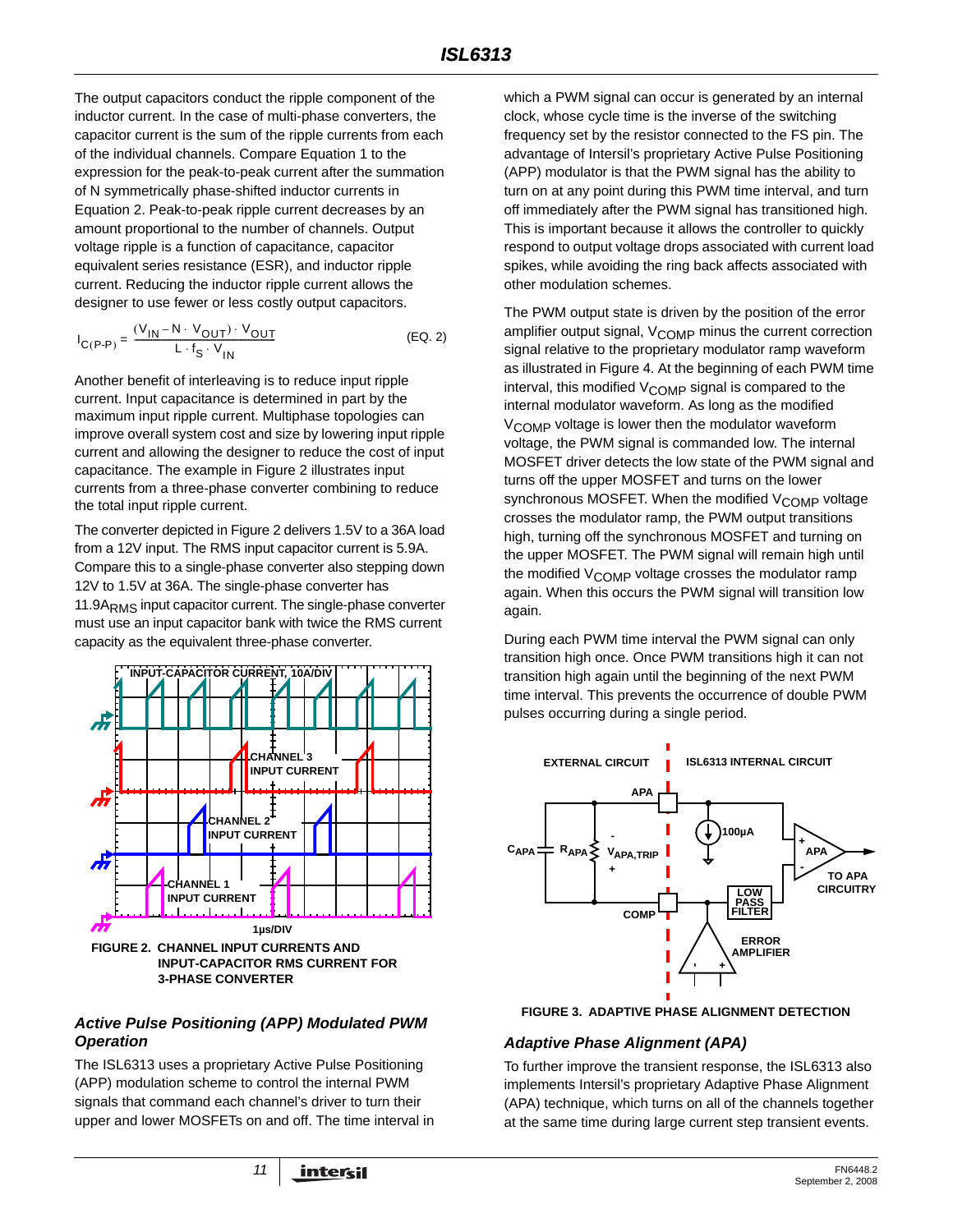The output capacitors conduct the ripple component of the inductor current. In the case of multi-phase converters, the capacitor current is the sum of the ripple currents from each of the individual channels. Compare Equation 1 to the expression for the peak-to-peak current after the summation of N symmetrically phase-shifted inductor currents in Equation 2. Peak-to-peak ripple current decreases by an amount proportional to the number of channels. Output voltage ripple is a function of capacitance, capacitor equivalent series resistance (ESR), and inductor ripple current. Reducing the inductor ripple current allows the designer to use fewer or less costly output capacitors.

$$I_{C(P-P)} = \frac{(V_{IN} - N \cdot V_{OUT}) \cdot V_{OUT}}{L \cdot f_S \cdot V_{IN}} \qquad \text{(EQ. 2)}$$

Another benefit of interleaving is to reduce input ripple current. Input capacitance is determined in part by the maximum input ripple current. Multiphase topologies can improve overall system cost and size by lowering input ripple current and allowing the designer to reduce the cost of input capacitance. The example in Figure 2 illustrates input currents from a three-phase converter combining to reduce the total input ripple current.

The converter depicted in Figure 2 delivers 1.5V to a 36A load from a 12V input. The RMS input capacitor current is 5.9A. Compare this to a single-phase converter also stepping down 12V to 1.5V at 36A. The single-phase converter has $11.9A_{RMS}$ input capacitor current. The single-phase converter must use an input capacitor bank with twice the RMS current capacity as the equivalent three-phase converter.

INPUT-CAPACITOR CURRENT, 10A/DIV

CHANNEL 3
INPUT CURRENT

CHANNEL 2
INPUT CURRENT

CHANNEL 1
INPUT CURRENT

1µs/DIV

FIGURE 2. CHANNEL INPUT CURRENTS AND INPUT-CAPACITOR RMS CURRENT FOR 3-PHASE CONVERTER

### *Active Pulse Positioning (APP) Modulated PWM Operation*

The ISL6313 uses a proprietary Active Pulse Positioning (APP) modulation scheme to control the internal PWM signals that command each channel's driver to turn their upper and lower MOSFETs on and off. The time interval in which a PWM signal can occur is generated by an internal clock, whose cycle time is the inverse of the switching frequency set by the resistor connected to the FS pin. The advantage of Intersil's proprietary Active Pulse Positioning (APP) modulator is that the PWM signal has the ability to turn on at any point during this PWM time interval, and turn off immediately after the PWM signal has transitioned high. This is important because it allows the controller to quickly respond to output voltage drops associated with current load spikes, while avoiding the ring back affects associated with other modulation schemes.

The PWM output state is driven by the position of the error amplifier output signal, $V_{COMP}$ minus the current correction signal relative to the proprietary modulator ramp waveform as illustrated in Figure 4. At the beginning of each PWM time interval, this modified $V_{COMP}$ signal is compared to the internal modulator waveform. As long as the modified $V_{COMP}$ voltage is lower then the modulator waveform voltage, the PWM signal is commanded low. The internal MOSFET driver detects the low state of the PWM signal and turns off the upper MOSFET and turns on the lower synchronous MOSFET. When the modified $V_{COMP}$ voltage crosses the modulator ramp, the PWM output transitions high, turning off the synchronous MOSFET and turning on the upper MOSFET. The PWM signal will remain high until the modified $V_{COMP}$ voltage crosses the modulator ramp again. When this occurs the PWM signal will transition low again.

During each PWM time interval the PWM signal can only transition high once. Once PWM transitions high it can not transition high again until the beginning of the next PWM time interval. This prevents the occurrence of double PWM pulses occurring during a single period.

EXTERNAL CIRCUIT
ISL6313 INTERNAL CIRCUIT
APA
100µA
$C_{APA}$
$R_{APA}$
- $V_{APA,TRIP}$ +
APA
TO APA CIRCUITRY
COMP
LOW PASS FILTER
ERROR AMPLIFIER

FIGURE 3. ADAPTIVE PHASE ALIGNMENT DETECTION

### *Adaptive Phase Alignment (APA)*

To further improve the transient response, the ISL6313 also implements Intersil's proprietary Adaptive Phase Alignment (APA) technique, which turns on all of the channels together at the same time during large current step transient events.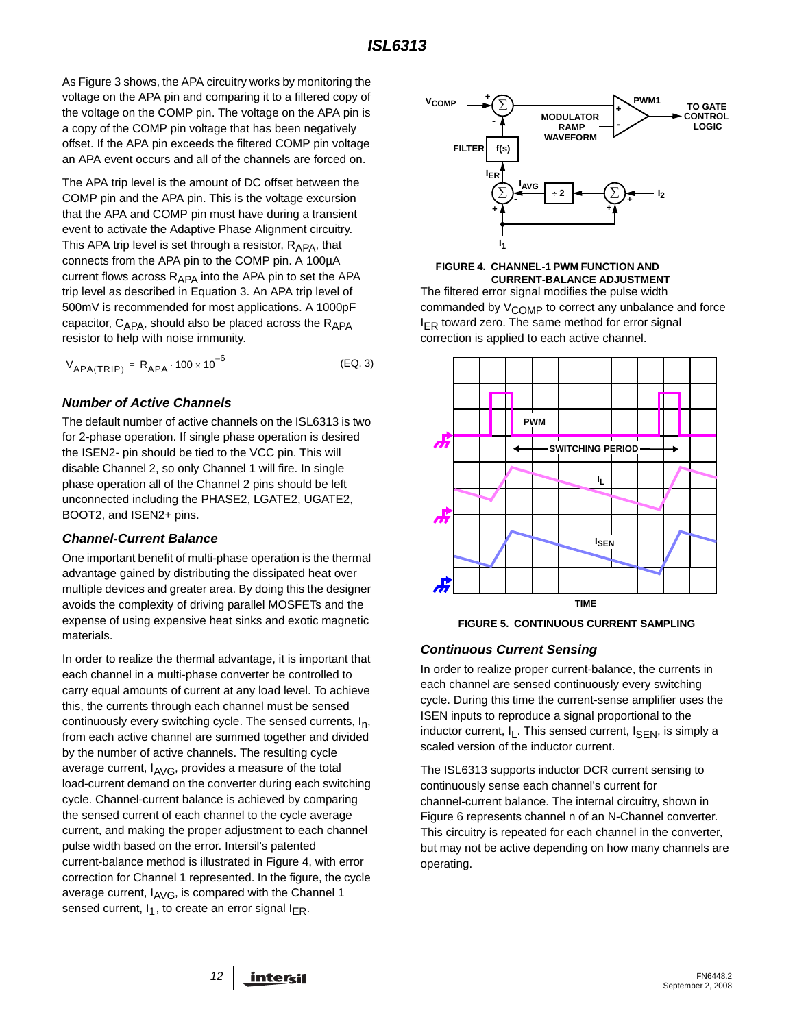As Figure 3 shows, the APA circuitry works by monitoring the voltage on the APA pin and comparing it to a filtered copy of the voltage on the COMP pin. The voltage on the APA pin is a copy of the COMP pin voltage that has been negatively offset. If the APA pin exceeds the filtered COMP pin voltage an APA event occurs and all of the channels are forced on.

The APA trip level is the amount of DC offset between the COMP pin and the APA pin. This is the voltage excursion that the APA and COMP pin must have during a transient event to activate the Adaptive Phase Alignment circuitry. This APA trip level is set through a resistor, $R_{APA}$, that connects from the APA pin to the COMP pin. A 100µA current flows across $R_{APA}$ into the APA pin to set the APA trip level as described in Equation 3. An APA trip level of 500mV is recommended for most applications. A 1000pF capacitor, $C_{APA}$, should also be placed across the $R_{APA}$ resistor to help with noise immunity.

$$V_{APA(TRIP)} = R_{APA} \cdot 100 \times 10^{-6} \quad \text{(EQ. 3)}$$

### Number of Active Channels

The default number of active channels on the ISL6313 is two for 2-phase operation. If single phase operation is desired the ISEN2- pin should be tied to the VCC pin. This will disable Channel 2, so only Channel 1 will fire. In single phase operation all of the Channel 2 pins should be left unconnected including the PHASE2, LGATE2, UGATE2, BOOT2, and ISEN2+ pins.

### Channel-Current Balance

One important benefit of multi-phase operation is the thermal advantage gained by distributing the dissipated heat over multiple devices and greater area. By doing this the designer avoids the complexity of driving parallel MOSFETs and the expense of using expensive heat sinks and exotic magnetic materials.

In order to realize the thermal advantage, it is important that each channel in a multi-phase converter be controlled to carry equal amounts of current at any load level. To achieve this, the currents through each channel must be sensed continuously every switching cycle. The sensed currents, $I_n$, from each active channel are summed together and divided by the number of active channels. The resulting cycle average current, $I_{AVG}$, provides a measure of the total load-current demand on the converter during each switching cycle. Channel-current balance is achieved by comparing the sensed current of each channel to the cycle average current, and making the proper adjustment to each channel pulse width based on the error. Intersil's patented current-balance method is illustrated in Figure 4, with error correction for Channel 1 represented. In the figure, the cycle average current, $I_{AVG}$, is compared with the Channel 1 sensed current, $I_1$, to create an error signal $I_{ER}$.

$V_{COMP}$
FILTER
f(s)
$I_{ER}$
$I_{AVG}$
÷ 2
$I_2$
$I_1$
MODULATOR RAMP WAVEFORM
PWM1
TO GATE CONTROL LOGIC

FIGURE 4. CHANNEL-1 PWM FUNCTION AND CURRENT-BALANCE ADJUSTMENT

The filtered error signal modifies the pulse width commanded by $V_{COMP}$ to correct any unbalance and force $I_{ER}$ toward zero. The same method for error signal correction is applied to each active channel.

PWM
SWITCHING PERIOD
$I_L$
$I_{SEN}$
TIME

FIGURE 5. CONTINUOUS CURRENT SAMPLING

### Continuous Current Sensing

In order to realize proper current-balance, the currents in each channel are sensed continuously every switching cycle. During this time the current-sense amplifier uses the ISEN inputs to reproduce a signal proportional to the inductor current, $I_L$. This sensed current, $I_{SEN}$, is simply a scaled version of the inductor current.

The ISL6313 supports inductor DCR current sensing to continuously sense each channel's current for channel-current balance. The internal circuitry, shown in Figure 6 represents channel n of an N-Channel converter. This circuitry is repeated for each channel in the converter, but may not be active depending on how many channels are operating.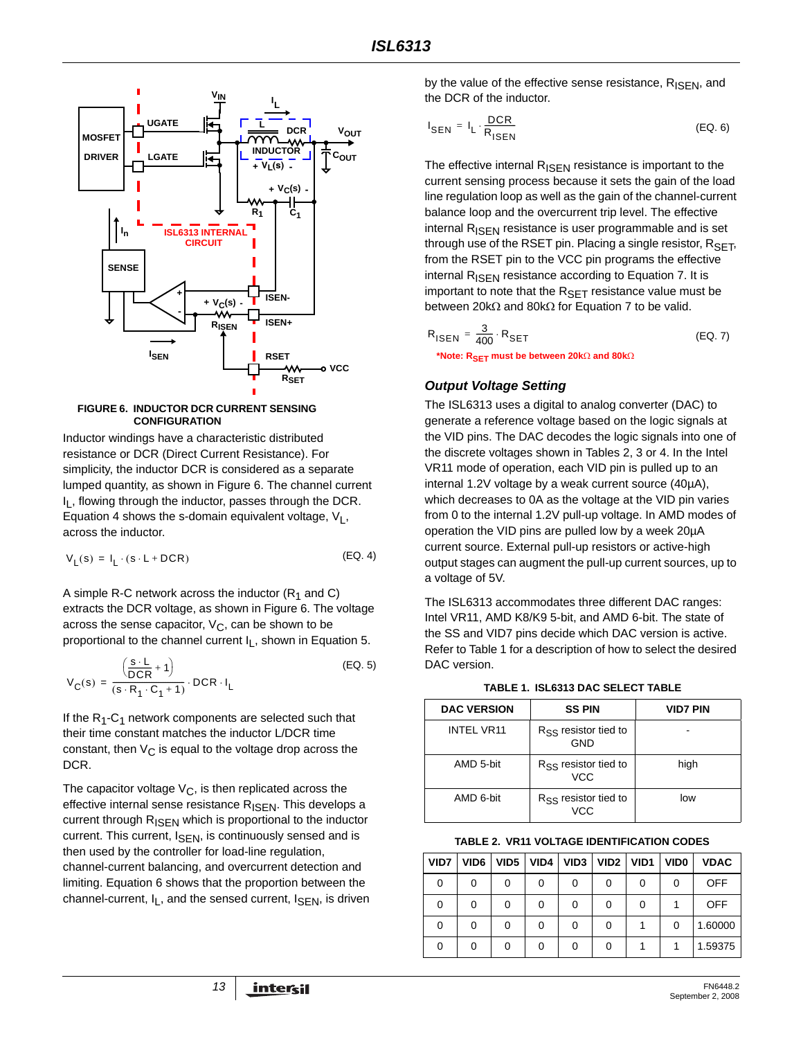FIGURE 6. INDUCTOR DCR CURRENT SENSING CONFIGURATION

Inductor windings have a characteristic distributed resistance or DCR (Direct Current Resistance). For simplicity, the inductor DCR is considered as a separate lumped quantity, as shown in Figure 6. The channel current $I_L$, flowing through the inductor, passes through the DCR. Equation 4 shows the s-domain equivalent voltage, $V_L$, across the inductor.

$$V_L(s) = I_L \cdot (s \cdot L + DCR) \quad \text{(EQ. 4)}$$

A simple R-C network across the inductor ($R_1$ and C) extracts the DCR voltage, as shown in Figure 6. The voltage across the sense capacitor, $V_C$, can be shown to be proportional to the channel current $I_L$, shown in Equation 5.

$$V_C(s) = \frac{\left(\frac{s \cdot L}{DCR} + 1\right)}{(s \cdot R_1 \cdot C_1 + 1)} \cdot DCR \cdot I_L \quad \text{(EQ. 5)}$$

If the $R_1$-$C_1$ network components are selected such that their time constant matches the inductor L/DCR time constant, then $V_C$ is equal to the voltage drop across the DCR.

The capacitor voltage $V_C$, is then replicated across the effective internal sense resistance $R_{ISEN}$. This develops a current through $R_{ISEN}$ which is proportional to the inductor current. This current, $I_{SEN}$, is continuously sensed and is then used by the controller for load-line regulation, channel-current balancing, and overcurrent detection and limiting. Equation 6 shows that the proportion between the channel-current, $I_L$, and the sensed current, $I_{SEN}$, is driven by the value of the effective sense resistance, $R_{ISEN}$, and the DCR of the inductor.

$$I_{SEN} = I_L \cdot \frac{DCR}{R_{ISEN}} \quad \text{(EQ. 6)}$$

The effective internal $R_{ISEN}$ resistance is important to the current sensing process because it sets the gain of the load line regulation loop as well as the gain of the channel-current balance loop and the overcurrent trip level. The effective internal $R_{ISEN}$ resistance is user programmable and is set through use of the RSET pin. Placing a single resistor, $R_{SET}$, from the RSET pin to the VCC pin programs the effective internal $R_{ISEN}$ resistance according to Equation 7. It is important to note that the $R_{SET}$ resistance value must be between 20kΩ and 80kΩ for Equation 7 to be valid.

$$R_{ISEN} = \frac{3}{400} \cdot R_{SET} \quad \text{(EQ. 7)}$$

*Note: $R_{SET}$ must be between 20kΩ and 80kΩ

### *Output Voltage Setting*

The ISL6313 uses a digital to analog converter (DAC) to generate a reference voltage based on the logic signals at the VID pins. The DAC decodes the logic signals into one of the discrete voltages shown in Tables 2, 3 or 4. In the Intel VR11 mode of operation, each VID pin is pulled up to an internal 1.2V voltage by a weak current source (40µA), which decreases to 0A as the voltage at the VID pin varies from 0 to the internal 1.2V pull-up voltage. In AMD modes of operation the VID pins are pulled low by a week 20µA current source. External pull-up resistors or active-high output stages can augment the pull-up current sources, up to a voltage of 5V.

The ISL6313 accommodates three different DAC ranges: Intel VR11, AMD K8/K9 5-bit, and AMD 6-bit. The state of the SS and VID7 pins decide which DAC version is active. Refer to Table 1 for a description of how to select the desired DAC version.

**TABLE 1. ISL6313 DAC SELECT TABLE**

| DAC VERSION | SS PIN | VID7 PIN |
|---|---|---|
| INTEL VR11 | $R_{SS}$ resistor tied to GND | - |
| AMD 5-bit | $R_{SS}$ resistor tied to VCC | high |
| AMD 6-bit | $R_{SS}$ resistor tied to VCC | low |

**TABLE 2. VR11 VOLTAGE IDENTIFICATION CODES**

| VID7 | VID6 | VID5 | VID4 | VID3 | VID2 | VID1 | VID0 | VDAC |
|---|---|---|---|---|---|---|---|---|
| 0 | 0 | 0 | 0 | 0 | 0 | 0 | 0 | OFF |
| 0 | 0 | 0 | 0 | 0 | 0 | 0 | 1 | OFF |
| 0 | 0 | 0 | 0 | 0 | 0 | 1 | 0 | 1.60000 |
| 0 | 0 | 0 | 0 | 0 | 0 | 1 | 1 | 1.59375 |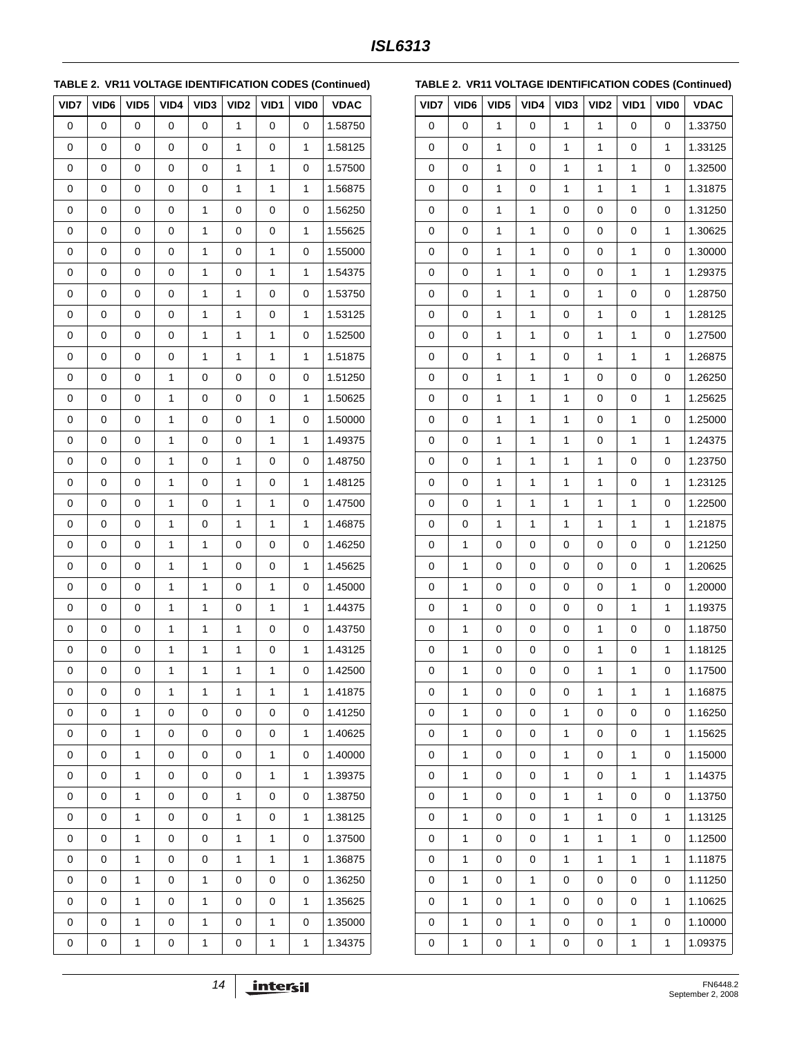**TABLE 2. VR11 VOLTAGE IDENTIFICATION CODES (Continued)**

| VID7 | VID6 | VID5 | VID4 | VID3 | VID2 | VID1 | VID0 | VDAC |
|---|---|---|---|---|---|---|---|---|
| 0 | 0 | 0 | 0 | 0 | 1 | 0 | 0 | 1.58750 |
| 0 | 0 | 0 | 0 | 0 | 1 | 0 | 1 | 1.58125 |
| 0 | 0 | 0 | 0 | 0 | 1 | 1 | 0 | 1.57500 |
| 0 | 0 | 0 | 0 | 0 | 1 | 1 | 1 | 1.56875 |
| 0 | 0 | 0 | 0 | 1 | 0 | 0 | 0 | 1.56250 |
| 0 | 0 | 0 | 0 | 1 | 0 | 0 | 1 | 1.55625 |
| 0 | 0 | 0 | 0 | 1 | 0 | 1 | 0 | 1.55000 |
| 0 | 0 | 0 | 0 | 1 | 0 | 1 | 1 | 1.54375 |
| 0 | 0 | 0 | 0 | 1 | 1 | 0 | 0 | 1.53750 |
| 0 | 0 | 0 | 0 | 1 | 1 | 0 | 1 | 1.53125 |
| 0 | 0 | 0 | 0 | 1 | 1 | 1 | 0 | 1.52500 |
| 0 | 0 | 0 | 0 | 1 | 1 | 1 | 1 | 1.51875 |
| 0 | 0 | 0 | 1 | 0 | 0 | 0 | 0 | 1.51250 |
| 0 | 0 | 0 | 1 | 0 | 0 | 0 | 1 | 1.50625 |
| 0 | 0 | 0 | 1 | 0 | 0 | 1 | 0 | 1.50000 |
| 0 | 0 | 0 | 1 | 0 | 0 | 1 | 1 | 1.49375 |
| 0 | 0 | 0 | 1 | 0 | 1 | 0 | 0 | 1.48750 |
| 0 | 0 | 0 | 1 | 0 | 1 | 0 | 1 | 1.48125 |
| 0 | 0 | 0 | 1 | 0 | 1 | 1 | 0 | 1.47500 |
| 0 | 0 | 0 | 1 | 0 | 1 | 1 | 1 | 1.46875 |
| 0 | 0 | 0 | 1 | 1 | 0 | 0 | 0 | 1.46250 |
| 0 | 0 | 0 | 1 | 1 | 0 | 0 | 1 | 1.45625 |
| 0 | 0 | 0 | 1 | 1 | 0 | 1 | 0 | 1.45000 |
| 0 | 0 | 0 | 1 | 1 | 0 | 1 | 1 | 1.44375 |
| 0 | 0 | 0 | 1 | 1 | 1 | 0 | 0 | 1.43750 |
| 0 | 0 | 0 | 1 | 1 | 1 | 0 | 1 | 1.43125 |
| 0 | 0 | 0 | 1 | 1 | 1 | 1 | 0 | 1.42500 |
| 0 | 0 | 0 | 1 | 1 | 1 | 1 | 1 | 1.41875 |
| 0 | 0 | 1 | 0 | 0 | 0 | 0 | 0 | 1.41250 |
| 0 | 0 | 1 | 0 | 0 | 0 | 0 | 1 | 1.40625 |
| 0 | 0 | 1 | 0 | 0 | 0 | 1 | 0 | 1.40000 |
| 0 | 0 | 1 | 0 | 0 | 0 | 1 | 1 | 1.39375 |
| 0 | 0 | 1 | 0 | 0 | 1 | 0 | 0 | 1.38750 |
| 0 | 0 | 1 | 0 | 0 | 1 | 0 | 1 | 1.38125 |
| 0 | 0 | 1 | 0 | 0 | 1 | 1 | 0 | 1.37500 |
| 0 | 0 | 1 | 0 | 0 | 1 | 1 | 1 | 1.36875 |
| 0 | 0 | 1 | 0 | 1 | 0 | 0 | 0 | 1.36250 |
| 0 | 0 | 1 | 0 | 1 | 0 | 0 | 1 | 1.35625 |
| 0 | 0 | 1 | 0 | 1 | 0 | 1 | 0 | 1.35000 |
| 0 | 0 | 1 | 0 | 1 | 0 | 1 | 1 | 1.34375 |
| 0 | 0 | 1 | 0 | 1 | 1 | 0 | 0 | 1.33750 |
| 0 | 0 | 1 | 0 | 1 | 1 | 0 | 1 | 1.33125 |
| 0 | 0 | 1 | 0 | 1 | 1 | 1 | 0 | 1.32500 |
| 0 | 0 | 1 | 0 | 1 | 1 | 1 | 1 | 1.31875 |
| 0 | 0 | 1 | 1 | 0 | 0 | 0 | 0 | 1.31250 |
| 0 | 0 | 1 | 1 | 0 | 0 | 0 | 1 | 1.30625 |
| 0 | 0 | 1 | 1 | 0 | 0 | 1 | 0 | 1.30000 |
| 0 | 0 | 1 | 1 | 0 | 0 | 1 | 1 | 1.29375 |
| 0 | 0 | 1 | 1 | 0 | 1 | 0 | 0 | 1.28750 |
| 0 | 0 | 1 | 1 | 0 | 1 | 0 | 1 | 1.28125 |
| 0 | 0 | 1 | 1 | 0 | 1 | 1 | 0 | 1.27500 |
| 0 | 0 | 1 | 1 | 0 | 1 | 1 | 1 | 1.26875 |
| 0 | 0 | 1 | 1 | 1 | 0 | 0 | 0 | 1.26250 |
| 0 | 0 | 1 | 1 | 1 | 0 | 0 | 1 | 1.25625 |
| 0 | 0 | 1 | 1 | 1 | 0 | 1 | 0 | 1.25000 |
| 0 | 0 | 1 | 1 | 1 | 0 | 1 | 1 | 1.24375 |
| 0 | 0 | 1 | 1 | 1 | 1 | 0 | 0 | 1.23750 |
| 0 | 0 | 1 | 1 | 1 | 1 | 0 | 1 | 1.23125 |
| 0 | 0 | 1 | 1 | 1 | 1 | 1 | 0 | 1.22500 |
| 0 | 0 | 1 | 1 | 1 | 1 | 1 | 1 | 1.21875 |
| 0 | 1 | 0 | 0 | 0 | 0 | 0 | 0 | 1.21250 |
| 0 | 1 | 0 | 0 | 0 | 0 | 0 | 1 | 1.20625 |
| 0 | 1 | 0 | 0 | 0 | 0 | 1 | 0 | 1.20000 |
| 0 | 1 | 0 | 0 | 0 | 0 | 1 | 1 | 1.19375 |
| 0 | 1 | 0 | 0 | 0 | 1 | 0 | 0 | 1.18750 |
| 0 | 1 | 0 | 0 | 0 | 1 | 0 | 1 | 1.18125 |
| 0 | 1 | 0 | 0 | 0 | 1 | 1 | 0 | 1.17500 |
| 0 | 1 | 0 | 0 | 0 | 1 | 1 | 1 | 1.16875 |
| 0 | 1 | 0 | 0 | 1 | 0 | 0 | 0 | 1.16250 |
| 0 | 1 | 0 | 0 | 1 | 0 | 0 | 1 | 1.15625 |
| 0 | 1 | 0 | 0 | 1 | 0 | 1 | 0 | 1.15000 |
| 0 | 1 | 0 | 0 | 1 | 0 | 1 | 1 | 1.14375 |
| 0 | 1 | 0 | 0 | 1 | 1 | 0 | 0 | 1.13750 |
| 0 | 1 | 0 | 0 | 1 | 1 | 0 | 1 | 1.13125 |
| 0 | 1 | 0 | 0 | 1 | 1 | 1 | 0 | 1.12500 |
| 0 | 1 | 0 | 0 | 1 | 1 | 1 | 1 | 1.11875 |
| 0 | 1 | 0 | 1 | 0 | 0 | 0 | 0 | 1.11250 |
| 0 | 1 | 0 | 1 | 0 | 0 | 0 | 1 | 1.10625 |
| 0 | 1 | 0 | 1 | 0 | 0 | 1 | 0 | 1.10000 |
| 0 | 1 | 0 | 1 | 0 | 0 | 1 | 1 | 1.09375 |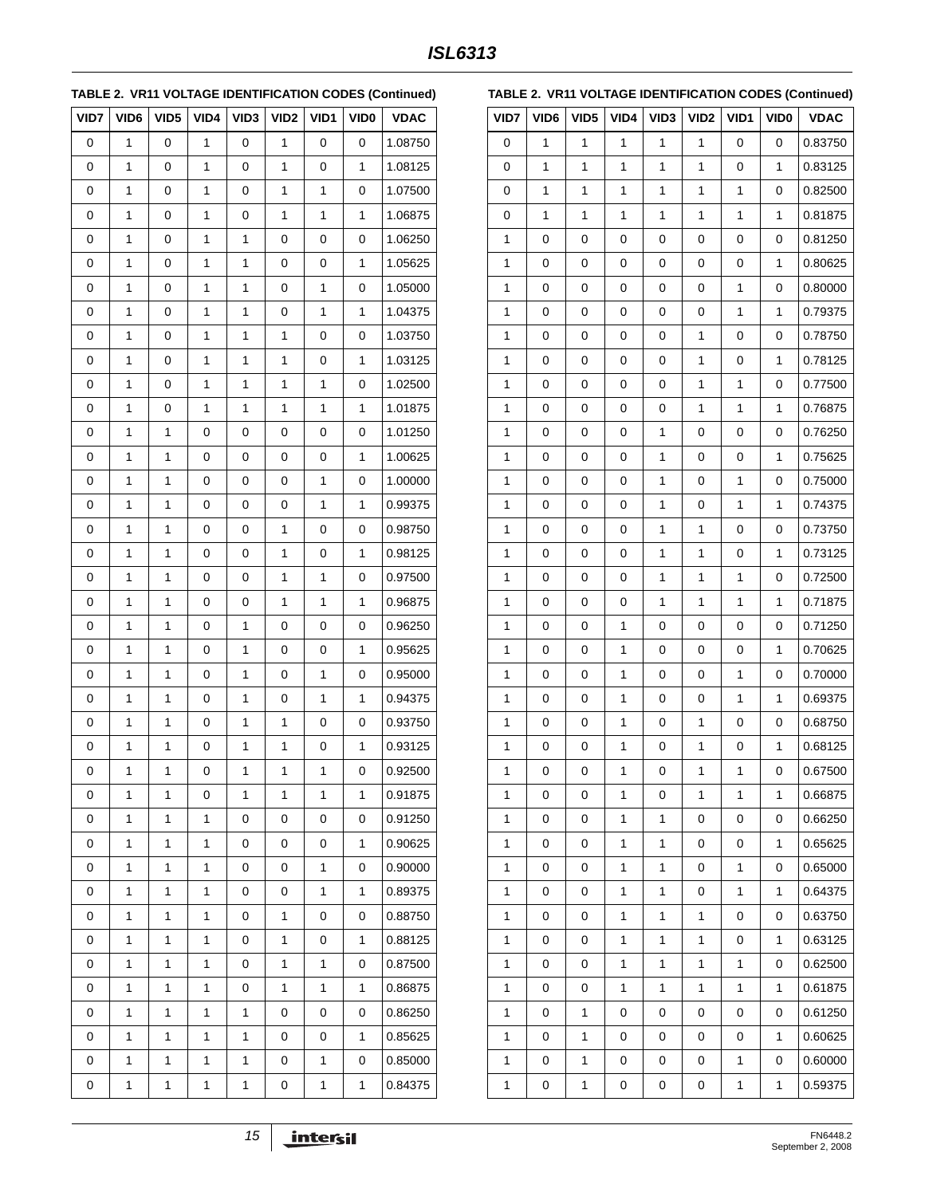TABLE 2. VR11 VOLTAGE IDENTIFICATION CODES (Continued)

| VID7 | VID6 | VID5 | VID4 | VID3 | VID2 | VID1 | VID0 | VDAC |
|---|---|---|---|---|---|---|---|---|
| 0 | 1 | 0 | 1 | 0 | 1 | 0 | 0 | 1.08750 |
| 0 | 1 | 0 | 1 | 0 | 1 | 0 | 1 | 1.08125 |
| 0 | 1 | 0 | 1 | 0 | 1 | 1 | 0 | 1.07500 |
| 0 | 1 | 0 | 1 | 0 | 1 | 1 | 1 | 1.06875 |
| 0 | 1 | 0 | 1 | 1 | 0 | 0 | 0 | 1.06250 |
| 0 | 1 | 0 | 1 | 1 | 0 | 0 | 1 | 1.05625 |
| 0 | 1 | 0 | 1 | 1 | 0 | 1 | 0 | 1.05000 |
| 0 | 1 | 0 | 1 | 1 | 0 | 1 | 1 | 1.04375 |
| 0 | 1 | 0 | 1 | 1 | 1 | 0 | 0 | 1.03750 |
| 0 | 1 | 0 | 1 | 1 | 1 | 0 | 1 | 1.03125 |
| 0 | 1 | 0 | 1 | 1 | 1 | 1 | 0 | 1.02500 |
| 0 | 1 | 0 | 1 | 1 | 1 | 1 | 1 | 1.01875 |
| 0 | 1 | 1 | 0 | 0 | 0 | 0 | 0 | 1.01250 |
| 0 | 1 | 1 | 0 | 0 | 0 | 0 | 1 | 1.00625 |
| 0 | 1 | 1 | 0 | 0 | 0 | 1 | 0 | 1.00000 |
| 0 | 1 | 1 | 0 | 0 | 0 | 1 | 1 | 0.99375 |
| 0 | 1 | 1 | 0 | 0 | 1 | 0 | 0 | 0.98750 |
| 0 | 1 | 1 | 0 | 0 | 1 | 0 | 1 | 0.98125 |
| 0 | 1 | 1 | 0 | 0 | 1 | 1 | 0 | 0.97500 |
| 0 | 1 | 1 | 0 | 0 | 1 | 1 | 1 | 0.96875 |
| 0 | 1 | 1 | 0 | 1 | 0 | 0 | 0 | 0.96250 |
| 0 | 1 | 1 | 0 | 1 | 0 | 0 | 1 | 0.95625 |
| 0 | 1 | 1 | 0 | 1 | 0 | 1 | 0 | 0.95000 |
| 0 | 1 | 1 | 0 | 1 | 0 | 1 | 1 | 0.94375 |
| 0 | 1 | 1 | 0 | 1 | 1 | 0 | 0 | 0.93750 |
| 0 | 1 | 1 | 0 | 1 | 1 | 0 | 1 | 0.93125 |
| 0 | 1 | 1 | 0 | 1 | 1 | 1 | 0 | 0.92500 |
| 0 | 1 | 1 | 0 | 1 | 1 | 1 | 1 | 0.91875 |
| 0 | 1 | 1 | 1 | 0 | 0 | 0 | 0 | 0.91250 |
| 0 | 1 | 1 | 1 | 0 | 0 | 0 | 1 | 0.90625 |
| 0 | 1 | 1 | 1 | 0 | 0 | 1 | 0 | 0.90000 |
| 0 | 1 | 1 | 1 | 0 | 0 | 1 | 1 | 0.89375 |
| 0 | 1 | 1 | 1 | 0 | 1 | 0 | 0 | 0.88750 |
| 0 | 1 | 1 | 1 | 0 | 1 | 0 | 1 | 0.88125 |
| 0 | 1 | 1 | 1 | 0 | 1 | 1 | 0 | 0.87500 |
| 0 | 1 | 1 | 1 | 0 | 1 | 1 | 1 | 0.86875 |
| 0 | 1 | 1 | 1 | 1 | 0 | 0 | 0 | 0.86250 |
| 0 | 1 | 1 | 1 | 1 | 0 | 0 | 1 | 0.85625 |
| 0 | 1 | 1 | 1 | 1 | 0 | 1 | 0 | 0.85000 |
| 0 | 1 | 1 | 1 | 1 | 0 | 1 | 1 | 0.84375 |
| 0 | 1 | 1 | 1 | 1 | 1 | 0 | 0 | 0.83750 |
| 0 | 1 | 1 | 1 | 1 | 1 | 0 | 1 | 0.83125 |
| 0 | 1 | 1 | 1 | 1 | 1 | 1 | 0 | 0.82500 |
| 0 | 1 | 1 | 1 | 1 | 1 | 1 | 1 | 0.81875 |
| 1 | 0 | 0 | 0 | 0 | 0 | 0 | 0 | 0.81250 |
| 1 | 0 | 0 | 0 | 0 | 0 | 0 | 1 | 0.80625 |
| 1 | 0 | 0 | 0 | 0 | 0 | 1 | 0 | 0.80000 |
| 1 | 0 | 0 | 0 | 0 | 0 | 1 | 1 | 0.79375 |
| 1 | 0 | 0 | 0 | 0 | 1 | 0 | 0 | 0.78750 |
| 1 | 0 | 0 | 0 | 0 | 1 | 0 | 1 | 0.78125 |
| 1 | 0 | 0 | 0 | 0 | 1 | 1 | 0 | 0.77500 |
| 1 | 0 | 0 | 0 | 0 | 1 | 1 | 1 | 0.76875 |
| 1 | 0 | 0 | 0 | 1 | 0 | 0 | 0 | 0.76250 |
| 1 | 0 | 0 | 0 | 1 | 0 | 0 | 1 | 0.75625 |
| 1 | 0 | 0 | 0 | 1 | 0 | 1 | 0 | 0.75000 |
| 1 | 0 | 0 | 0 | 1 | 0 | 1 | 1 | 0.74375 |
| 1 | 0 | 0 | 0 | 1 | 1 | 0 | 0 | 0.73750 |
| 1 | 0 | 0 | 0 | 1 | 1 | 0 | 1 | 0.73125 |
| 1 | 0 | 0 | 0 | 1 | 1 | 1 | 0 | 0.72500 |
| 1 | 0 | 0 | 0 | 1 | 1 | 1 | 1 | 0.71875 |
| 1 | 0 | 0 | 1 | 0 | 0 | 0 | 0 | 0.71250 |
| 1 | 0 | 0 | 1 | 0 | 0 | 0 | 1 | 0.70625 |
| 1 | 0 | 0 | 1 | 0 | 0 | 1 | 0 | 0.70000 |
| 1 | 0 | 0 | 1 | 0 | 0 | 1 | 1 | 0.69375 |
| 1 | 0 | 0 | 1 | 0 | 1 | 0 | 0 | 0.68750 |
| 1 | 0 | 0 | 1 | 0 | 1 | 0 | 1 | 0.68125 |
| 1 | 0 | 0 | 1 | 0 | 1 | 1 | 0 | 0.67500 |
| 1 | 0 | 0 | 1 | 0 | 1 | 1 | 1 | 0.66875 |
| 1 | 0 | 0 | 1 | 1 | 0 | 0 | 0 | 0.66250 |
| 1 | 0 | 0 | 1 | 1 | 0 | 0 | 1 | 0.65625 |
| 1 | 0 | 0 | 1 | 1 | 0 | 1 | 0 | 0.65000 |
| 1 | 0 | 0 | 1 | 1 | 0 | 1 | 1 | 0.64375 |
| 1 | 0 | 0 | 1 | 1 | 1 | 0 | 0 | 0.63750 |
| 1 | 0 | 0 | 1 | 1 | 1 | 0 | 1 | 0.63125 |
| 1 | 0 | 0 | 1 | 1 | 1 | 1 | 0 | 0.62500 |
| 1 | 0 | 0 | 1 | 1 | 1 | 1 | 1 | 0.61875 |
| 1 | 0 | 1 | 0 | 0 | 0 | 0 | 0 | 0.61250 |
| 1 | 0 | 1 | 0 | 0 | 0 | 0 | 1 | 0.60625 |
| 1 | 0 | 1 | 0 | 0 | 0 | 1 | 0 | 0.60000 |
| 1 | 0 | 1 | 0 | 0 | 0 | 1 | 1 | 0.59375 |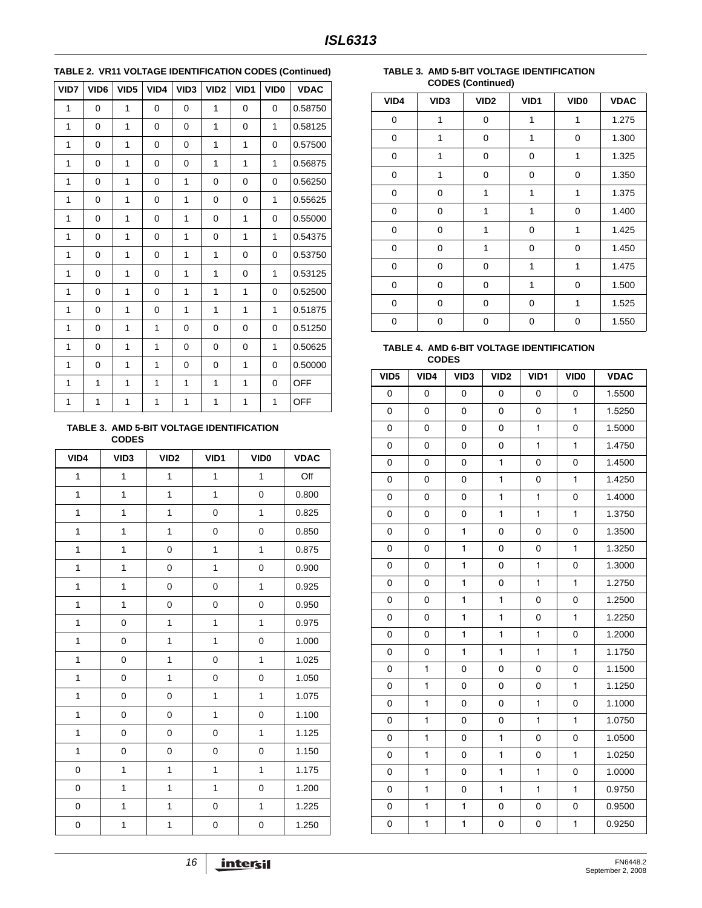**TABLE 2. VR11 VOLTAGE IDENTIFICATION CODES (Continued)**

| VID7 | VID6 | VID5 | VID4 | VID3 | VID2 | VID1 | VID0 | VDAC |
|---|---|---|---|---|---|---|---|---|
| 1 | 0 | 1 | 0 | 0 | 1 | 0 | 0 | 0.58750 |
| 1 | 0 | 1 | 0 | 0 | 1 | 0 | 1 | 0.58125 |
| 1 | 0 | 1 | 0 | 0 | 1 | 1 | 0 | 0.57500 |
| 1 | 0 | 1 | 0 | 0 | 1 | 1 | 1 | 0.56875 |
| 1 | 0 | 1 | 0 | 1 | 0 | 0 | 0 | 0.56250 |
| 1 | 0 | 1 | 0 | 1 | 0 | 0 | 1 | 0.55625 |
| 1 | 0 | 1 | 0 | 1 | 0 | 1 | 0 | 0.55000 |
| 1 | 0 | 1 | 0 | 1 | 0 | 1 | 1 | 0.54375 |
| 1 | 0 | 1 | 0 | 1 | 1 | 0 | 0 | 0.53750 |
| 1 | 0 | 1 | 0 | 1 | 1 | 0 | 1 | 0.53125 |
| 1 | 0 | 1 | 0 | 1 | 1 | 1 | 0 | 0.52500 |
| 1 | 0 | 1 | 0 | 1 | 1 | 1 | 1 | 0.51875 |
| 1 | 0 | 1 | 1 | 0 | 0 | 0 | 0 | 0.51250 |
| 1 | 0 | 1 | 1 | 0 | 0 | 0 | 1 | 0.50625 |
| 1 | 0 | 1 | 1 | 0 | 0 | 1 | 0 | 0.50000 |
| 1 | 1 | 1 | 1 | 1 | 1 | 1 | 0 | OFF |
| 1 | 1 | 1 | 1 | 1 | 1 | 1 | 1 | OFF |

**TABLE 3. AMD 5-BIT VOLTAGE IDENTIFICATION CODES**

| VID4 | VID3 | VID2 | VID1 | VID0 | VDAC |
|---|---|---|---|---|---|
| 1 | 1 | 1 | 1 | 1 | Off |
| 1 | 1 | 1 | 1 | 0 | 0.800 |
| 1 | 1 | 1 | 0 | 1 | 0.825 |
| 1 | 1 | 1 | 0 | 0 | 0.850 |
| 1 | 1 | 0 | 1 | 1 | 0.875 |
| 1 | 1 | 0 | 1 | 0 | 0.900 |
| 1 | 1 | 0 | 0 | 1 | 0.925 |
| 1 | 1 | 0 | 0 | 0 | 0.950 |
| 1 | 0 | 1 | 1 | 1 | 0.975 |
| 1 | 0 | 1 | 1 | 0 | 1.000 |
| 1 | 0 | 1 | 0 | 1 | 1.025 |
| 1 | 0 | 1 | 0 | 0 | 1.050 |
| 1 | 0 | 0 | 1 | 1 | 1.075 |
| 1 | 0 | 0 | 1 | 0 | 1.100 |
| 1 | 0 | 0 | 0 | 1 | 1.125 |
| 1 | 0 | 0 | 0 | 0 | 1.150 |
| 0 | 1 | 1 | 1 | 1 | 1.175 |
| 0 | 1 | 1 | 1 | 0 | 1.200 |
| 0 | 1 | 1 | 0 | 1 | 1.225 |
| 0 | 1 | 1 | 0 | 0 | 1.250 |
| 0 | 1 | 0 | 1 | 1 | 1.275 |
| 0 | 1 | 0 | 1 | 0 | 1.300 |
| 0 | 1 | 0 | 0 | 1 | 1.325 |
| 0 | 1 | 0 | 0 | 0 | 1.350 |
| 0 | 0 | 1 | 1 | 1 | 1.375 |
| 0 | 0 | 1 | 1 | 0 | 1.400 |
| 0 | 0 | 1 | 0 | 1 | 1.425 |
| 0 | 0 | 1 | 0 | 0 | 1.450 |
| 0 | 0 | 0 | 1 | 1 | 1.475 |
| 0 | 0 | 0 | 1 | 0 | 1.500 |
| 0 | 0 | 0 | 0 | 1 | 1.525 |
| 0 | 0 | 0 | 0 | 0 | 1.550 |

**TABLE 4. AMD 6-BIT VOLTAGE IDENTIFICATION CODES**

| VID5 | VID4 | VID3 | VID2 | VID1 | VID0 | VDAC |
|---|---|---|---|---|---|---|
| 0 | 0 | 0 | 0 | 0 | 0 | 1.5500 |
| 0 | 0 | 0 | 0 | 0 | 1 | 1.5250 |
| 0 | 0 | 0 | 0 | 1 | 0 | 1.5000 |
| 0 | 0 | 0 | 0 | 1 | 1 | 1.4750 |
| 0 | 0 | 0 | 1 | 0 | 0 | 1.4500 |
| 0 | 0 | 0 | 1 | 0 | 1 | 1.4250 |
| 0 | 0 | 0 | 1 | 1 | 0 | 1.4000 |
| 0 | 0 | 0 | 1 | 1 | 1 | 1.3750 |
| 0 | 0 | 1 | 0 | 0 | 0 | 1.3500 |
| 0 | 0 | 1 | 0 | 0 | 1 | 1.3250 |
| 0 | 0 | 1 | 0 | 1 | 0 | 1.3000 |
| 0 | 0 | 1 | 0 | 1 | 1 | 1.2750 |
| 0 | 0 | 1 | 1 | 0 | 0 | 1.2500 |
| 0 | 0 | 1 | 1 | 0 | 1 | 1.2250 |
| 0 | 0 | 1 | 1 | 1 | 0 | 1.2000 |
| 0 | 0 | 1 | 1 | 1 | 1 | 1.1750 |
| 0 | 1 | 0 | 0 | 0 | 0 | 1.1500 |
| 0 | 1 | 0 | 0 | 0 | 1 | 1.1250 |
| 0 | 1 | 0 | 0 | 1 | 0 | 1.1000 |
| 0 | 1 | 0 | 0 | 1 | 1 | 1.0750 |
| 0 | 1 | 0 | 1 | 0 | 0 | 1.0500 |
| 0 | 1 | 0 | 1 | 0 | 1 | 1.0250 |
| 0 | 1 | 0 | 1 | 1 | 0 | 1.0000 |
| 0 | 1 | 0 | 1 | 1 | 1 | 0.9750 |
| 0 | 1 | 1 | 0 | 0 | 0 | 0.9500 |
| 0 | 1 | 1 | 0 | 0 | 1 | 0.9250 |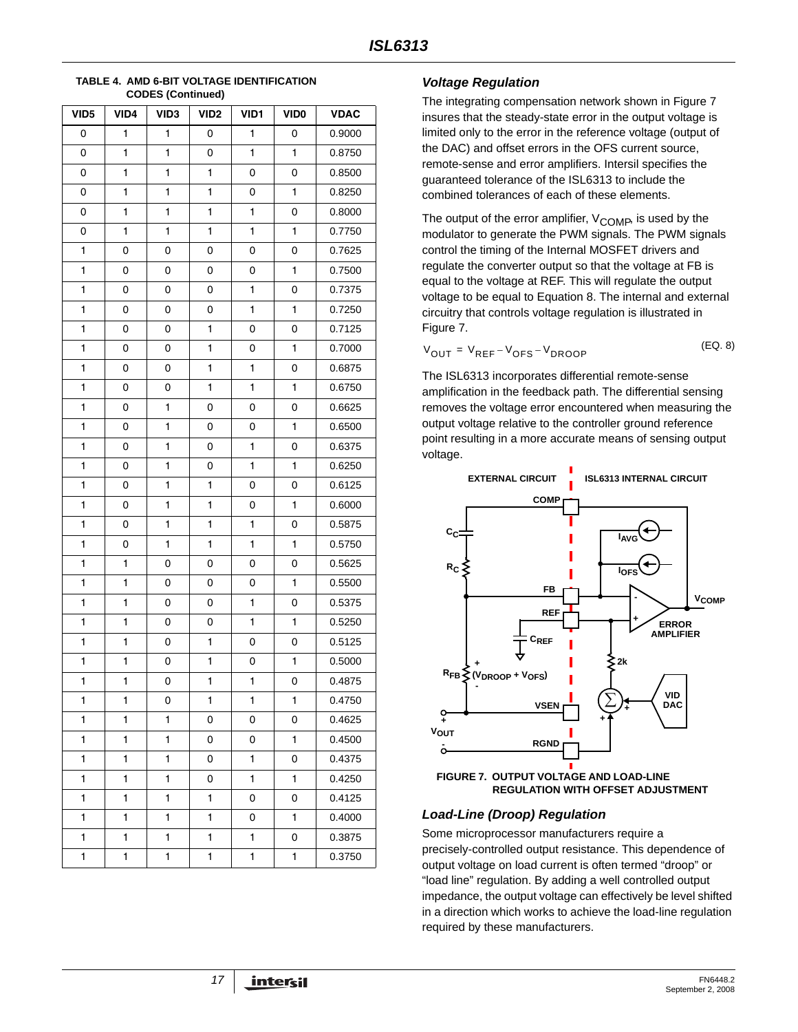**TABLE 4. AMD 6-BIT VOLTAGE IDENTIFICATION CODES (Continued)**

| VID5 | VID4 | VID3 | VID2 | VID1 | VID0 | VDAC |
|---|---|---|---|---|---|---|
| 0 | 1 | 1 | 0 | 1 | 0 | 0.9000 |
| 0 | 1 | 1 | 0 | 1 | 1 | 0.8750 |
| 0 | 1 | 1 | 1 | 0 | 0 | 0.8500 |
| 0 | 1 | 1 | 1 | 0 | 1 | 0.8250 |
| 0 | 1 | 1 | 1 | 1 | 0 | 0.8000 |
| 0 | 1 | 1 | 1 | 1 | 1 | 0.7750 |
| 1 | 0 | 0 | 0 | 0 | 0 | 0.7625 |
| 1 | 0 | 0 | 0 | 0 | 1 | 0.7500 |
| 1 | 0 | 0 | 0 | 1 | 0 | 0.7375 |
| 1 | 0 | 0 | 0 | 1 | 1 | 0.7250 |
| 1 | 0 | 0 | 1 | 0 | 0 | 0.7125 |
| 1 | 0 | 0 | 1 | 0 | 1 | 0.7000 |
| 1 | 0 | 0 | 1 | 1 | 0 | 0.6875 |
| 1 | 0 | 0 | 1 | 1 | 1 | 0.6750 |
| 1 | 0 | 1 | 0 | 0 | 0 | 0.6625 |
| 1 | 0 | 1 | 0 | 0 | 1 | 0.6500 |
| 1 | 0 | 1 | 0 | 1 | 0 | 0.6375 |
| 1 | 0 | 1 | 0 | 1 | 1 | 0.6250 |
| 1 | 0 | 1 | 1 | 0 | 0 | 0.6125 |
| 1 | 0 | 1 | 1 | 0 | 1 | 0.6000 |
| 1 | 0 | 1 | 1 | 1 | 0 | 0.5875 |
| 1 | 0 | 1 | 1 | 1 | 1 | 0.5750 |
| 1 | 1 | 0 | 0 | 0 | 0 | 0.5625 |
| 1 | 1 | 0 | 0 | 0 | 1 | 0.5500 |
| 1 | 1 | 0 | 0 | 1 | 0 | 0.5375 |
| 1 | 1 | 0 | 0 | 1 | 1 | 0.5250 |
| 1 | 1 | 0 | 1 | 0 | 0 | 0.5125 |
| 1 | 1 | 0 | 1 | 0 | 1 | 0.5000 |
| 1 | 1 | 0 | 1 | 1 | 0 | 0.4875 |
| 1 | 1 | 0 | 1 | 1 | 1 | 0.4750 |
| 1 | 1 | 1 | 0 | 0 | 0 | 0.4625 |
| 1 | 1 | 1 | 0 | 0 | 1 | 0.4500 |
| 1 | 1 | 1 | 0 | 1 | 0 | 0.4375 |
| 1 | 1 | 1 | 0 | 1 | 1 | 0.4250 |
| 1 | 1 | 1 | 1 | 0 | 0 | 0.4125 |
| 1 | 1 | 1 | 1 | 0 | 1 | 0.4000 |
| 1 | 1 | 1 | 1 | 1 | 0 | 0.3875 |
| 1 | 1 | 1 | 1 | 1 | 1 | 0.3750 |

### *Voltage Regulation*

The integrating compensation network shown in Figure 7 insures that the steady-state error in the output voltage is limited only to the error in the reference voltage (output of the DAC) and offset errors in the OFS current source, remote-sense and error amplifiers. Intersil specifies the guaranteed tolerance of the ISL6313 to include the combined tolerances of each of these elements.

The output of the error amplifier, $V_{COMP}$, is used by the modulator to generate the PWM signals. The PWM signals control the timing of the Internal MOSFET drivers and regulate the converter output so that the voltage at FB is equal to the voltage at REF. This will regulate the output voltage to be equal to Equation 8. The internal and external circuitry that controls voltage regulation is illustrated in Figure 7.

$$V_{OUT} = V_{REF} - V_{OFS} - V_{DROOP} \tag{EQ. 8}$$

The ISL6313 incorporates differential remote-sense amplification in the feedback path. The differential sensing removes the voltage error encountered when measuring the output voltage relative to the controller ground reference point resulting in a more accurate means of sensing output voltage.

EXTERNAL CIRCUIT
ISL6313 INTERNAL CIRCUIT
COMP
$C_C$
$I_{AVG}$
$R_C$
$I_{OFS}$
FB
$V_{COMP}$
REF
ERROR AMPLIFIER
$C_{REF}$
2k
$R_{FB}$
$(V_{DROOP} + V_{OFS})$
VID DAC
VSEN
$V_{OUT}$
RGND

**FIGURE 7. OUTPUT VOLTAGE AND LOAD-LINE REGULATION WITH OFFSET ADJUSTMENT**

### *Load-Line (Droop) Regulation*

Some microprocessor manufacturers require a precisely-controlled output resistance. This dependence of output voltage on load current is often termed "droop" or "load line" regulation. By adding a well controlled output impedance, the output voltage can effectively be level shifted in a direction which works to achieve the load-line regulation required by these manufacturers.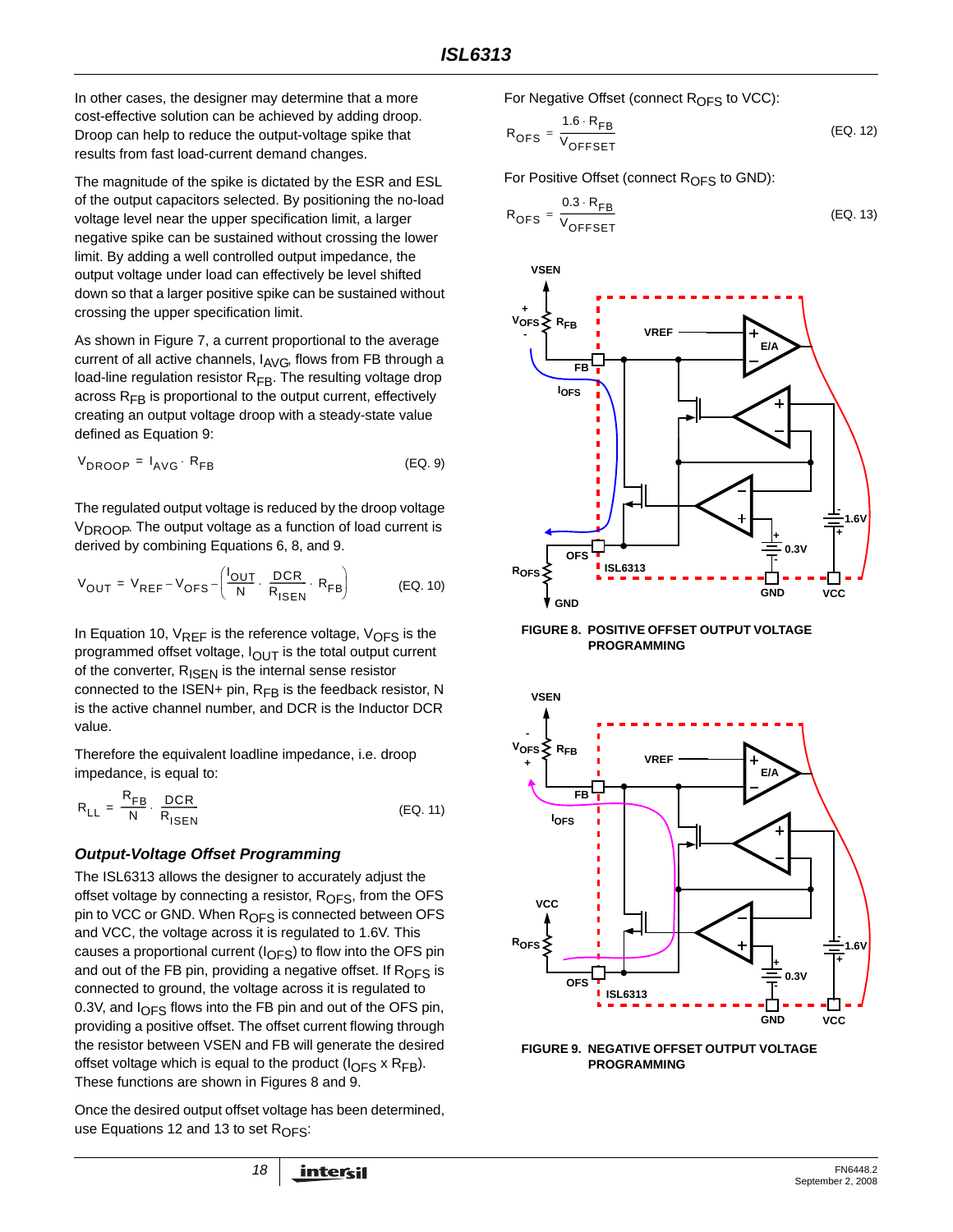In other cases, the designer may determine that a more cost-effective solution can be achieved by adding droop. Droop can help to reduce the output-voltage spike that results from fast load-current demand changes.

The magnitude of the spike is dictated by the ESR and ESL of the output capacitors selected. By positioning the no-load voltage level near the upper specification limit, a larger negative spike can be sustained without crossing the lower limit. By adding a well controlled output impedance, the output voltage under load can effectively be level shifted down so that a larger positive spike can be sustained without crossing the upper specification limit.

As shown in Figure 7, a current proportional to the average current of all active channels, $I_{AVG}$, flows from FB through a load-line regulation resistor $R_{FB}$. The resulting voltage drop across $R_{FB}$ is proportional to the output current, effectively creating an output voltage droop with a steady-state value defined as Equation 9:

$$V_{DROOP} = I_{AVG} \cdot R_{FB} \qquad \text{(EQ. 9)}$$

The regulated output voltage is reduced by the droop voltage $V_{DROOP}$. The output voltage as a function of load current is derived by combining Equations 6, 8, and 9.

$$V_{OUT} = V_{REF} - V_{OFS} - \left(\frac{I_{OUT}}{N} \cdot \frac{DCR}{R_{ISEN}} \cdot R_{FB}\right) \qquad \text{(EQ. 10)}$$

In Equation 10, $V_{REF}$ is the reference voltage, $V_{OFS}$ is the programmed offset voltage, $I_{OUT}$ is the total output current of the converter, $R_{ISEN}$ is the internal sense resistor connected to the ISEN+ pin, $R_{FB}$ is the feedback resistor, N is the active channel number, and DCR is the Inductor DCR value.

Therefore the equivalent loadline impedance, i.e. droop impedance, is equal to:

$$R_{LL} = \frac{R_{FB}}{N} \cdot \frac{DCR}{R_{ISEN}} \qquad \text{(EQ. 11)}$$

### *Output-Voltage Offset Programming*

The ISL6313 allows the designer to accurately adjust the offset voltage by connecting a resistor, $R_{OFS}$, from the OFS pin to VCC or GND. When $R_{OFS}$ is connected between OFS and VCC, the voltage across it is regulated to 1.6V. This causes a proportional current ($I_{OFS}$) to flow into the OFS pin and out of the FB pin, providing a negative offset. If $R_{OFS}$ is connected to ground, the voltage across it is regulated to 0.3V, and $I_{OFS}$ flows into the FB pin and out of the OFS pin, providing a positive offset. The offset current flowing through the resistor between VSEN and FB will generate the desired offset voltage which is equal to the product ($I_{OFS}$ x $R_{FB}$). These functions are shown in Figures 8 and 9.

Once the desired output offset voltage has been determined, use Equations 12 and 13 to set $R_{OFS}$:

For Negative Offset (connect $R_{OFS}$ to VCC):

$$R_{OFS} = \frac{1.6 \cdot R_{FB}}{V_{OFFSET}} \qquad \text{(EQ. 12)}$$

For Positive Offset (connect $R_{OFS}$ to GND):

$$R_{OFS} = \frac{0.3 \cdot R_{FB}}{V_{OFFSET}} \qquad \text{(EQ. 13)}$$

VSEN
+
VOFS
-
RFB
VREF
E/A
FB
IOFS
1.6V
0.3V
OFS
ISL6313
ROFS
GND
GND
VCC

**FIGURE 8. POSITIVE OFFSET OUTPUT VOLTAGE PROGRAMMING**

VSEN
-
VOFS
+
RFB
VREF
E/A
FB
IOFS
VCC
ROFS
1.6V
0.3V
OFS
ISL6313
GND
VCC

**FIGURE 9. NEGATIVE OFFSET OUTPUT VOLTAGE PROGRAMMING**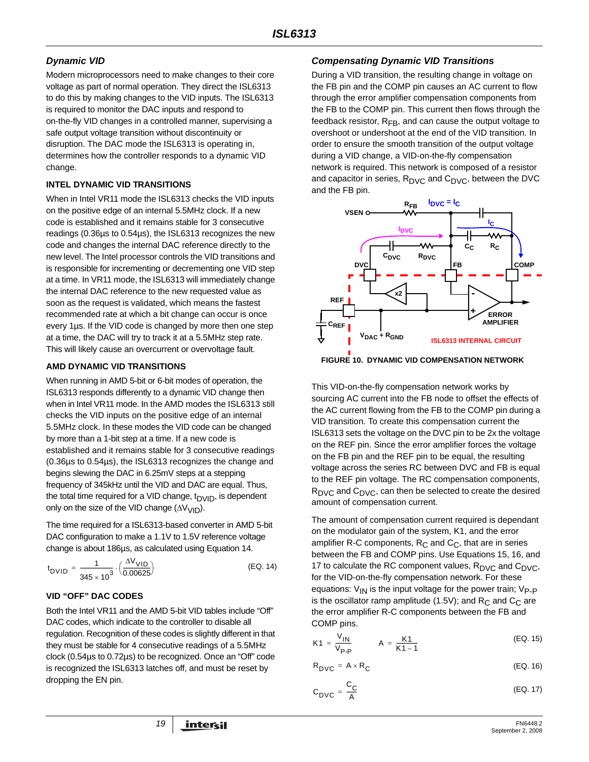## Dynamic VID

Modern microprocessors need to make changes to their core voltage as part of normal operation. They direct the ISL6313 to do this by making changes to the VID inputs. The ISL6313 is required to monitor the DAC inputs and respond to on-the-fly VID changes in a controlled manner, supervising a safe output voltage transition without discontinuity or disruption. The DAC mode the ISL6313 is operating in, determines how the controller responds to a dynamic VID change.

### INTEL DYNAMIC VID TRANSITIONS

When in Intel VR11 mode the ISL6313 checks the VID inputs on the positive edge of an internal 5.5MHz clock. If a new code is established and it remains stable for 3 consecutive readings (0.36µs to 0.54µs), the ISL6313 recognizes the new code and changes the internal DAC reference directly to the new level. The Intel processor controls the VID transitions and is responsible for incrementing or decrementing one VID step at a time. In VR11 mode, the ISL6313 will immediately change the internal DAC reference to the new requested value as soon as the request is validated, which means the fastest recommended rate at which a bit change can occur is once every 1µs. If the VID code is changed by more then one step at a time, the DAC will try to track it at a 5.5MHz step rate. This will likely cause an overcurrent or overvoltage fault.

### AMD DYNAMIC VID TRANSITIONS

When running in AMD 5-bit or 6-bit modes of operation, the ISL6313 responds differently to a dynamic VID change then when in Intel VR11 mode. In the AMD modes the ISL6313 still checks the VID inputs on the positive edge of an internal 5.5MHz clock. In these modes the VID code can be changed by more than a 1-bit step at a time. If a new code is established and it remains stable for 3 consecutive readings (0.36µs to 0.54µs), the ISL6313 recognizes the change and begins slewing the DAC in 6.25mV steps at a stepping frequency of 345kHz until the VID and DAC are equal. Thus, the total time required for a VID change, $t_{DVID}$, is dependent only on the size of the VID change ($\Delta V_{VID}$).

The time required for a ISL6313-based converter in AMD 5-bit DAC configuration to make a 1.1V to 1.5V reference voltage change is about 186µs, as calculated using Equation 14.

$$t_{DVID} = \frac{1}{345 \times 10^3} \cdot \left(\frac{\Delta V_{VID}}{0.00625}\right) \quad \text{(EQ. 14)}$$

### VID "OFF" DAC CODES

Both the Intel VR11 and the AMD 5-bit VID tables include "Off" DAC codes, which indicate to the controller to disable all regulation. Recognition of these codes is slightly different in that they must be stable for 4 consecutive readings of a 5.5MHz clock (0.54µs to 0.72µs) to be recognized. Once an "Off" code is recognized the ISL6313 latches off, and must be reset by dropping the EN pin.

## Compensating Dynamic VID Transitions

During a VID transition, the resulting change in voltage on the FB pin and the COMP pin causes an AC current to flow through the error amplifier compensation components from the FB to the COMP pin. This current then flows through the feedback resistor, $R_{FB}$, and can cause the output voltage to overshoot or undershoot at the end of the VID transition. In order to ensure the smooth transition of the output voltage during a VID change, a VID-on-the-fly compensation network is required. This network is composed of a resistor and capacitor in series, $R_{DVC}$ and $C_{DVC}$, between the DVC and the FB pin.

FIGURE 10. DYNAMIC VID COMPENSATION NETWORK

This VID-on-the-fly compensation network works by sourcing AC current into the FB node to offset the effects of the AC current flowing from the FB to the COMP pin during a VID transition. To create this compensation current the ISL6313 sets the voltage on the DVC pin to be 2x the voltage on the REF pin. Since the error amplifier forces the voltage on the FB pin and the REF pin to be equal, the resulting voltage across the series RC between DVC and FB is equal to the REF pin voltage. The RC compensation components, $R_{DVC}$ and $C_{DVC}$, can then be selected to create the desired amount of compensation current.

The amount of compensation current required is dependant on the modulator gain of the system, K1, and the error amplifier R-C components, $R_C$ and $C_C$, that are in series between the FB and COMP pins. Use Equations 15, 16, and 17 to calculate the RC component values, $R_{DVC}$ and $C_{DVC}$, for the VID-on-the-fly compensation network. For these equations: $V_{IN}$ is the input voltage for the power train; $V_{P-P}$ is the oscillator ramp amplitude (1.5V); and $R_C$ and $C_C$ are the error amplifier R-C components between the FB and COMP pins.

$$K1 = \frac{V_{IN}}{V_{P-P}} \qquad A = \frac{K1}{K1 - 1} \quad \text{(EQ. 15)}$$

$$R_{DVC} = A \times R_C \quad \text{(EQ. 16)}$$

$$C_{DVC} = \frac{C_C}{A} \quad \text{(EQ. 17)}$$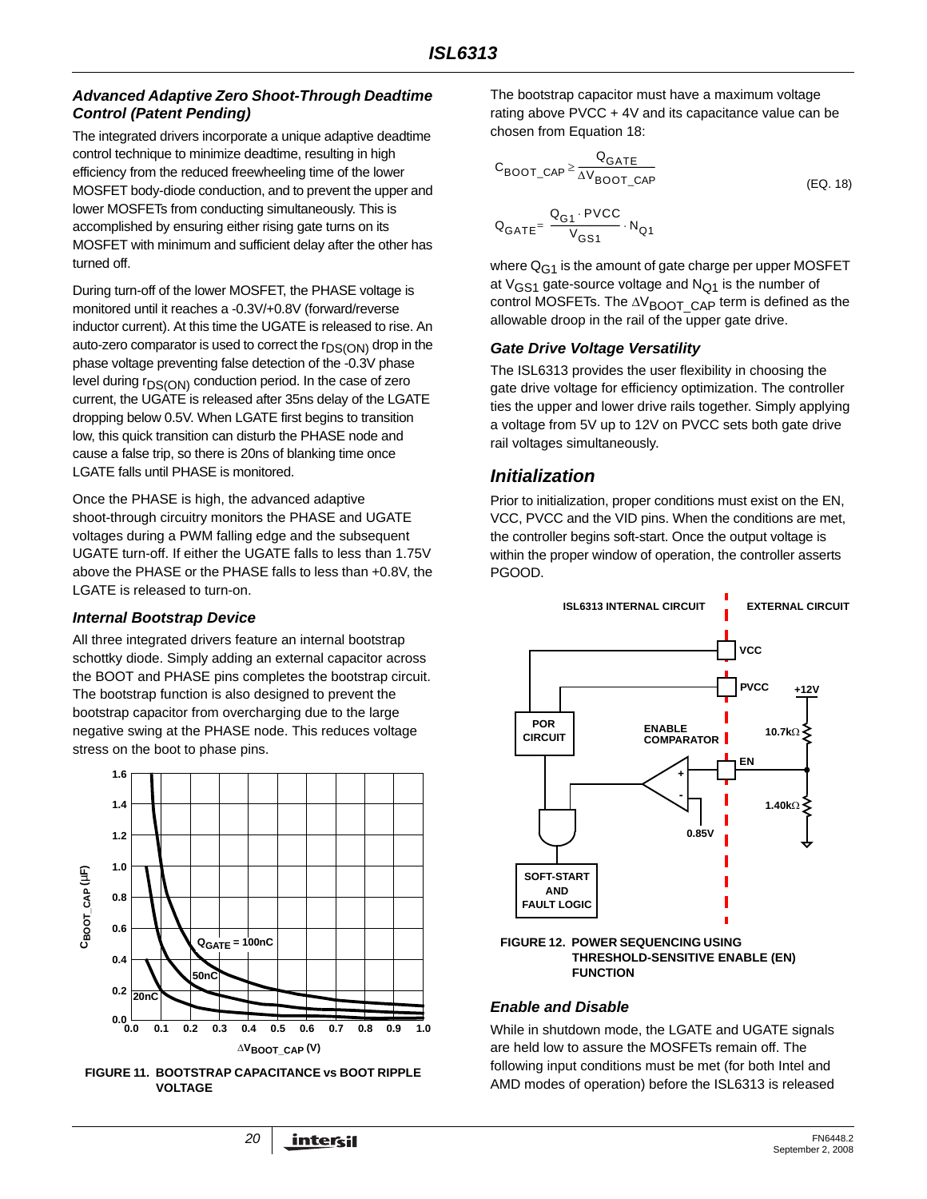### Advanced Adaptive Zero Shoot-Through Deadtime Control (Patent Pending)

The integrated drivers incorporate a unique adaptive deadtime control technique to minimize deadtime, resulting in high efficiency from the reduced freewheeling time of the lower MOSFET body-diode conduction, and to prevent the upper and lower MOSFETs from conducting simultaneously. This is accomplished by ensuring either rising gate turns on its MOSFET with minimum and sufficient delay after the other has turned off.

During turn-off of the lower MOSFET, the PHASE voltage is monitored until it reaches a -0.3V/+0.8V (forward/reverse inductor current). At this time the UGATE is released to rise. An auto-zero comparator is used to correct the $r_{DS(ON)}$ drop in the phase voltage preventing false detection of the -0.3V phase level during $r_{DS(ON)}$ conduction period. In the case of zero current, the UGATE is released after 35ns delay of the LGATE dropping below 0.5V. When LGATE first begins to transition low, this quick transition can disturb the PHASE node and cause a false trip, so there is 20ns of blanking time once LGATE falls until PHASE is monitored.

Once the PHASE is high, the advanced adaptive shoot-through circuitry monitors the PHASE and UGATE voltages during a PWM falling edge and the subsequent UGATE turn-off. If either the UGATE falls to less than 1.75V above the PHASE or the PHASE falls to less than +0.8V, the LGATE is released to turn-on.

### Internal Bootstrap Device

All three integrated drivers feature an internal bootstrap schottky diode. Simply adding an external capacitor across the BOOT and PHASE pins completes the bootstrap circuit. The bootstrap function is also designed to prevent the bootstrap capacitor from overcharging due to the large negative swing at the PHASE node. This reduces voltage stress on the boot to phase pins.

$C_{BOOT\_CAP}$ (µF)
1.6
1.4
1.2
1.0
0.8
0.6
0.4
0.2
0.0
0.0 0.1 0.2 0.3 0.4 0.5 0.6 0.7 0.8 0.9 1.0
$\Delta V_{BOOT\_CAP}$ (V)
$Q_{GATE}$ = 100nC
50nC
20nC

FIGURE 11. BOOTSTRAP CAPACITANCE vs BOOT RIPPLE VOLTAGE

The bootstrap capacitor must have a maximum voltage rating above PVCC + 4V and its capacitance value can be chosen from Equation 18:

$$C_{BOOT\_CAP} \geq \frac{Q_{GATE}}{\Delta V_{BOOT\_CAP}} \qquad \text{(EQ. 18)}$$

$$Q_{GATE} = \frac{Q_{G1} \cdot PVCC}{V_{GS1}} \cdot N_{Q1}$$

where $Q_{G1}$ is the amount of gate charge per upper MOSFET at $V_{GS1}$ gate-source voltage and $N_{Q1}$ is the number of control MOSFETs. The $\Delta V_{BOOT\_CAP}$ term is defined as the allowable droop in the rail of the upper gate drive.

### Gate Drive Voltage Versatility

The ISL6313 provides the user flexibility in choosing the gate drive voltage for efficiency optimization. The controller ties the upper and lower drive rails together. Simply applying a voltage from 5V up to 12V on PVCC sets both gate drive rail voltages simultaneously.

## Initialization

Prior to initialization, proper conditions must exist on the EN, VCC, PVCC and the VID pins. When the conditions are met, the controller begins soft-start. Once the output voltage is within the proper window of operation, the controller asserts PGOOD.

ISL6313 INTERNAL CIRCUIT
EXTERNAL CIRCUIT
VCC
PVCC
+12V
POR CIRCUIT
ENABLE COMPARATOR
10.7kΩ
EN
+
-
1.40kΩ
0.85V
SOFT-START AND FAULT LOGIC

FIGURE 12. POWER SEQUENCING USING THRESHOLD-SENSITIVE ENABLE (EN) FUNCTION

### Enable and Disable

While in shutdown mode, the LGATE and UGATE signals are held low to assure the MOSFETs remain off. The following input conditions must be met (for both Intel and AMD modes of operation) before the ISL6313 is released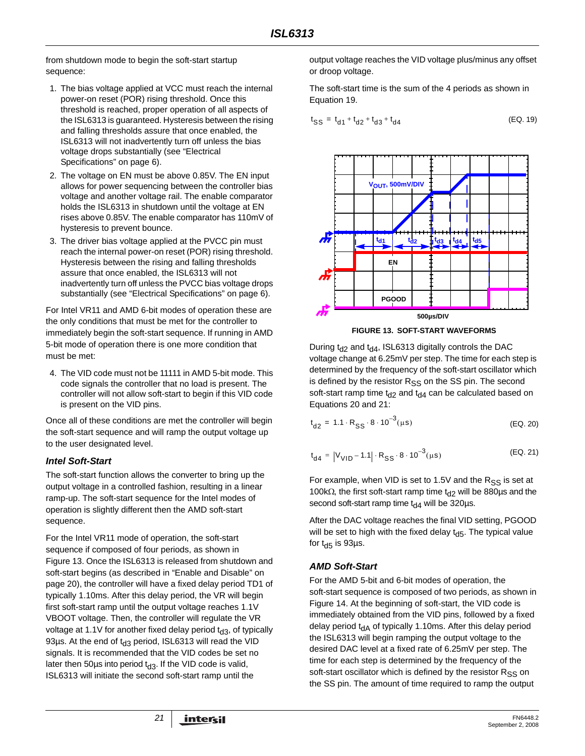from shutdown mode to begin the soft-start startup sequence:

1. The bias voltage applied at VCC must reach the internal power-on reset (POR) rising threshold. Once this threshold is reached, proper operation of all aspects of the ISL6313 is guaranteed. Hysteresis between the rising and falling thresholds assure that once enabled, the ISL6313 will not inadvertently turn off unless the bias voltage drops substantially (see “Electrical Specifications” on page 6).
2. The voltage on EN must be above 0.85V. The EN input allows for power sequencing between the controller bias voltage and another voltage rail. The enable comparator holds the ISL6313 in shutdown until the voltage at EN rises above 0.85V. The enable comparator has 110mV of hysteresis to prevent bounce.
3. The driver bias voltage applied at the PVCC pin must reach the internal power-on reset (POR) rising threshold. Hysteresis between the rising and falling thresholds assure that once enabled, the ISL6313 will not inadvertently turn off unless the PVCC bias voltage drops substantially (see “Electrical Specifications” on page 6).

For Intel VR11 and AMD 6-bit modes of operation these are the only conditions that must be met for the controller to immediately begin the soft-start sequence. If running in AMD 5-bit mode of operation there is one more condition that must be met:

4. The VID code must not be 11111 in AMD 5-bit mode. This code signals the controller that no load is present. The controller will not allow soft-start to begin if this VID code is present on the VID pins.

Once all of these conditions are met the controller will begin the soft-start sequence and will ramp the output voltage up to the user designated level.

### *Intel Soft-Start*

The soft-start function allows the converter to bring up the output voltage in a controlled fashion, resulting in a linear ramp-up. The soft-start sequence for the Intel modes of operation is slightly different then the AMD soft-start sequence.

For the Intel VR11 mode of operation, the soft-start sequence if composed of four periods, as shown in Figure 13. Once the ISL6313 is released from shutdown and soft-start begins (as described in “Enable and Disable” on page 20), the controller will have a fixed delay period TD1 of typically 1.10ms. After this delay period, the VR will begin first soft-start ramp until the output voltage reaches 1.1V VBOOT voltage. Then, the controller will regulate the VR voltage at 1.1V for another fixed delay period $t_{d3}$, of typically 93µs. At the end of $t_{d3}$ period, ISL6313 will read the VID signals. It is recommended that the VID codes be set no later then 50µs into period $t_{d3}$. If the VID code is valid, ISL6313 will initiate the second soft-start ramp until the output voltage reaches the VID voltage plus/minus any offset or droop voltage.

The soft-start time is the sum of the 4 periods as shown in Equation 19.

$$t_{SS} = t_{d1} + t_{d2} + t_{d3} + t_{d4} \quad \text{(EQ. 19)}$$

VOUT, 500mV/DIV
td1
td2
td3
td4
td5
EN
PGOOD
500µs/DIV

**FIGURE 13. SOFT-START WAVEFORMS**

During $t_{d2}$ and $t_{d4}$, ISL6313 digitally controls the DAC voltage change at 6.25mV per step. The time for each step is determined by the frequency of the soft-start oscillator which is defined by the resistor $R_{SS}$ on the SS pin. The second soft-start ramp time $t_{d2}$ and $t_{d4}$ can be calculated based on Equations 20 and 21:

$$t_{d2} = 1.1 \cdot R_{SS} \cdot 8 \cdot 10^{-3} (\mu s) \quad \text{(EQ. 20)}$$

$$t_{d4} = \left|V_{VID} - 1.1\right| \cdot R_{SS} \cdot 8 \cdot 10^{-3} (\mu s) \quad \text{(EQ. 21)}$$

For example, when VID is set to 1.5V and the $R_{SS}$ is set at 100kΩ, the first soft-start ramp time $t_{d2}$ will be 880µs and the second soft-start ramp time $t_{d4}$ will be 320µs.

After the DAC voltage reaches the final VID setting, PGOOD will be set to high with the fixed delay $t_{d5}$. The typical value for $t_{d5}$ is 93µs.

### *AMD Soft-Start*

For the AMD 5-bit and 6-bit modes of operation, the soft-start sequence is composed of two periods, as shown in Figure 14. At the beginning of soft-start, the VID code is immediately obtained from the VID pins, followed by a fixed delay period $t_{dA}$ of typically 1.10ms. After this delay period the ISL6313 will begin ramping the output voltage to the desired DAC level at a fixed rate of 6.25mV per step. The time for each step is determined by the frequency of the soft-start oscillator which is defined by the resistor $R_{SS}$ on the SS pin. The amount of time required to ramp the output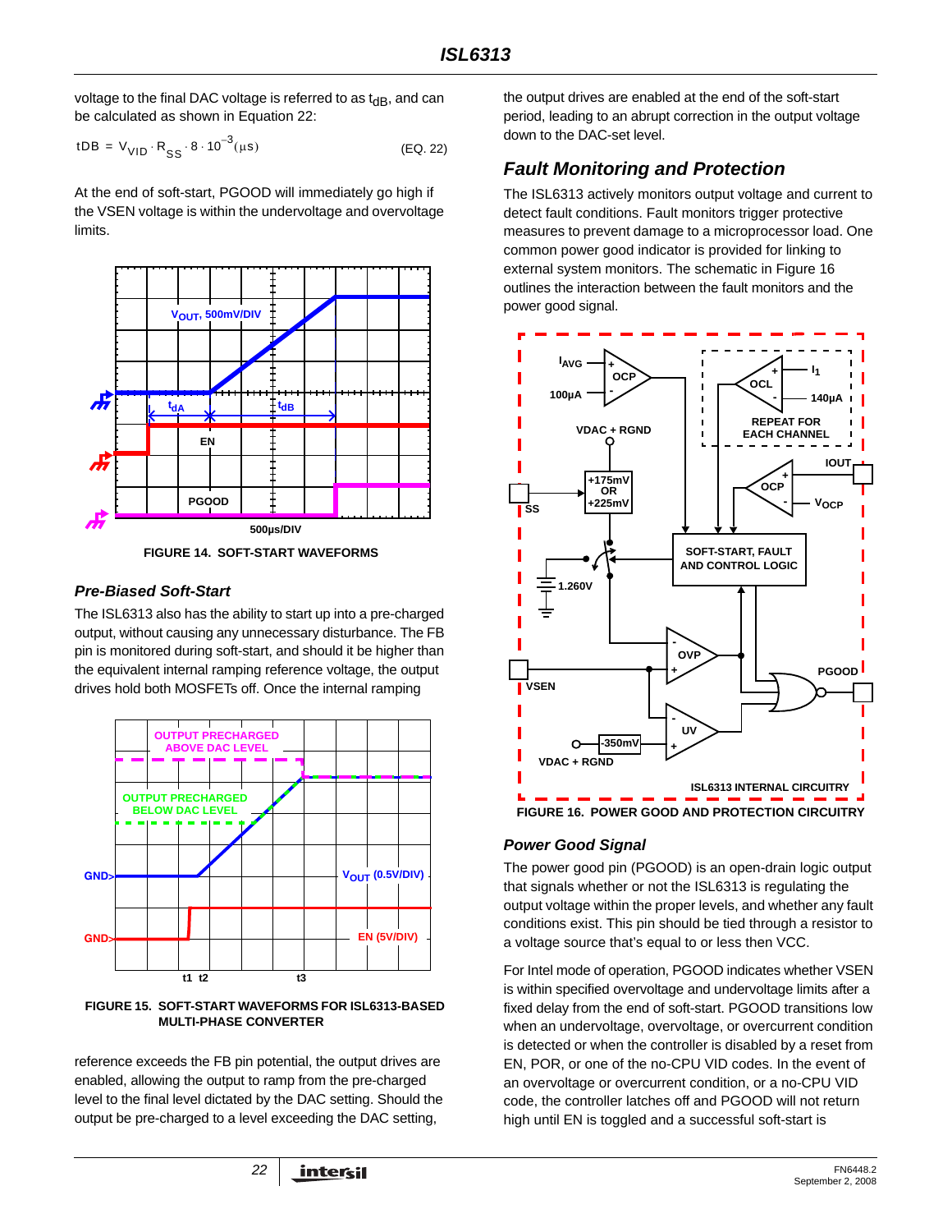voltage to the final DAC voltage is referred to as $t_{dB}$, and can be calculated as shown in Equation 22:

$$tDB = V_{VID} \cdot R_{SS} \cdot 8 \cdot 10^{-3}(\mu s) \qquad \text{(EQ. 22)}$$

At the end of soft-start, PGOOD will immediately go high if the VSEN voltage is within the undervoltage and overvoltage limits.

$V_{OUT}$, 500mV/DIV

$t_{dA}$

$t_{dB}$

EN

PGOOD

500µs/DIV

FIGURE 14. SOFT-START WAVEFORMS

### Pre-Biased Soft-Start

The ISL6313 also has the ability to start up into a pre-charged output, without causing any unnecessary disturbance. The FB pin is monitored during soft-start, and should it be higher than the equivalent internal ramping reference voltage, the output drives hold both MOSFETs off. Once the internal ramping

OUTPUT PRECHARGED ABOVE DAC LEVEL

OUTPUT PRECHARGED BELOW DAC LEVEL

GND>

$V_{OUT}$ (0.5V/DIV)

GND>

EN (5V/DIV)

t1 t2 t3

FIGURE 15. SOFT-START WAVEFORMS FOR ISL6313-BASED MULTI-PHASE CONVERTER

reference exceeds the FB pin potential, the output drives are enabled, allowing the output to ramp from the pre-charged level to the final level dictated by the DAC setting. Should the output be pre-charged to a level exceeding the DAC setting, the output drives are enabled at the end of the soft-start period, leading to an abrupt correction in the output voltage down to the DAC-set level.

## Fault Monitoring and Protection

The ISL6313 actively monitors output voltage and current to detect fault conditions. Fault monitors trigger protective measures to prevent damage to a microprocessor load. One common power good indicator is provided for linking to external system monitors. The schematic in Figure 16 outlines the interaction between the fault monitors and the power good signal.

$I_{AVG}$

OCP

100µA

OCL

$I_1$

140µA

REPEAT FOR EACH CHANNEL

VDAC + RGND

+175mV OR +225mV

SS

IOUT

OCP

$V_{OCP}$

SOFT-START, FAULT AND CONTROL LOGIC

1.260V

OVP

VSEN

PGOOD

UV

-350mV

VDAC + RGND

ISL6313 INTERNAL CIRCUITRY

FIGURE 16. POWER GOOD AND PROTECTION CIRCUITRY

### Power Good Signal

The power good pin (PGOOD) is an open-drain logic output that signals whether or not the ISL6313 is regulating the output voltage within the proper levels, and whether any fault conditions exist. This pin should be tied through a resistor to a voltage source that's equal to or less then VCC.

For Intel mode of operation, PGOOD indicates whether VSEN is within specified overvoltage and undervoltage limits after a fixed delay from the end of soft-start. PGOOD transitions low when an undervoltage, overvoltage, or overcurrent condition is detected or when the controller is disabled by a reset from EN, POR, or one of the no-CPU VID codes. In the event of an overvoltage or overcurrent condition, or a no-CPU VID code, the controller latches off and PGOOD will not return high until EN is toggled and a successful soft-start is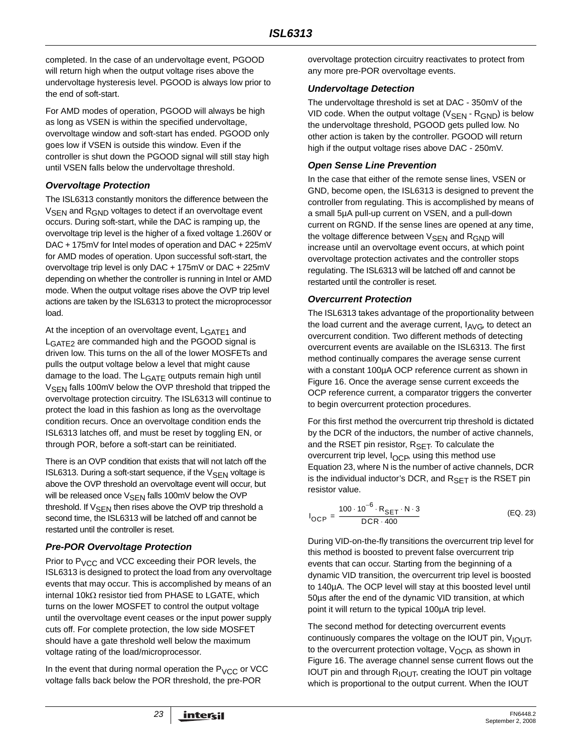completed. In the case of an undervoltage event, PGOOD will return high when the output voltage rises above the undervoltage hysteresis level. PGOOD is always low prior to the end of soft-start.

For AMD modes of operation, PGOOD will always be high as long as VSEN is within the specified undervoltage, overvoltage window and soft-start has ended. PGOOD only goes low if VSEN is outside this window. Even if the controller is shut down the PGOOD signal will still stay high until VSEN falls below the undervoltage threshold.

### *Overvoltage Protection*

The ISL6313 constantly monitors the difference between the $V_{SEN}$ and $R_{GND}$ voltages to detect if an overvoltage event occurs. During soft-start, while the DAC is ramping up, the overvoltage trip level is the higher of a fixed voltage 1.260V or DAC + 175mV for Intel modes of operation and DAC + 225mV for AMD modes of operation. Upon successful soft-start, the overvoltage trip level is only DAC + 175mV or DAC + 225mV depending on whether the controller is running in Intel or AMD mode. When the output voltage rises above the OVP trip level actions are taken by the ISL6313 to protect the microprocessor load.

At the inception of an overvoltage event, $L_{GATE1}$ and $L_{GATE2}$ are commanded high and the PGOOD signal is driven low. This turns on the all of the lower MOSFETs and pulls the output voltage below a level that might cause damage to the load. The $L_{GATE}$ outputs remain high until $V_{SEN}$ falls 100mV below the OVP threshold that tripped the overvoltage protection circuitry. The ISL6313 will continue to protect the load in this fashion as long as the overvoltage condition recurs. Once an overvoltage condition ends the ISL6313 latches off, and must be reset by toggling EN, or through POR, before a soft-start can be reinitiated.

There is an OVP condition that exists that will not latch off the ISL6313. During a soft-start sequence, if the $V_{SEN}$ voltage is above the OVP threshold an overvoltage event will occur, but will be released once $V_{SEN}$ falls 100mV below the OVP threshold. If $V_{SEN}$ then rises above the OVP trip threshold a second time, the ISL6313 will be latched off and cannot be restarted until the controller is reset.

### *Pre-POR Overvoltage Protection*

Prior to $P_{VCC}$ and VCC exceeding their POR levels, the ISL6313 is designed to protect the load from any overvoltage events that may occur. This is accomplished by means of an internal 10kΩ resistor tied from PHASE to LGATE, which turns on the lower MOSFET to control the output voltage until the overvoltage event ceases or the input power supply cuts off. For complete protection, the low side MOSFET should have a gate threshold well below the maximum voltage rating of the load/microprocessor.

In the event that during normal operation the $P_{VCC}$ or VCC voltage falls back below the POR threshold, the pre-POR overvoltage protection circuitry reactivates to protect from any more pre-POR overvoltage events.

### *Undervoltage Detection*

The undervoltage threshold is set at DAC - 350mV of the VID code. When the output voltage ($V_{SEN}$ - $R_{GND}$) is below the undervoltage threshold, PGOOD gets pulled low. No other action is taken by the controller. PGOOD will return high if the output voltage rises above DAC - 250mV.

### *Open Sense Line Prevention*

In the case that either of the remote sense lines, VSEN or GND, become open, the ISL6313 is designed to prevent the controller from regulating. This is accomplished by means of a small 5µA pull-up current on VSEN, and a pull-down current on RGND. If the sense lines are opened at any time, the voltage difference between $V_{SEN}$ and $R_{GND}$ will increase until an overvoltage event occurs, at which point overvoltage protection activates and the controller stops regulating. The ISL6313 will be latched off and cannot be restarted until the controller is reset.

### *Overcurrent Protection*

The ISL6313 takes advantage of the proportionality between the load current and the average current, $I_{AVG}$, to detect an overcurrent condition. Two different methods of detecting overcurrent events are available on the ISL6313. The first method continually compares the average sense current with a constant 100µA OCP reference current as shown in Figure 16. Once the average sense current exceeds the OCP reference current, a comparator triggers the converter to begin overcurrent protection procedures.

For this first method the overcurrent trip threshold is dictated by the DCR of the inductors, the number of active channels, and the RSET pin resistor, $R_{SET}$. To calculate the overcurrent trip level, $I_{OCP}$, using this method use Equation 23, where N is the number of active channels, DCR is the individual inductor's DCR, and $R_{SET}$ is the RSET pin resistor value.

$$I_{OCP} = \frac{100 \cdot 10^{-6} \cdot R_{SET} \cdot N \cdot 3}{DCR \cdot 400} \quad \text{(EQ. 23)}$$

During VID-on-the-fly transitions the overcurrent trip level for this method is boosted to prevent false overcurrent trip events that can occur. Starting from the beginning of a dynamic VID transition, the overcurrent trip level is boosted to 140µA. The OCP level will stay at this boosted level until 50µs after the end of the dynamic VID transition, at which point it will return to the typical 100µA trip level.

The second method for detecting overcurrent events continuously compares the voltage on the IOUT pin, $V_{IOUT}$, to the overcurrent protection voltage, $V_{OCP}$, as shown in Figure 16. The average channel sense current flows out the IOUT pin and through $R_{IOUT}$, creating the IOUT pin voltage which is proportional to the output current. When the IOUT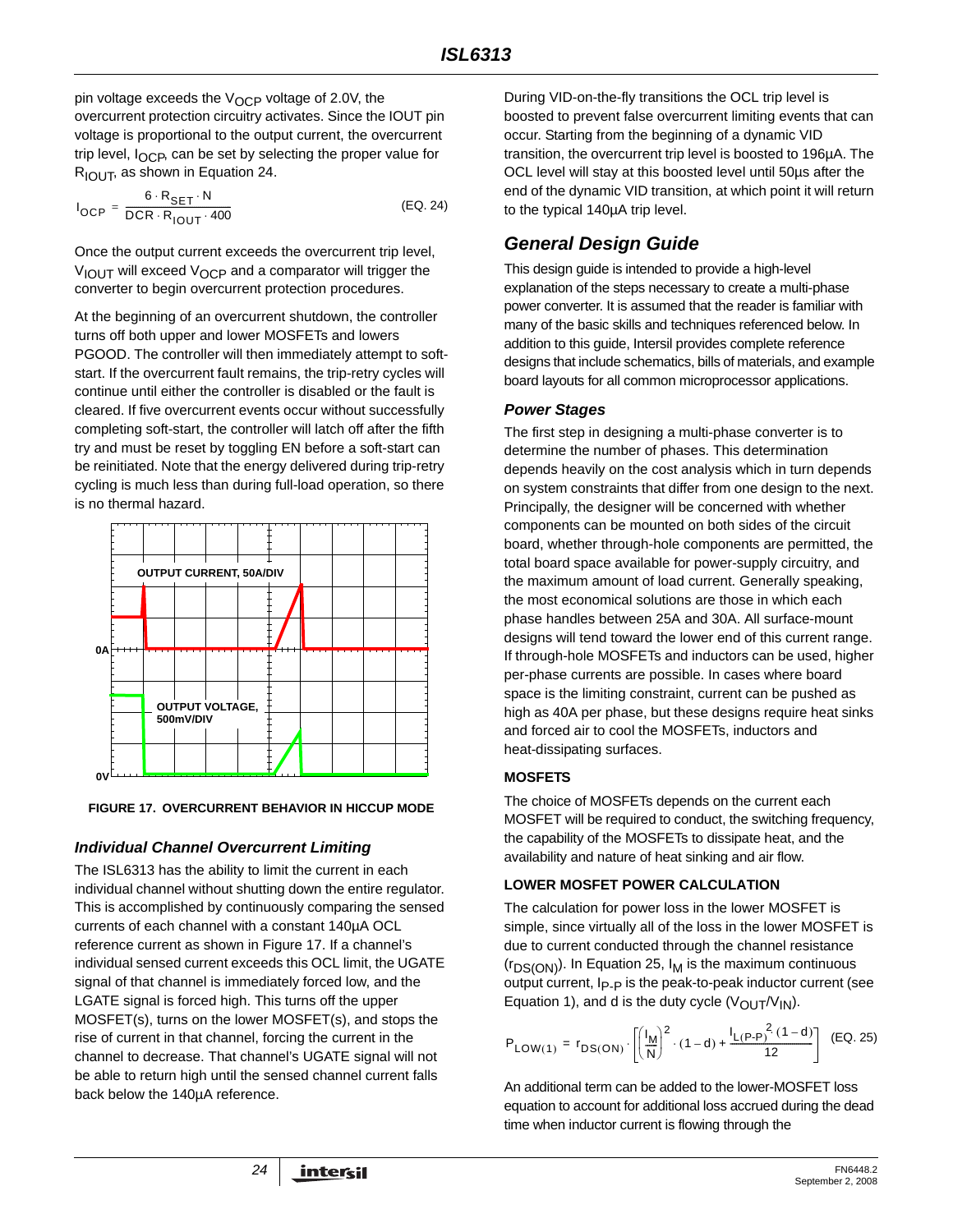pin voltage exceeds the $V_{OCP}$ voltage of 2.0V, the overcurrent protection circuitry activates. Since the IOUT pin voltage is proportional to the output current, the overcurrent trip level, $I_{OCP}$, can be set by selecting the proper value for $R_{IOUT}$, as shown in Equation 24.

$$I_{OCP} = \frac{6 \cdot R_{SET} \cdot N}{DCR \cdot R_{IOUT} \cdot 400} \quad \text{(EQ. 24)}$$

Once the output current exceeds the overcurrent trip level, $V_{IOUT}$ will exceed $V_{OCP}$ and a comparator will trigger the converter to begin overcurrent protection procedures.

At the beginning of an overcurrent shutdown, the controller turns off both upper and lower MOSFETs and lowers PGOOD. The controller will then immediately attempt to soft-start. If the overcurrent fault remains, the trip-retry cycles will continue until either the controller is disabled or the fault is cleared. If five overcurrent events occur without successfully completing soft-start, the controller will latch off after the fifth try and must be reset by toggling EN before a soft-start can be reinitiated. Note that the energy delivered during trip-retry cycling is much less than during full-load operation, so there is no thermal hazard.

OUTPUT CURRENT, 50A/DIV

0A

OUTPUT VOLTAGE, 500mV/DIV

0V

**FIGURE 17. OVERCURRENT BEHAVIOR IN HICCUP MODE**

### *Individual Channel Overcurrent Limiting*

The ISL6313 has the ability to limit the current in each individual channel without shutting down the entire regulator. This is accomplished by continuously comparing the sensed currents of each channel with a constant 140µA OCL reference current as shown in Figure 17. If a channel's individual sensed current exceeds this OCL limit, the UGATE signal of that channel is immediately forced low, and the LGATE signal is forced high. This turns off the upper MOSFET(s), turns on the lower MOSFET(s), and stops the rise of current in that channel, forcing the current in the channel to decrease. That channel's UGATE signal will not be able to return high until the sensed channel current falls back below the 140µA reference.

During VID-on-the-fly transitions the OCL trip level is boosted to prevent false overcurrent limiting events that can occur. Starting from the beginning of a dynamic VID transition, the overcurrent trip level is boosted to 196µA. The OCL level will stay at this boosted level until 50µs after the end of the dynamic VID transition, at which point it will return to the typical 140µA trip level.

## *General Design Guide*

This design guide is intended to provide a high-level explanation of the steps necessary to create a multi-phase power converter. It is assumed that the reader is familiar with many of the basic skills and techniques referenced below. In addition to this guide, Intersil provides complete reference designs that include schematics, bills of materials, and example board layouts for all common microprocessor applications.

### *Power Stages*

The first step in designing a multi-phase converter is to determine the number of phases. This determination depends heavily on the cost analysis which in turn depends on system constraints that differ from one design to the next. Principally, the designer will be concerned with whether components can be mounted on both sides of the circuit board, whether through-hole components are permitted, the total board space available for power-supply circuitry, and the maximum amount of load current. Generally speaking, the most economical solutions are those in which each phase handles between 25A and 30A. All surface-mount designs will tend toward the lower end of this current range. If through-hole MOSFETs and inductors can be used, higher per-phase currents are possible. In cases where board space is the limiting constraint, current can be pushed as high as 40A per phase, but these designs require heat sinks and forced air to cool the MOSFETs, inductors and heat-dissipating surfaces.

#### MOSFETS

The choice of MOSFETs depends on the current each MOSFET will be required to conduct, the switching frequency, the capability of the MOSFETs to dissipate heat, and the availability and nature of heat sinking and air flow.

#### LOWER MOSFET POWER CALCULATION

The calculation for power loss in the lower MOSFET is simple, since virtually all of the loss in the lower MOSFET is due to current conducted through the channel resistance ($r_{DS(ON)}$). In Equation 25, $I_M$ is the maximum continuous output current, $I_{P-P}$ is the peak-to-peak inductor current (see Equation 1), and d is the duty cycle ($V_{OUT}/V_{IN}$).

$$P_{LOW(1)} = r_{DS(ON)} \cdot \left[ \left( \frac{I_M}{N} \right)^2 \cdot (1 - d) + \frac{I_{L(P-P)}^{\,2} (1 - d)}{12} \right] \quad \text{(EQ. 25)}$$

An additional term can be added to the lower-MOSFET loss equation to account for additional loss accrued during the dead time when inductor current is flowing through the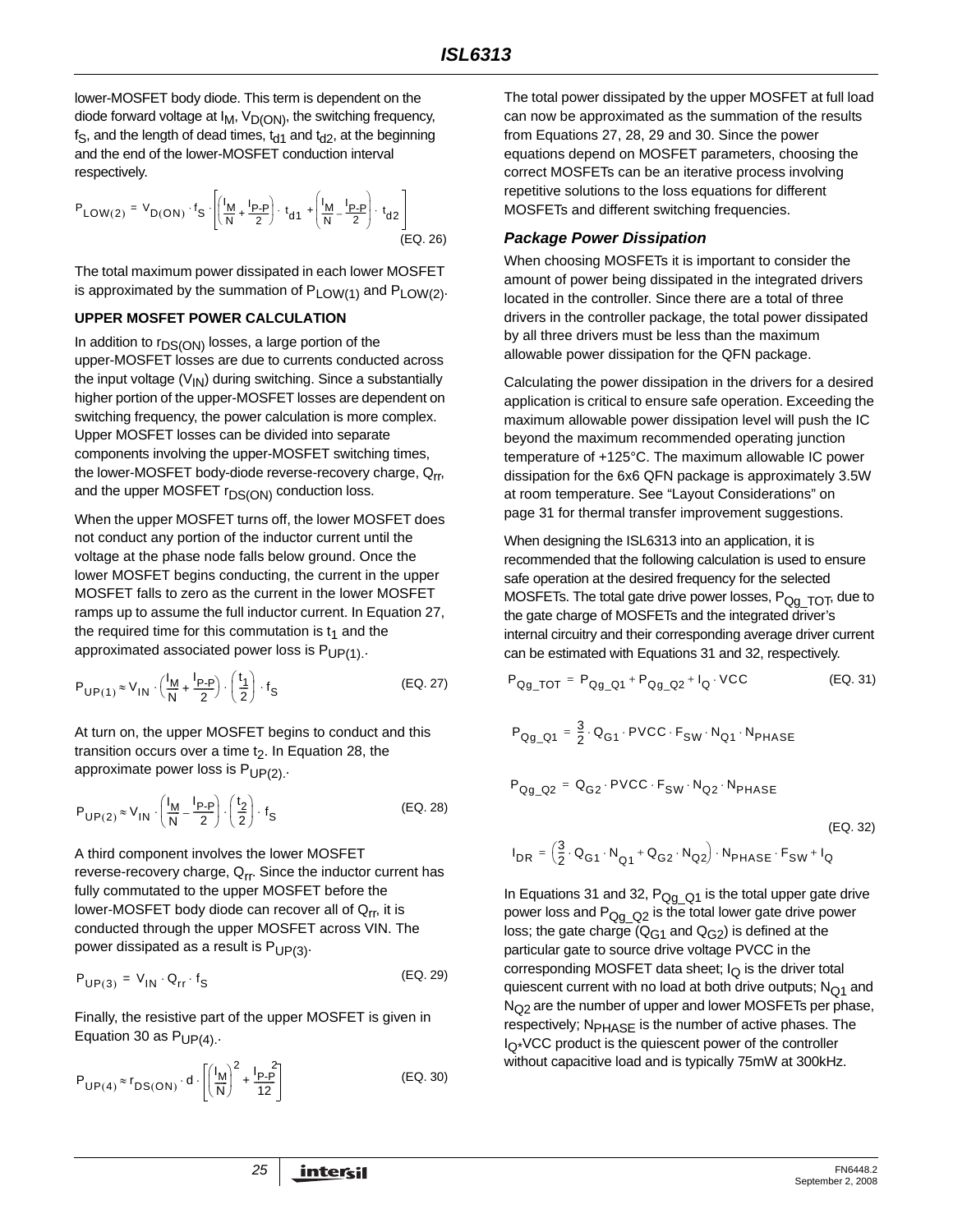lower-MOSFET body diode. This term is dependent on the diode forward voltage at $I_M$, $V_{D(ON)}$, the switching frequency, $f_S$, and the length of dead times, $t_{d1}$ and $t_{d2}$, at the beginning and the end of the lower-MOSFET conduction interval respectively.

$$P_{LOW(2)} = V_{D(ON)} \cdot f_S \cdot \left[\left(\frac{I_M}{N} + \frac{I_{P-P}}{2}\right) \cdot t_{d1} + \left(\frac{I_M}{N} - \frac{I_{P-P}}{2}\right) \cdot t_{d2}\right] \quad \text{(EQ. 26)}$$

The total maximum power dissipated in each lower MOSFET is approximated by the summation of $P_{LOW(1)}$ and $P_{LOW(2)}$.

**UPPER MOSFET POWER CALCULATION**

In addition to $r_{DS(ON)}$ losses, a large portion of the upper-MOSFET losses are due to currents conducted across the input voltage ($V_{IN}$) during switching. Since a substantially higher portion of the upper-MOSFET losses are dependent on switching frequency, the power calculation is more complex. Upper MOSFET losses can be divided into separate components involving the upper-MOSFET switching times, the lower-MOSFET body-diode reverse-recovery charge, $Q_{rr}$, and the upper MOSFET $r_{DS(ON)}$ conduction loss.

When the upper MOSFET turns off, the lower MOSFET does not conduct any portion of the inductor current until the voltage at the phase node falls below ground. Once the lower MOSFET begins conducting, the current in the upper MOSFET falls to zero as the current in the lower MOSFET ramps up to assume the full inductor current. In Equation 27, the required time for this commutation is $t_1$ and the approximated associated power loss is $P_{UP(1)}$.

$$P_{UP(1)} \approx V_{IN} \cdot \left(\frac{I_M}{N} + \frac{I_{P-P}}{2}\right) \cdot \left(\frac{t_1}{2}\right) \cdot f_S \quad \text{(EQ. 27)}$$

At turn on, the upper MOSFET begins to conduct and this transition occurs over a time $t_2$. In Equation 28, the approximate power loss is $P_{UP(2)}$.

$$P_{UP(2)} \approx V_{IN} \cdot \left(\frac{I_M}{N} - \frac{I_{P-P}}{2}\right) \cdot \left(\frac{t_2}{2}\right) \cdot f_S \quad \text{(EQ. 28)}$$

A third component involves the lower MOSFET reverse-recovery charge, $Q_{rr}$. Since the inductor current has fully commutated to the upper MOSFET before the lower-MOSFET body diode can recover all of $Q_{rr}$, it is conducted through the upper MOSFET across VIN. The power dissipated as a result is $P_{UP(3)}$.

$$P_{UP(3)} = V_{IN} \cdot Q_{rr} \cdot f_S \quad \text{(EQ. 29)}$$

Finally, the resistive part of the upper MOSFET is given in Equation 30 as $P_{UP(4)}$.

$$P_{UP(4)} \approx r_{DS(ON)} \cdot d \cdot \left[\left(\frac{I_M}{N}\right)^2 + \frac{I_{P-P}^2}{12}\right] \quad \text{(EQ. 30)}$$

The total power dissipated by the upper MOSFET at full load can now be approximated as the summation of the results from Equations 27, 28, 29 and 30. Since the power equations depend on MOSFET parameters, choosing the correct MOSFETs can be an iterative process involving repetitive solutions to the loss equations for different MOSFETs and different switching frequencies.

### *Package Power Dissipation*

When choosing MOSFETs it is important to consider the amount of power being dissipated in the integrated drivers located in the controller. Since there are a total of three drivers in the controller package, the total power dissipated by all three drivers must be less than the maximum allowable power dissipation for the QFN package.

Calculating the power dissipation in the drivers for a desired application is critical to ensure safe operation. Exceeding the maximum allowable power dissipation level will push the IC beyond the maximum recommended operating junction temperature of +125°C. The maximum allowable IC power dissipation for the 6x6 QFN package is approximately 3.5W at room temperature. See “Layout Considerations” on page 31 for thermal transfer improvement suggestions.

When designing the ISL6313 into an application, it is recommended that the following calculation is used to ensure safe operation at the desired frequency for the selected MOSFETs. The total gate drive power losses, $P_{Qg\_TOT}$, due to the gate charge of MOSFETs and the integrated driver's internal circuitry and their corresponding average driver current can be estimated with Equations 31 and 32, respectively.

$$P_{Qg\_TOT} = P_{Qg\_Q1} + P_{Qg\_Q2} + I_Q \cdot VCC \quad \text{(EQ. 31)}$$

$$P_{Qg\_Q1} = \frac{3}{2} \cdot Q_{G1} \cdot PVCC \cdot F_{SW} \cdot N_{Q1} \cdot N_{PHASE}$$

$$P_{Qg\_Q2} = Q_{G2} \cdot PVCC \cdot F_{SW} \cdot N_{Q2} \cdot N_{PHASE}$$

$$I_{DR} = \left(\frac{3}{2} \cdot Q_{G1} \cdot N_{Q1} + Q_{G2} \cdot N_{Q2}\right) \cdot N_{PHASE} \cdot F_{SW} + I_Q \quad \text{(EQ. 32)}$$

In Equations 31 and 32, $P_{Qg\_Q1}$ is the total upper gate drive power loss and $P_{Qg\_Q2}$ is the total lower gate drive power loss; the gate charge ($Q_{G1}$ and $Q_{G2}$) is defined at the particular gate to source drive voltage PVCC in the corresponding MOSFET data sheet; $I_Q$ is the driver total quiescent current with no load at both drive outputs; $N_{Q1}$ and $N_{Q2}$ are the number of upper and lower MOSFETs per phase, respectively; $N_{PHASE}$ is the number of active phases. The $I_Q$*VCC product is the quiescent power of the controller without capacitive load and is typically 75mW at 300kHz.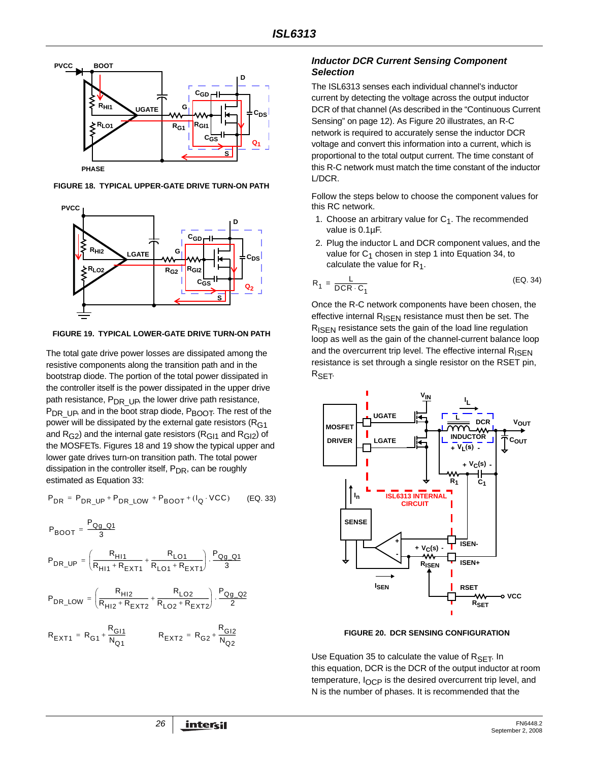PVCC
BOOT
D
CGD
RHI1
UGATE
G
CDS
RLO1
RG1
RGI1
CGS
Q1
S
PHASE

FIGURE 18. TYPICAL UPPER-GATE DRIVE TURN-ON PATH

PVCC
D
CGD
RHI2
LGATE
G
CDS
RLO2
RG2
RGI2
CGS
Q2
S

FIGURE 19. TYPICAL LOWER-GATE DRIVE TURN-ON PATH

The total gate drive power losses are dissipated among the resistive components along the transition path and in the bootstrap diode. The portion of the total power dissipated in the controller itself is the power dissipated in the upper drive path resistance, $P_{DR\_UP}$, the lower drive path resistance, $P_{DR\_UP}$, and in the boot strap diode, $P_{BOOT}$. The rest of the power will be dissipated by the external gate resistors ($R_{G1}$ and $R_{G2}$) and the internal gate resistors ($R_{GI1}$ and $R_{GI2}$) of the MOSFETs. Figures 18 and 19 show the typical upper and lower gate drives turn-on transition path. The total power dissipation in the controller itself, $P_{DR}$, can be roughly estimated as Equation 33:

$$P_{DR} = P_{DR\_UP} + P_{DR\_LOW} + P_{BOOT} + (I_Q \cdot VCC) \qquad \text{(EQ. 33)}$$

$$P_{BOOT} = \frac{P_{Qg\_Q1}}{3}$$

$$P_{DR\_UP} = \left(\frac{R_{HI1}}{R_{HI1} + R_{EXT1}} + \frac{R_{LO1}}{R_{LO1} + R_{EXT1}}\right) \cdot \frac{P_{Qg\_Q1}}{3}$$

$$P_{DR\_LOW} = \left(\frac{R_{HI2}}{R_{HI2} + R_{EXT2}} + \frac{R_{LO2}}{R_{LO2} + R_{EXT2}}\right) \cdot \frac{P_{Qg\_Q2}}{2}$$

$$R_{EXT1} = R_{G1} + \frac{R_{GI1}}{N_{Q1}} \qquad R_{EXT2} = R_{G2} + \frac{R_{GI2}}{N_{Q2}}$$

### *Inductor DCR Current Sensing Component Selection*

The ISL6313 senses each individual channel's inductor current by detecting the voltage across the output inductor DCR of that channel (As described in the "Continuous Current Sensing" on page 12). As Figure 20 illustrates, an R-C network is required to accurately sense the inductor DCR voltage and convert this information into a current, which is proportional to the total output current. The time constant of this R-C network must match the time constant of the inductor L/DCR.

Follow the steps below to choose the component values for this RC network.

1. Choose an arbitrary value for $C_1$. The recommended value is 0.1µF.
2. Plug the inductor L and DCR component values, and the value for $C_1$ chosen in step 1 into Equation 34, to calculate the value for $R_1$.

$$R_1 = \frac{L}{DCR \cdot C_1} \qquad \text{(EQ. 34)}$$

Once the R-C network components have been chosen, the effective internal $R_{ISEN}$ resistance must then be set. The $R_{ISEN}$ resistance sets the gain of the load line regulation loop as well as the gain of the channel-current balance loop and the overcurrent trip level. The effective internal $R_{ISEN}$ resistance is set through a single resistor on the RSET pin, $R_{SET}$.

VIN
IL
UGATE
L
DCR
VOUT
MOSFET
DRIVER
INDUCTOR
LGATE
COUT
+ VL(s) -
+ VC(s) -
R1
C1
In
ISL6313 INTERNAL CIRCUIT
SENSE
ISEN-
+ VC(s) -
RISEN
ISEN+
ISEN
RSET
VCC
RSET

FIGURE 20. DCR SENSING CONFIGURATION

Use Equation 35 to calculate the value of $R_{SET}$. In this equation, DCR is the DCR of the output inductor at room temperature, $I_{OCP}$ is the desired overcurrent trip level, and N is the number of phases. It is recommended that the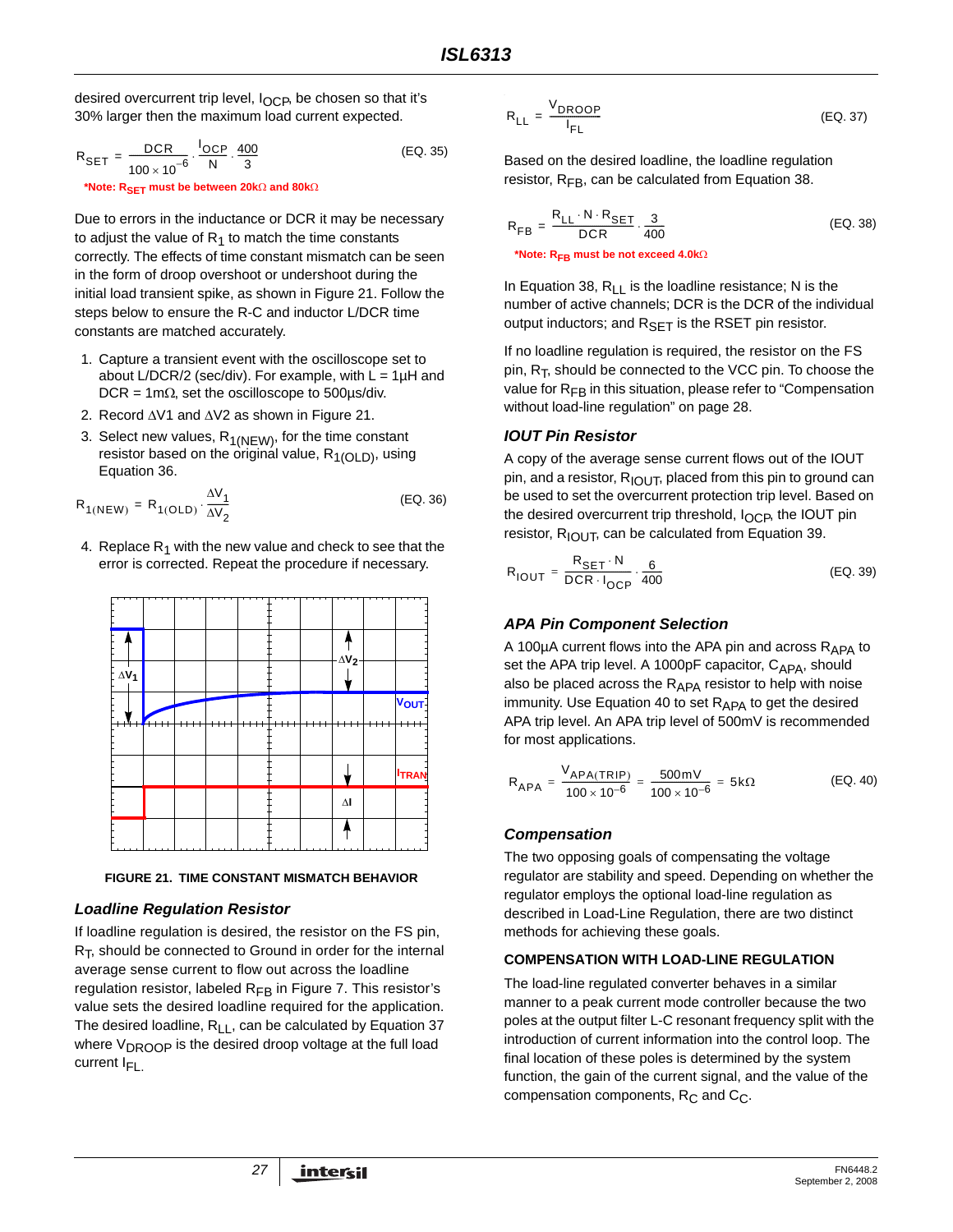desired overcurrent trip level, $I_{OCP}$, be chosen so that it's 30% larger then the maximum load current expected.

$$R_{SET} = \frac{DCR}{100 \times 10^{-6}} \cdot \frac{I_{OCP}}{N} \cdot \frac{400}{3} \quad \text{(EQ. 35)}$$

***Note: $R_{SET}$ must be between 20kΩ and 80kΩ**

Due to errors in the inductance or DCR it may be necessary to adjust the value of $R_1$ to match the time constants correctly. The effects of time constant mismatch can be seen in the form of droop overshoot or undershoot during the initial load transient spike, as shown in Figure 21. Follow the steps below to ensure the R-C and inductor L/DCR time constants are matched accurately.

1. Capture a transient event with the oscilloscope set to about L/DCR/2 (sec/div). For example, with L = 1µH and DCR = 1mΩ, set the oscilloscope to 500µs/div.
2. Record ΔV1 and ΔV2 as shown in Figure 21.
3. Select new values, $R_{1(NEW)}$, for the time constant resistor based on the original value, $R_{1(OLD)}$, using Equation 36.

$$R_{1(NEW)} = R_{1(OLD)} \cdot \frac{\Delta V_1}{\Delta V_2} \quad \text{(EQ. 36)}$$

4. Replace $R_1$ with the new value and check to see that the error is corrected. Repeat the procedure if necessary.

ΔV1

ΔV2

VOUT

ITRAN

ΔI

**FIGURE 21. TIME CONSTANT MISMATCH BEHAVIOR**

### *Loadline Regulation Resistor*

If loadline regulation is desired, the resistor on the FS pin, $R_T$, should be connected to Ground in order for the internal average sense current to flow out across the loadline regulation resistor, labeled $R_{FB}$ in Figure 7. This resistor's value sets the desired loadline required for the application. The desired loadline, $R_{LL}$, can be calculated by Equation 37 where $V_{DROOP}$ is the desired droop voltage at the full load current $I_{FL}$.

$$R_{LL} = \frac{V_{DROOP}}{I_{FL}} \quad \text{(EQ. 37)}$$

Based on the desired loadline, the loadline regulation resistor, $R_{FB}$, can be calculated from Equation 38.

$$R_{FB} = \frac{R_{LL} \cdot N \cdot R_{SET}}{DCR} \cdot \frac{3}{400} \quad \text{(EQ. 38)}$$

***Note: $R_{FB}$ must be not exceed 4.0kΩ**

In Equation 38, $R_{LL}$ is the loadline resistance; N is the number of active channels; DCR is the DCR of the individual output inductors; and $R_{SET}$ is the RSET pin resistor.

If no loadline regulation is required, the resistor on the FS pin, $R_T$, should be connected to the VCC pin. To choose the value for $R_{FB}$ in this situation, please refer to "Compensation without load-line regulation" on page 28.

### *IOUT Pin Resistor*

A copy of the average sense current flows out of the IOUT pin, and a resistor, $R_{IOUT}$, placed from this pin to ground can be used to set the overcurrent protection trip level. Based on the desired overcurrent trip threshold, $I_{OCP}$, the IOUT pin resistor, $R_{IOUT}$, can be calculated from Equation 39.

$$R_{IOUT} = \frac{R_{SET} \cdot N}{DCR \cdot I_{OCP}} \cdot \frac{6}{400} \quad \text{(EQ. 39)}$$

### *APA Pin Component Selection*

A 100µA current flows into the APA pin and across $R_{APA}$ to set the APA trip level. A 1000pF capacitor, $C_{APA}$, should also be placed across the $R_{APA}$ resistor to help with noise immunity. Use Equation 40 to set $R_{APA}$ to get the desired APA trip level. An APA trip level of 500mV is recommended for most applications.

$$R_{APA} = \frac{V_{APA(TRIP)}}{100 \times 10^{-6}} = \frac{500\text{mV}}{100 \times 10^{-6}} = 5\text{k}\Omega \quad \text{(EQ. 40)}$$

### *Compensation*

The two opposing goals of compensating the voltage regulator are stability and speed. Depending on whether the regulator employs the optional load-line regulation as described in Load-Line Regulation, there are two distinct methods for achieving these goals.

#### COMPENSATION WITH LOAD-LINE REGULATION

The load-line regulated converter behaves in a similar manner to a peak current mode controller because the two poles at the output filter L-C resonant frequency split with the introduction of current information into the control loop. The final location of these poles is determined by the system function, the gain of the current signal, and the value of the compensation components, $R_C$ and $C_C$.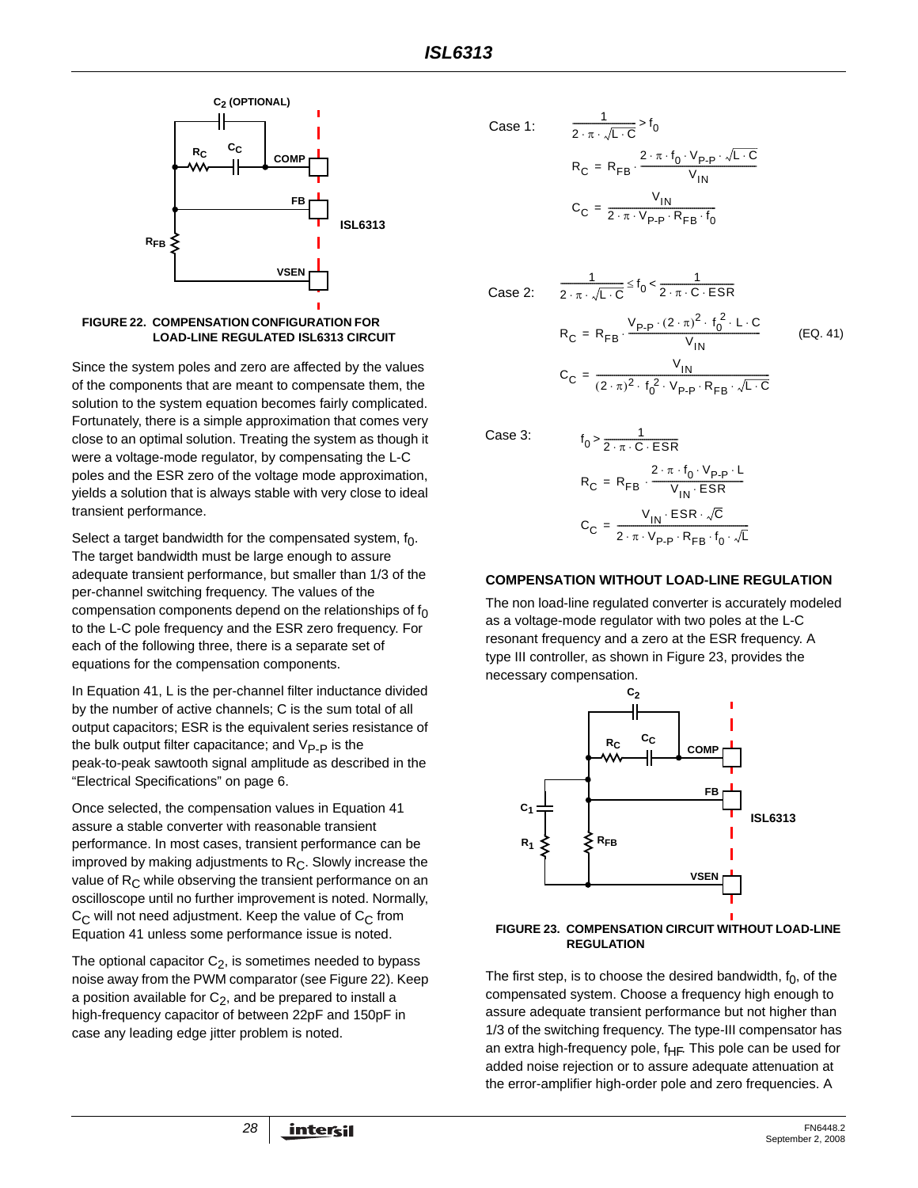C2 (OPTIONAL)

RC

CC

COMP

FB

ISL6313

RFB

VSEN

FIGURE 22. COMPENSATION CONFIGURATION FOR LOAD-LINE REGULATED ISL6313 CIRCUIT

Since the system poles and zero are affected by the values of the components that are meant to compensate them, the solution to the system equation becomes fairly complicated. Fortunately, there is a simple approximation that comes very close to an optimal solution. Treating the system as though it were a voltage-mode regulator, by compensating the L-C poles and the ESR zero of the voltage mode approximation, yields a solution that is always stable with very close to ideal transient performance.

Select a target bandwidth for the compensated system, $f_0$. The target bandwidth must be large enough to assure adequate transient performance, but smaller than 1/3 of the per-channel switching frequency. The values of the compensation components depend on the relationships of $f_0$ to the L-C pole frequency and the ESR zero frequency. For each of the following three, there is a separate set of equations for the compensation components.

In Equation 41, L is the per-channel filter inductance divided by the number of active channels; C is the sum total of all output capacitors; ESR is the equivalent series resistance of the bulk output filter capacitance; and $V_{P-P}$ is the peak-to-peak sawtooth signal amplitude as described in the "Electrical Specifications" on page 6.

Once selected, the compensation values in Equation 41 assure a stable converter with reasonable transient performance. In most cases, transient performance can be improved by making adjustments to $R_C$. Slowly increase the value of $R_C$ while observing the transient performance on an oscilloscope until no further improvement is noted. Normally, $C_C$ will not need adjustment. Keep the value of $C_C$ from Equation 41 unless some performance issue is noted.

The optional capacitor $C_2$, is sometimes needed to bypass noise away from the PWM comparator (see Figure 22). Keep a position available for $C_2$, and be prepared to install a high-frequency capacitor of between 22pF and 150pF in case any leading edge jitter problem is noted.

Case 1:

$$\frac{1}{2 \cdot \pi \cdot \sqrt{L \cdot C}} > f_0$$

$$R_C = R_{FB} \cdot \frac{2 \cdot \pi \cdot f_0 \cdot V_{P-P} \cdot \sqrt{L \cdot C}}{V_{IN}}$$

$$C_C = \frac{V_{IN}}{2 \cdot \pi \cdot V_{P-P} \cdot R_{FB} \cdot f_0}$$

Case 2:

$$\frac{1}{2 \cdot \pi \cdot \sqrt{L \cdot C}} \leq f_0 < \frac{1}{2 \cdot \pi \cdot C \cdot ESR}$$

$$R_C = R_{FB} \cdot \frac{V_{P-P} \cdot (2 \cdot \pi)^2 \cdot f_0^2 \cdot L \cdot C}{V_{IN}} \qquad \text{(EQ. 41)}$$

$$C_C = \frac{V_{IN}}{(2 \cdot \pi)^2 \cdot f_0^2 \cdot V_{P-P} \cdot R_{FB} \cdot \sqrt{L \cdot C}}$$

Case 3:

$$f_0 > \frac{1}{2 \cdot \pi \cdot C \cdot ESR}$$

$$R_C = R_{FB} \cdot \frac{2 \cdot \pi \cdot f_0 \cdot V_{P-P} \cdot L}{V_{IN} \cdot ESR}$$

$$C_C = \frac{V_{IN} \cdot ESR \cdot \sqrt{C}}{2 \cdot \pi \cdot V_{P-P} \cdot R_{FB} \cdot f_0 \cdot \sqrt{L}}$$

### COMPENSATION WITHOUT LOAD-LINE REGULATION

The non load-line regulated converter is accurately modeled as a voltage-mode regulator with two poles at the L-C resonant frequency and a zero at the ESR frequency. A type III controller, as shown in Figure 23, provides the necessary compensation.

C2

RC

CC

COMP

FB

C1

ISL6313

R1

RFB

VSEN

FIGURE 23. COMPENSATION CIRCUIT WITHOUT LOAD-LINE REGULATION

The first step, is to choose the desired bandwidth, $f_0$, of the compensated system. Choose a frequency high enough to assure adequate transient performance but not higher than 1/3 of the switching frequency. The type-III compensator has an extra high-frequency pole, $f_{HF}$. This pole can be used for added noise rejection or to assure adequate attenuation at the error-amplifier high-order pole and zero frequencies. A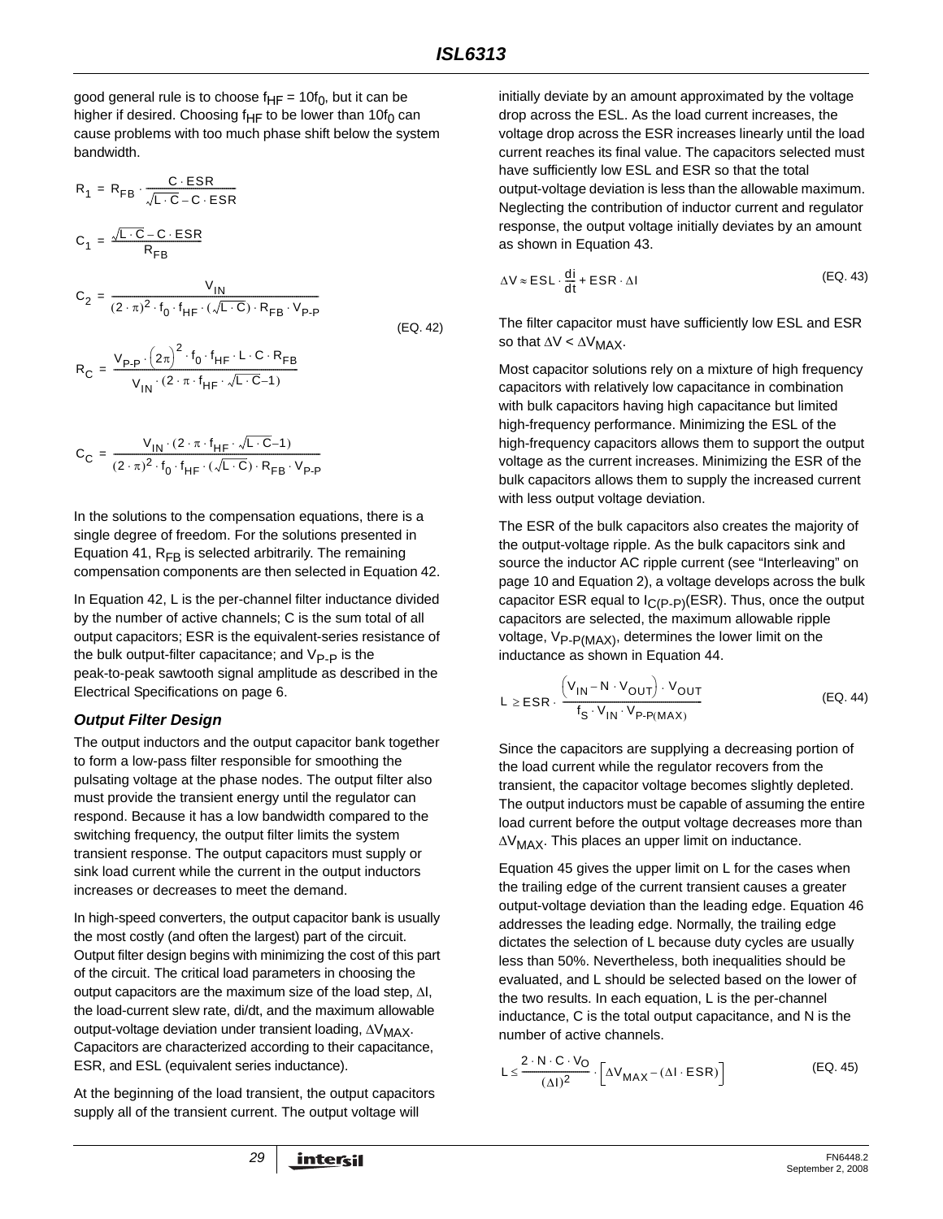good general rule is to choose $f_{HF} = 10f_0$, but it can be higher if desired. Choosing $f_{HF}$ to be lower than $10f_0$ can cause problems with too much phase shift below the system bandwidth.

$$R_1 = R_{FB} \cdot \frac{C \cdot ESR}{\sqrt{L \cdot C} - C \cdot ESR}$$

$$C_1 = \frac{\sqrt{L \cdot C} - C \cdot ESR}{R_{FB}}$$

$$C_2 = \frac{V_{IN}}{(2 \cdot \pi)^2 \cdot f_0 \cdot f_{HF} \cdot (\sqrt{L \cdot C}) \cdot R_{FB} \cdot V_{P\text{-}P}} \qquad \text{(EQ. 42)}$$

$$R_C = \frac{V_{P\text{-}P} \cdot (2\pi)^2 \cdot f_0 \cdot f_{HF} \cdot L \cdot C \cdot R_{FB}}{V_{IN} \cdot (2 \cdot \pi \cdot f_{HF} \cdot \sqrt{L \cdot C} - 1)}$$

$$C_C = \frac{V_{IN} \cdot (2 \cdot \pi \cdot f_{HF} \cdot \sqrt{L \cdot C} - 1)}{(2 \cdot \pi)^2 \cdot f_0 \cdot f_{HF} \cdot (\sqrt{L \cdot C}) \cdot R_{FB} \cdot V_{P\text{-}P}}$$

In the solutions to the compensation equations, there is a single degree of freedom. For the solutions presented in Equation 41, $R_{FB}$ is selected arbitrarily. The remaining compensation components are then selected in Equation 42.

In Equation 42, L is the per-channel filter inductance divided by the number of active channels; C is the sum total of all output capacitors; ESR is the equivalent-series resistance of the bulk output-filter capacitance; and $V_{P\text{-}P}$ is the peak-to-peak sawtooth signal amplitude as described in the Electrical Specifications on page 6.

### *Output Filter Design*

The output inductors and the output capacitor bank together to form a low-pass filter responsible for smoothing the pulsating voltage at the phase nodes. The output filter also must provide the transient energy until the regulator can respond. Because it has a low bandwidth compared to the switching frequency, the output filter limits the system transient response. The output capacitors must supply or sink load current while the current in the output inductors increases or decreases to meet the demand.

In high-speed converters, the output capacitor bank is usually the most costly (and often the largest) part of the circuit. Output filter design begins with minimizing the cost of this part of the circuit. The critical load parameters in choosing the output capacitors are the maximum size of the load step, $\Delta I$, the load-current slew rate, di/dt, and the maximum allowable output-voltage deviation under transient loading, $\Delta V_{MAX}$. Capacitors are characterized according to their capacitance, ESR, and ESL (equivalent series inductance).

At the beginning of the load transient, the output capacitors supply all of the transient current. The output voltage will initially deviate by an amount approximated by the voltage drop across the ESL. As the load current increases, the voltage drop across the ESR increases linearly until the load current reaches its final value. The capacitors selected must have sufficiently low ESL and ESR so that the total output-voltage deviation is less than the allowable maximum. Neglecting the contribution of inductor current and regulator response, the output voltage initially deviates by an amount as shown in Equation 43.

$$\Delta V \approx ESL \cdot \frac{di}{dt} + ESR \cdot \Delta I \qquad \text{(EQ. 43)}$$

The filter capacitor must have sufficiently low ESL and ESR so that $\Delta V < \Delta V_{MAX}$.

Most capacitor solutions rely on a mixture of high frequency capacitors with relatively low capacitance in combination with bulk capacitors having high capacitance but limited high-frequency performance. Minimizing the ESL of the high-frequency capacitors allows them to support the output voltage as the current increases. Minimizing the ESR of the bulk capacitors allows them to supply the increased current with less output voltage deviation.

The ESR of the bulk capacitors also creates the majority of the output-voltage ripple. As the bulk capacitors sink and source the inductor AC ripple current (see “Interleaving” on page 10 and Equation 2), a voltage develops across the bulk capacitor ESR equal to $I_{C(P\text{-}P)}$(ESR). Thus, once the output capacitors are selected, the maximum allowable ripple voltage, $V_{P\text{-}P(MAX)}$, determines the lower limit on the inductance as shown in Equation 44.

$$L \geq ESR \cdot \frac{(V_{IN} - N \cdot V_{OUT}) \cdot V_{OUT}}{f_S \cdot V_{IN} \cdot V_{P\text{-}P(MAX)}} \qquad \text{(EQ. 44)}$$

Since the capacitors are supplying a decreasing portion of the load current while the regulator recovers from the transient, the capacitor voltage becomes slightly depleted. The output inductors must be capable of assuming the entire load current before the output voltage decreases more than $\Delta V_{MAX}$. This places an upper limit on inductance.

Equation 45 gives the upper limit on L for the cases when the trailing edge of the current transient causes a greater output-voltage deviation than the leading edge. Equation 46 addresses the leading edge. Normally, the trailing edge dictates the selection of L because duty cycles are usually less than 50%. Nevertheless, both inequalities should be evaluated, and L should be selected based on the lower of the two results. In each equation, L is the per-channel inductance, C is the total output capacitance, and N is the number of active channels.

$$L \leq \frac{2 \cdot N \cdot C \cdot V_O}{(\Delta I)^2} \cdot \left[\Delta V_{MAX} - (\Delta I \cdot ESR)\right] \qquad \text{(EQ. 45)}$$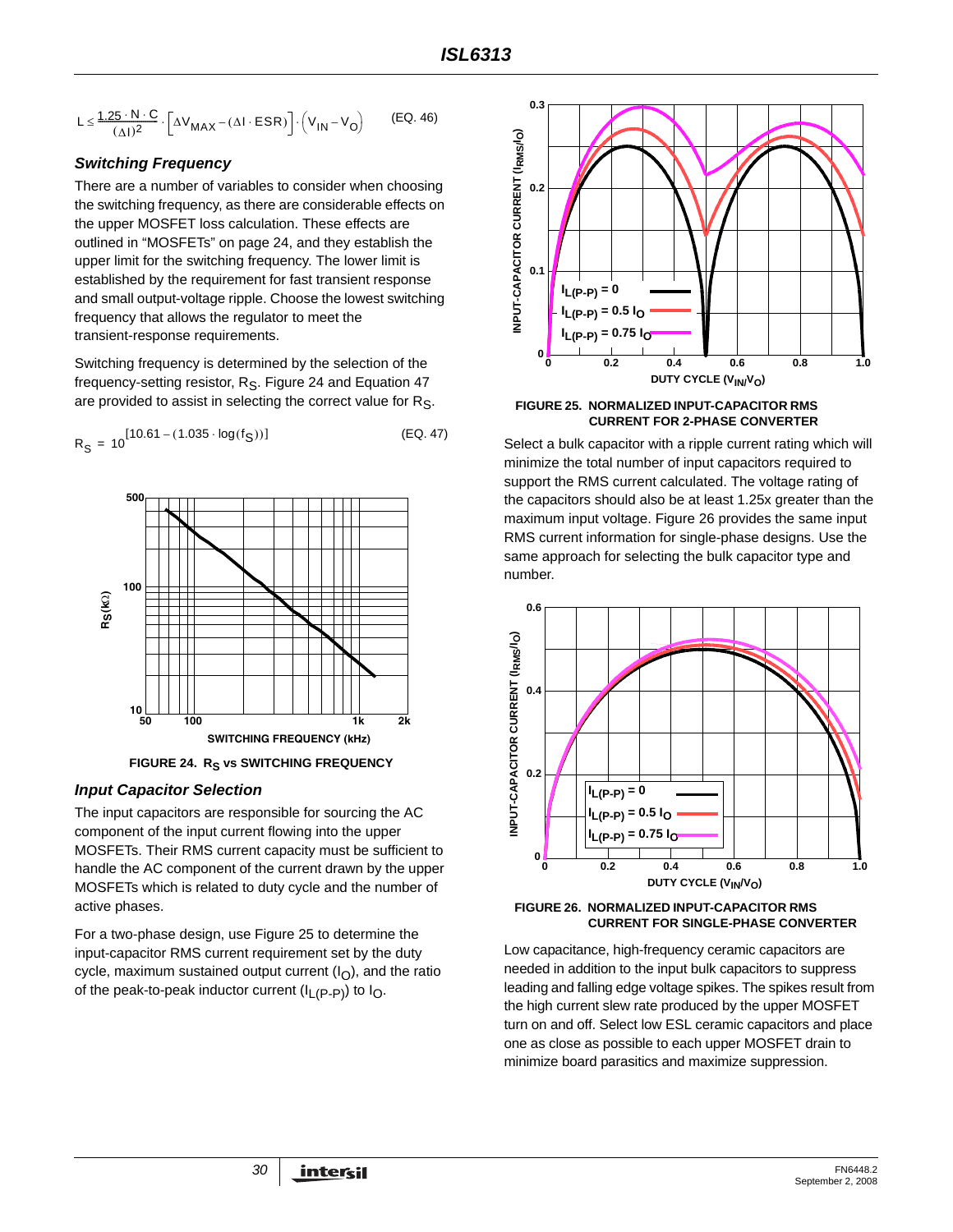$$L \le \frac{1.25 \cdot N \cdot C}{(\Delta I)^2} \cdot \left[\Delta V_{MAX} - (\Delta I \cdot ESR)\right] \cdot \left(V_{IN} - V_O\right) \quad \text{(EQ. 46)}$$

### Switching Frequency

There are a number of variables to consider when choosing the switching frequency, as there are considerable effects on the upper MOSFET loss calculation. These effects are outlined in "MOSFETs" on page 24, and they establish the upper limit for the switching frequency. The lower limit is established by the requirement for fast transient response and small output-voltage ripple. Choose the lowest switching frequency that allows the regulator to meet the transient-response requirements.

Switching frequency is determined by the selection of the frequency-setting resistor, $R_S$. Figure 24 and Equation 47 are provided to assist in selecting the correct value for $R_S$.

$$R_S = 10^{[10.61 - (1.035 \cdot \log(f_S))]} \quad \text{(EQ. 47)}$$

500
100
10
$R_S(k\Omega)$
50
100
1k
2k
SWITCHING FREQUENCY (kHz)

FIGURE 24. $R_S$ vs SWITCHING FREQUENCY

### Input Capacitor Selection

The input capacitors are responsible for sourcing the AC component of the input current flowing into the upper MOSFETs. Their RMS current capacity must be sufficient to handle the AC component of the current drawn by the upper MOSFETs which is related to duty cycle and the number of active phases.

For a two-phase design, use Figure 25 to determine the input-capacitor RMS current requirement set by the duty cycle, maximum sustained output current ($I_O$), and the ratio of the peak-to-peak inductor current ($I_{L(P-P)}$) to $I_O$.

0.3
0.2
0.1
0
INPUT-CAPACITOR CURRENT ($I_{RMS}/I_O$)
$I_{L(P-P)} = 0$
$I_{L(P-P)} = 0.5\ I_O$
$I_{L(P-P)} = 0.75\ I_O$
0
0.2
0.4
0.6
0.8
1.0
DUTY CYCLE ($V_{IN}/V_O$)

FIGURE 25. NORMALIZED INPUT-CAPACITOR RMS CURRENT FOR 2-PHASE CONVERTER

Select a bulk capacitor with a ripple current rating which will minimize the total number of input capacitors required to support the RMS current calculated. The voltage rating of the capacitors should also be at least 1.25x greater than the maximum input voltage. Figure 26 provides the same input RMS current information for single-phase designs. Use the same approach for selecting the bulk capacitor type and number.

0.6
0.4
0.2
0
INPUT-CAPACITOR CURRENT ($I_{RMS}/I_O$)
$I_{L(P-P)} = 0$
$I_{L(P-P)} = 0.5\ I_O$
$I_{L(P-P)} = 0.75\ I_O$
0
0.2
0.4
0.6
0.8
1.0
DUTY CYCLE ($V_{IN}/V_O$)

FIGURE 26. NORMALIZED INPUT-CAPACITOR RMS CURRENT FOR SINGLE-PHASE CONVERTER

Low capacitance, high-frequency ceramic capacitors are needed in addition to the input bulk capacitors to suppress leading and falling edge voltage spikes. The spikes result from the high current slew rate produced by the upper MOSFET turn on and off. Select low ESL ceramic capacitors and place one as close as possible to each upper MOSFET drain to minimize board parasitics and maximize suppression.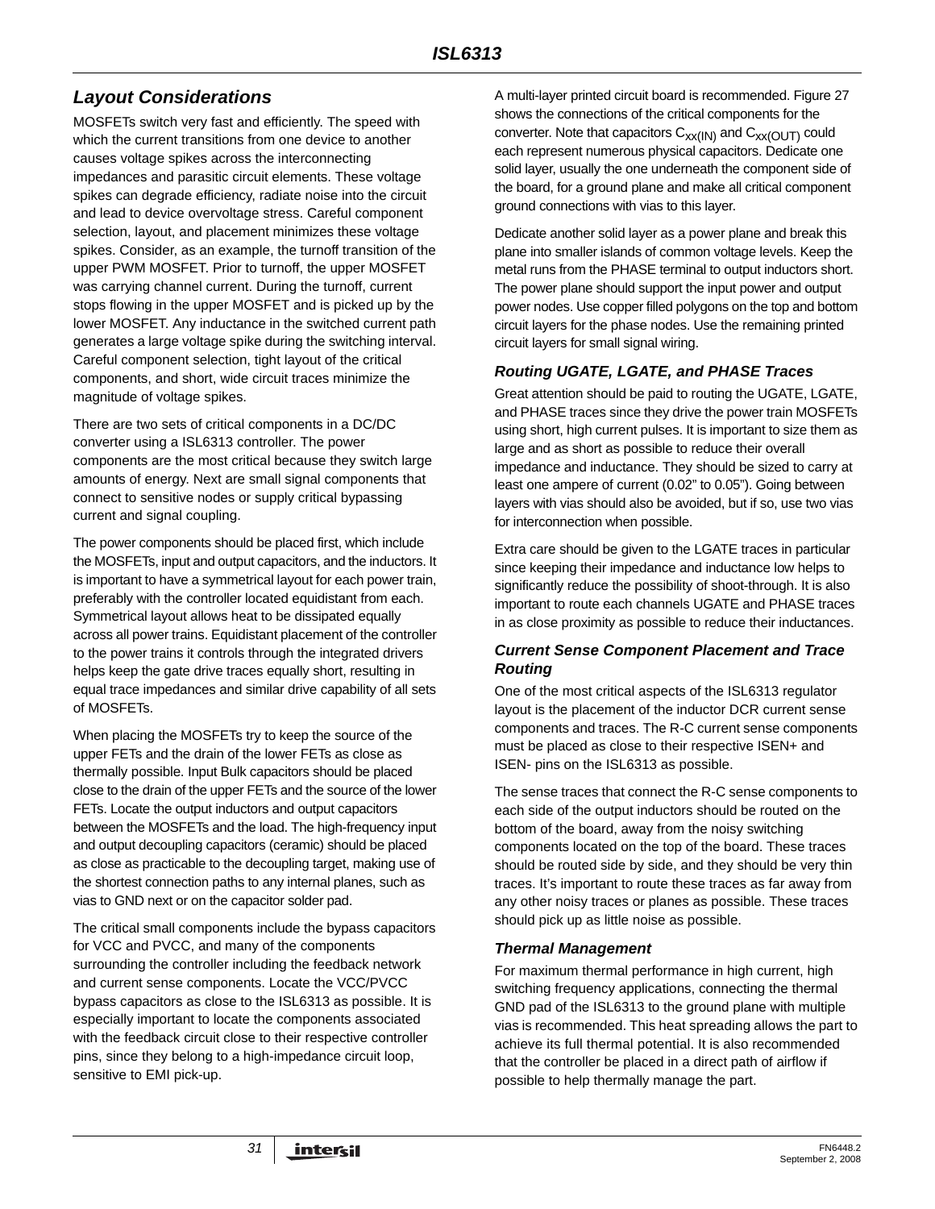## Layout Considerations

MOSFETs switch very fast and efficiently. The speed with which the current transitions from one device to another causes voltage spikes across the interconnecting impedances and parasitic circuit elements. These voltage spikes can degrade efficiency, radiate noise into the circuit and lead to device overvoltage stress. Careful component selection, layout, and placement minimizes these voltage spikes. Consider, as an example, the turnoff transition of the upper PWM MOSFET. Prior to turnoff, the upper MOSFET was carrying channel current. During the turnoff, current stops flowing in the upper MOSFET and is picked up by the lower MOSFET. Any inductance in the switched current path generates a large voltage spike during the switching interval. Careful component selection, tight layout of the critical components, and short, wide circuit traces minimize the magnitude of voltage spikes.

There are two sets of critical components in a DC/DC converter using a ISL6313 controller. The power components are the most critical because they switch large amounts of energy. Next are small signal components that connect to sensitive nodes or supply critical bypassing current and signal coupling.

The power components should be placed first, which include the MOSFETs, input and output capacitors, and the inductors. It is important to have a symmetrical layout for each power train, preferably with the controller located equidistant from each. Symmetrical layout allows heat to be dissipated equally across all power trains. Equidistant placement of the controller to the power trains it controls through the integrated drivers helps keep the gate drive traces equally short, resulting in equal trace impedances and similar drive capability of all sets of MOSFETs.

When placing the MOSFETs try to keep the source of the upper FETs and the drain of the lower FETs as close as thermally possible. Input Bulk capacitors should be placed close to the drain of the upper FETs and the source of the lower FETs. Locate the output inductors and output capacitors between the MOSFETs and the load. The high-frequency input and output decoupling capacitors (ceramic) should be placed as close as practicable to the decoupling target, making use of the shortest connection paths to any internal planes, such as vias to GND next or on the capacitor solder pad.

The critical small components include the bypass capacitors for VCC and PVCC, and many of the components surrounding the controller including the feedback network and current sense components. Locate the VCC/PVCC bypass capacitors as close to the ISL6313 as possible. It is especially important to locate the components associated with the feedback circuit close to their respective controller pins, since they belong to a high-impedance circuit loop, sensitive to EMI pick-up.

A multi-layer printed circuit board is recommended. Figure 27 shows the connections of the critical components for the converter. Note that capacitors $C_{xx(IN)}$ and $C_{xx(OUT)}$ could each represent numerous physical capacitors. Dedicate one solid layer, usually the one underneath the component side of the board, for a ground plane and make all critical component ground connections with vias to this layer.

Dedicate another solid layer as a power plane and break this plane into smaller islands of common voltage levels. Keep the metal runs from the PHASE terminal to output inductors short. The power plane should support the input power and output power nodes. Use copper filled polygons on the top and bottom circuit layers for the phase nodes. Use the remaining printed circuit layers for small signal wiring.

### Routing UGATE, LGATE, and PHASE Traces

Great attention should be paid to routing the UGATE, LGATE, and PHASE traces since they drive the power train MOSFETs using short, high current pulses. It is important to size them as large and as short as possible to reduce their overall impedance and inductance. They should be sized to carry at least one ampere of current (0.02" to 0.05"). Going between layers with vias should also be avoided, but if so, use two vias for interconnection when possible.

Extra care should be given to the LGATE traces in particular since keeping their impedance and inductance low helps to significantly reduce the possibility of shoot-through. It is also important to route each channels UGATE and PHASE traces in as close proximity as possible to reduce their inductances.

### Current Sense Component Placement and Trace Routing

One of the most critical aspects of the ISL6313 regulator layout is the placement of the inductor DCR current sense components and traces. The R-C current sense components must be placed as close to their respective ISEN+ and ISEN- pins on the ISL6313 as possible.

The sense traces that connect the R-C sense components to each side of the output inductors should be routed on the bottom of the board, away from the noisy switching components located on the top of the board. These traces should be routed side by side, and they should be very thin traces. It's important to route these traces as far away from any other noisy traces or planes as possible. These traces should pick up as little noise as possible.

### Thermal Management

For maximum thermal performance in high current, high switching frequency applications, connecting the thermal GND pad of the ISL6313 to the ground plane with multiple vias is recommended. This heat spreading allows the part to achieve its full thermal potential. It is also recommended that the controller be placed in a direct path of airflow if possible to help thermally manage the part.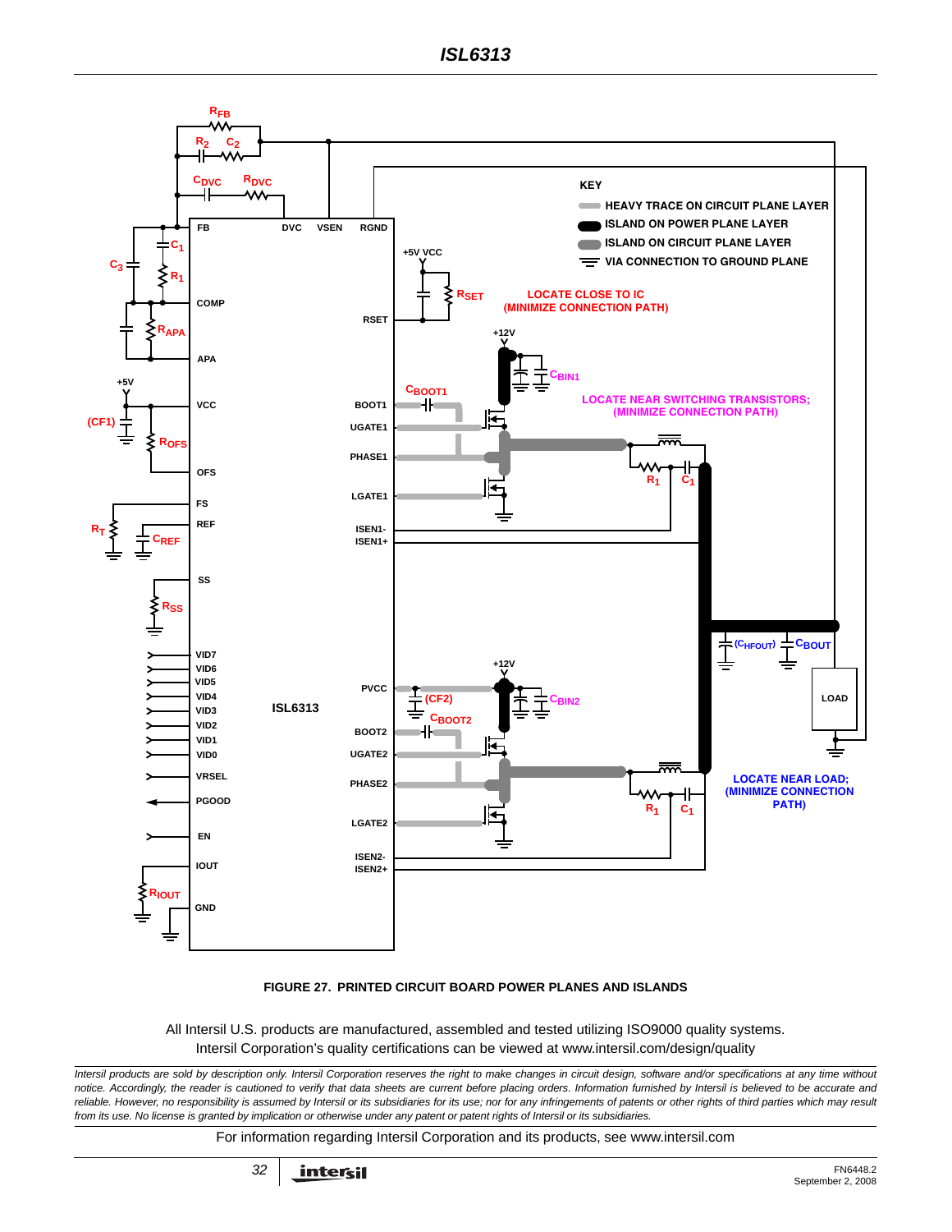ISL6313

KEY

HEAVY TRACE ON CIRCUIT PLANE LAYER

ISLAND ON POWER PLANE LAYER

ISLAND ON CIRCUIT PLANE LAYER

VIA CONNECTION TO GROUND PLANE

LOCATE CLOSE TO IC (MINIMIZE CONNECTION PATH)

LOCATE NEAR SWITCHING TRANSISTORS; (MINIMIZE CONNECTION PATH)

LOCATE NEAR LOAD; (MINIMIZE CONNECTION PATH)

**FIGURE 27. PRINTED CIRCUIT BOARD POWER PLANES AND ISLANDS**

All Intersil U.S. products are manufactured, assembled and tested utilizing ISO9000 quality systems.
Intersil Corporation's quality certifications can be viewed at www.intersil.com/design/quality

*Intersil products are sold by description only. Intersil Corporation reserves the right to make changes in circuit design, software and/or specifications at any time without notice. Accordingly, the reader is cautioned to verify that data sheets are current before placing orders. Information furnished by Intersil is believed to be accurate and reliable. However, no responsibility is assumed by Intersil or its subsidiaries for its use; nor for any infringements of patents or other rights of third parties which may result from its use. No license is granted by implication or otherwise under any patent or patent rights of Intersil or its subsidiaries.*

For information regarding Intersil Corporation and its products, see www.intersil.com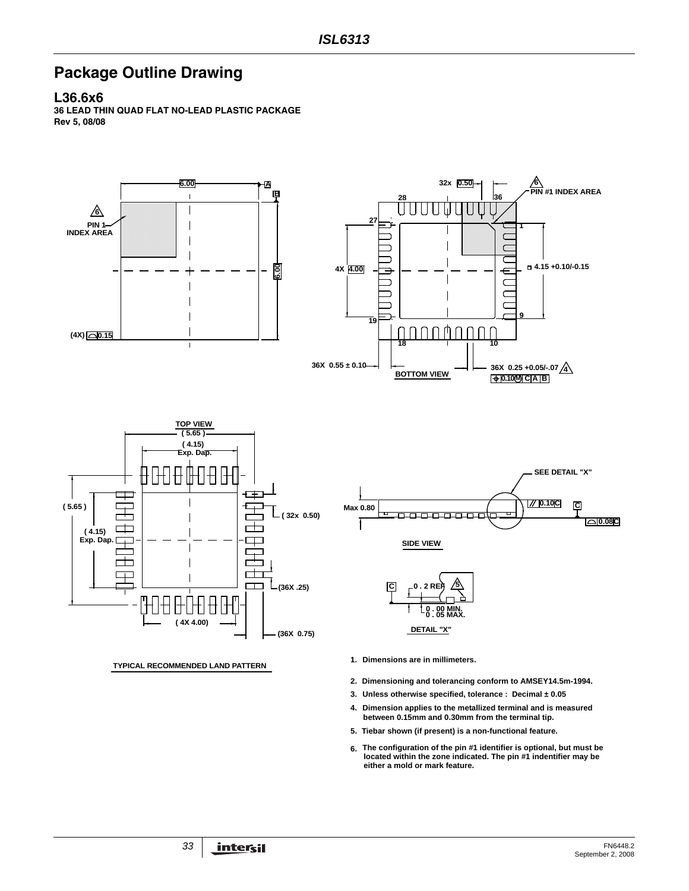# Package Outline Drawing

## L36.6x6

**36 LEAD THIN QUAD FLAT NO-LEAD PLASTIC PACKAGE**
**Rev 5, 08/08**

6.00
A
B
6
PIN 1
INDEX AREA
6.00
(4X) 0.15

32x 0.50
6
PIN #1 INDEX AREA
28
36
27
1
4X 4.00
4.15 +0.10/-0.15
9
19
18
10
36X 0.55 ± 0.10
BOTTOM VIEW
36X 0.25 +0.05/-.07
4
0.10 M C A B

TOP VIEW
( 5.65 )
( 4.15)
Exp. Dap.
( 5.65 )
( 4.15)
Exp. Dap.
( 32x 0.50)
(36X .25)
( 4X 4.00)
(36X 0.75)

TYPICAL RECOMMENDED LAND PATTERN

SEE DETAIL "X"
Max 0.80
0.10 C
C
0.08 C
SIDE VIEW

C
0 . 2 REF
5
0 . 00 MIN.
0 . 05 MAX.
DETAIL "X"

1. Dimensions are in millimeters.
2. Dimensioning and tolerancing conform to AMSEY14.5m-1994.
3. Unless otherwise specified, tolerance : Decimal ± 0.05
4. Dimension applies to the metallized terminal and is measured between 0.15mm and 0.30mm from the terminal tip.
5. Tiebar shown (if present) is a non-functional feature.
6. The configuration of the pin #1 identifier is optional, but must be located within the zone indicated. The pin #1 indentifier may be either a mold or mark feature.